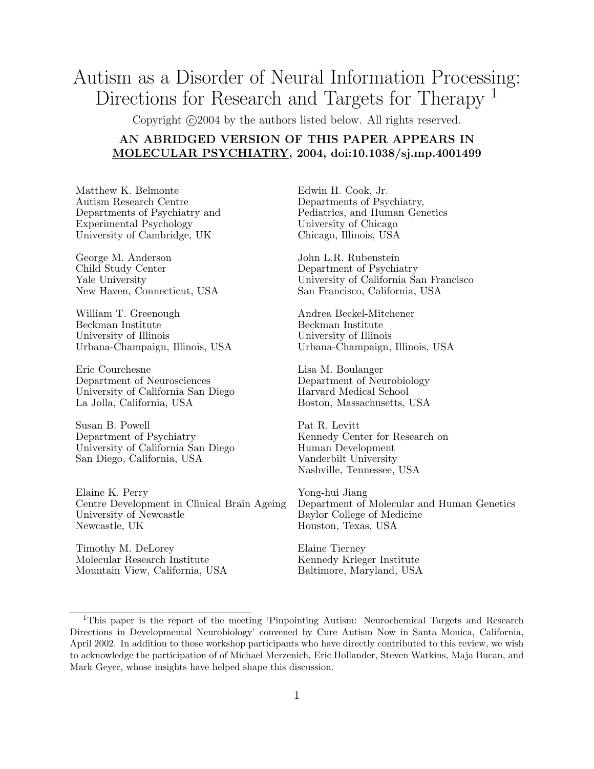# Autism as a Disorder of Neural Information Processing: Directions for Research and Targets for Therapy [1]

Copyright ©2004 by the authors listed below. All rights reserved.

**AN ABRIDGED VERSION OF THIS PAPER APPEARS IN MOLECULAR PSYCHIATRY, 2004, doi:10.1038/sj.mp.4001499**

Matthew K. Belmonte
Autism Research Centre
Departments of Psychiatry and Experimental Psychology
University of Cambridge, UK

Edwin H. Cook, Jr.
Departments of Psychiatry, Pediatrics, and Human Genetics
University of Chicago
Chicago, Illinois, USA

George M. Anderson
Child Study Center
Yale University
New Haven, Connecticut, USA

John L.R. Rubenstein
Department of Psychiatry
University of California San Francisco
San Francisco, California, USA

William T. Greenough
Beckman Institute
University of Illinois
Urbana-Champaign, Illinois, USA

Andrea Beckel-Mitchener
Beckman Institute
University of Illinois
Urbana-Champaign, Illinois, USA

Eric Courchesne
Department of Neurosciences
University of California San Diego
La Jolla, California, USA

Lisa M. Boulanger
Department of Neurobiology
Harvard Medical School
Boston, Massachusetts, USA

Susan B. Powell
Department of Psychiatry
University of California San Diego
San Diego, California, USA

Pat R. Levitt
Kennedy Center for Research on Human Development
Vanderbilt University
Nashville, Tennessee, USA

Elaine K. Perry
Centre Development in Clinical Brain Ageing
University of Newcastle
Newcastle, UK

Yong-hui Jiang
Department of Molecular and Human Genetics
Baylor College of Medicine
Houston, Texas, USA

Timothy M. DeLorey
Molecular Research Institute
Mountain View, California, USA

Elaine Tierney
Kennedy Krieger Institute
Baltimore, Maryland, USA

---

[1] This paper is the report of the meeting 'Pinpointing Autism: Neurochemical Targets and Research Directions in Developmental Neurobiology' convened by Cure Autism Now in Santa Monica, California, April 2002. In addition to those workshop participants who have directly contributed to this review, we wish to acknowledge the participation of of Michael Merzenich, Eric Hollander, Steven Watkins, Maja Bucan, and Mark Geyer, whose insights have helped shape this discussion.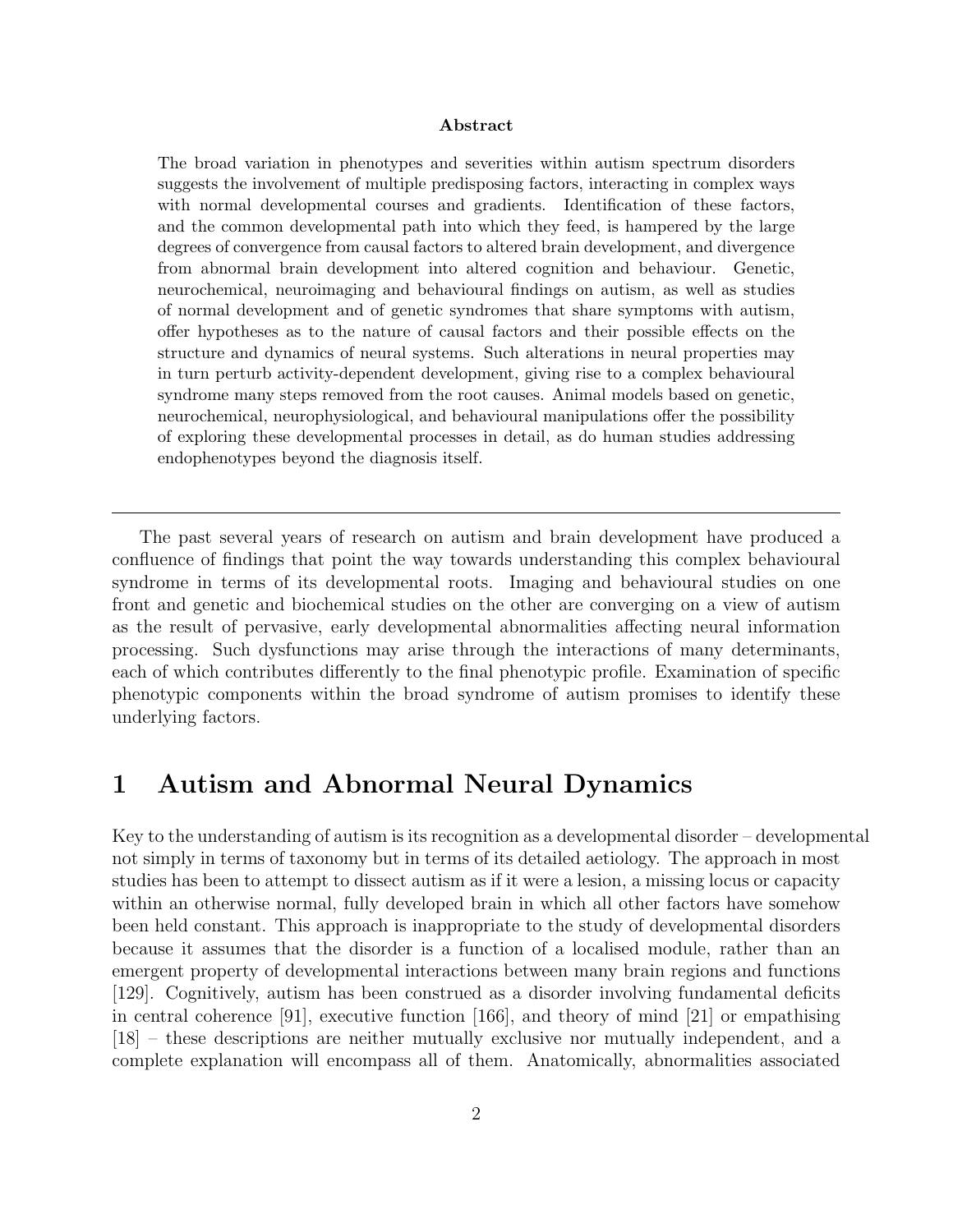**Abstract**

The broad variation in phenotypes and severities within autism spectrum disorders suggests the involvement of multiple predisposing factors, interacting in complex ways with normal developmental courses and gradients. Identification of these factors, and the common developmental path into which they feed, is hampered by the large degrees of convergence from causal factors to altered brain development, and divergence from abnormal brain development into altered cognition and behaviour. Genetic, neurochemical, neuroimaging and behavioural findings on autism, as well as studies of normal development and of genetic syndromes that share symptoms with autism, offer hypotheses as to the nature of causal factors and their possible effects on the structure and dynamics of neural systems. Such alterations in neural properties may in turn perturb activity-dependent development, giving rise to a complex behavioural syndrome many steps removed from the root causes. Animal models based on genetic, neurochemical, neurophysiological, and behavioural manipulations offer the possibility of exploring these developmental processes in detail, as do human studies addressing endophenotypes beyond the diagnosis itself.

---

The past several years of research on autism and brain development have produced a confluence of findings that point the way towards understanding this complex behavioural syndrome in terms of its developmental roots. Imaging and behavioural studies on one front and genetic and biochemical studies on the other are converging on a view of autism as the result of pervasive, early developmental abnormalities affecting neural information processing. Such dysfunctions may arise through the interactions of many determinants, each of which contributes differently to the final phenotypic profile. Examination of specific phenotypic components within the broad syndrome of autism promises to identify these underlying factors.

# 1 Autism and Abnormal Neural Dynamics

Key to the understanding of autism is its recognition as a developmental disorder – developmental not simply in terms of taxonomy but in terms of its detailed aetiology. The approach in most studies has been to attempt to dissect autism as if it were a lesion, a missing locus or capacity within an otherwise normal, fully developed brain in which all other factors have somehow been held constant. This approach is inappropriate to the study of developmental disorders because it assumes that the disorder is a function of a localised module, rather than an emergent property of developmental interactions between many brain regions and functions [129]. Cognitively, autism has been construed as a disorder involving fundamental deficits in central coherence [91], executive function [166], and theory of mind [21] or empathising [18] – these descriptions are neither mutually exclusive nor mutually independent, and a complete explanation will encompass all of them. Anatomically, abnormalities associated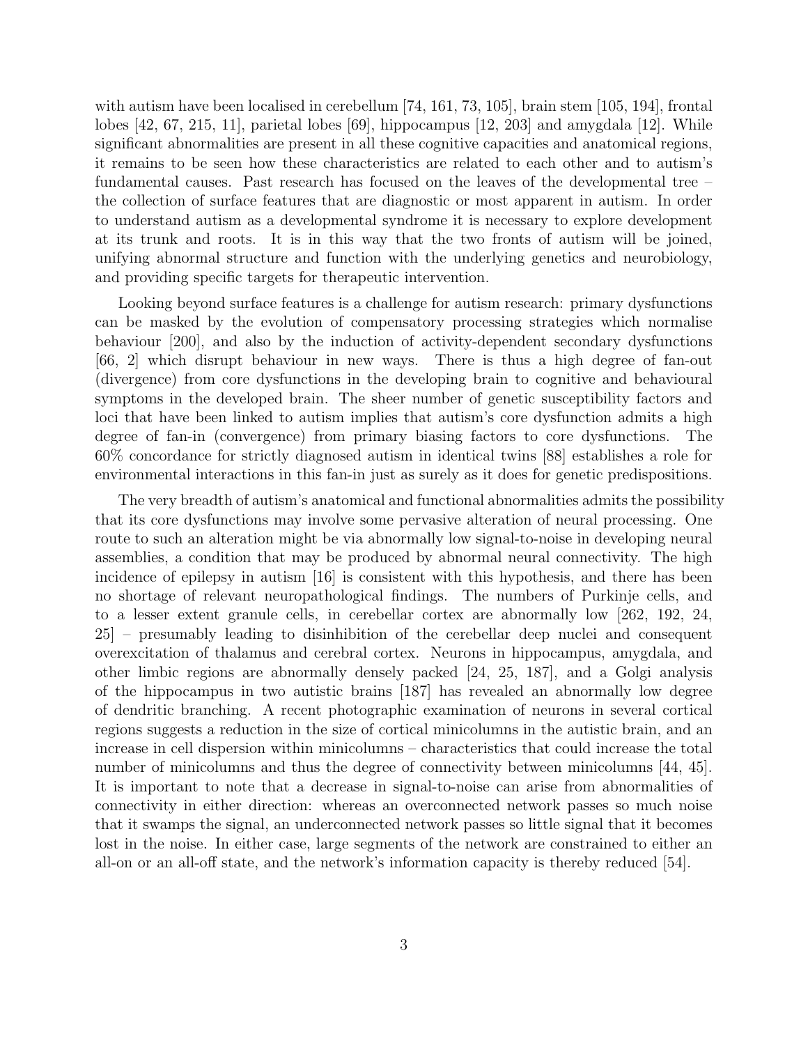with autism have been localised in cerebellum [74, 161, 73, 105], brain stem [105, 194], frontal lobes [42, 67, 215, 11], parietal lobes [69], hippocampus [12, 203] and amygdala [12]. While significant abnormalities are present in all these cognitive capacities and anatomical regions, it remains to be seen how these characteristics are related to each other and to autism's fundamental causes. Past research has focused on the leaves of the developmental tree – the collection of surface features that are diagnostic or most apparent in autism. In order to understand autism as a developmental syndrome it is necessary to explore development at its trunk and roots. It is in this way that the two fronts of autism will be joined, unifying abnormal structure and function with the underlying genetics and neurobiology, and providing specific targets for therapeutic intervention.

Looking beyond surface features is a challenge for autism research: primary dysfunctions can be masked by the evolution of compensatory processing strategies which normalise behaviour [200], and also by the induction of activity-dependent secondary dysfunctions [66, 2] which disrupt behaviour in new ways. There is thus a high degree of fan-out (divergence) from core dysfunctions in the developing brain to cognitive and behavioural symptoms in the developed brain. The sheer number of genetic susceptibility factors and loci that have been linked to autism implies that autism's core dysfunction admits a high degree of fan-in (convergence) from primary biasing factors to core dysfunctions. The 60% concordance for strictly diagnosed autism in identical twins [88] establishes a role for environmental interactions in this fan-in just as surely as it does for genetic predispositions.

The very breadth of autism's anatomical and functional abnormalities admits the possibility that its core dysfunctions may involve some pervasive alteration of neural processing. One route to such an alteration might be via abnormally low signal-to-noise in developing neural assemblies, a condition that may be produced by abnormal neural connectivity. The high incidence of epilepsy in autism [16] is consistent with this hypothesis, and there has been no shortage of relevant neuropathological findings. The numbers of Purkinje cells, and to a lesser extent granule cells, in cerebellar cortex are abnormally low [262, 192, 24, 25] – presumably leading to disinhibition of the cerebellar deep nuclei and consequent overexcitation of thalamus and cerebral cortex. Neurons in hippocampus, amygdala, and other limbic regions are abnormally densely packed [24, 25, 187], and a Golgi analysis of the hippocampus in two autistic brains [187] has revealed an abnormally low degree of dendritic branching. A recent photographic examination of neurons in several cortical regions suggests a reduction in the size of cortical minicolumns in the autistic brain, and an increase in cell dispersion within minicolumns – characteristics that could increase the total number of minicolumns and thus the degree of connectivity between minicolumns [44, 45]. It is important to note that a decrease in signal-to-noise can arise from abnormalities of connectivity in either direction: whereas an overconnected network passes so much noise that it swamps the signal, an underconnected network passes so little signal that it becomes lost in the noise. In either case, large segments of the network are constrained to either an all-on or an all-off state, and the network's information capacity is thereby reduced [54].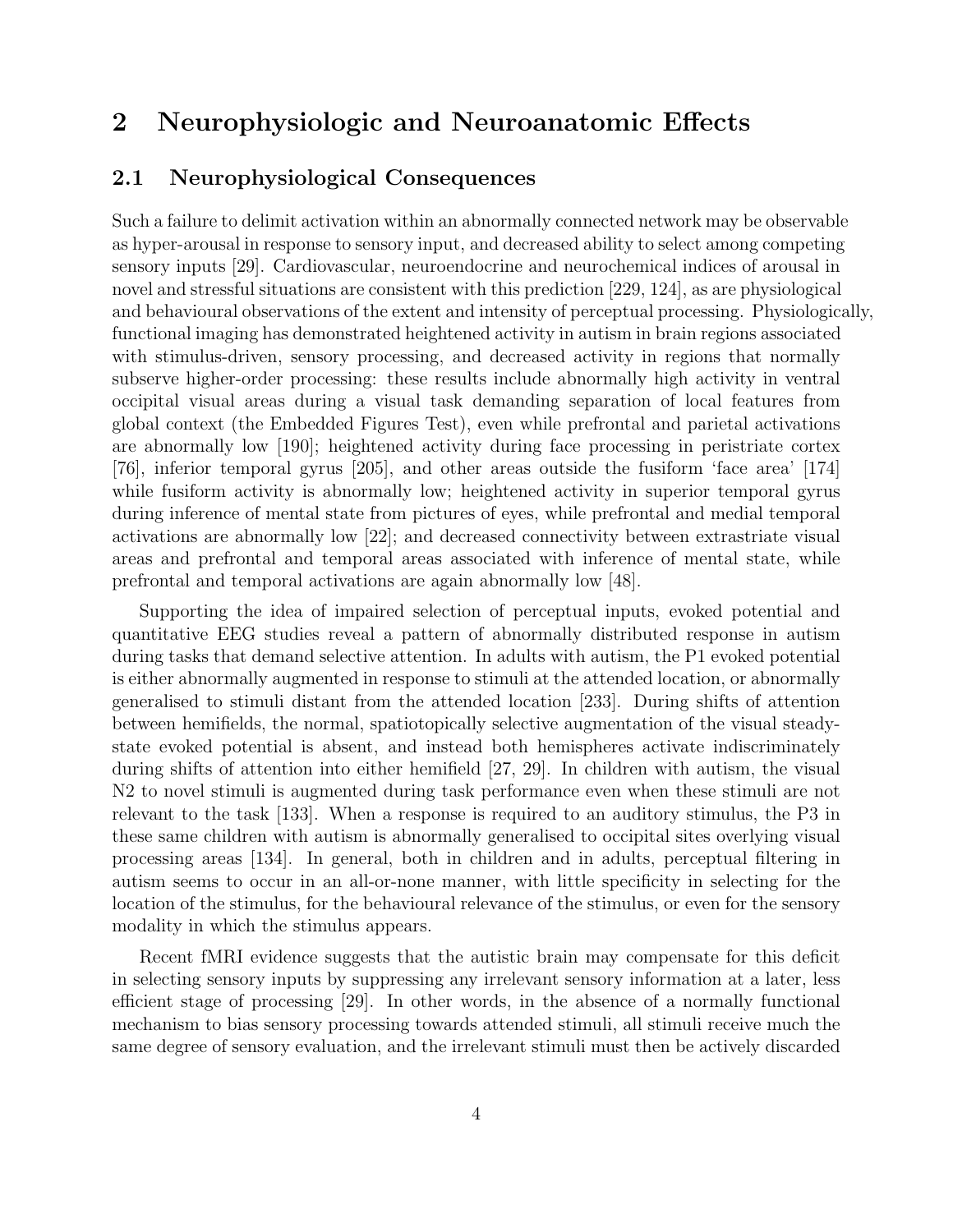# 2 Neurophysiologic and Neuroanatomic Effects

## 2.1 Neurophysiological Consequences

Such a failure to delimit activation within an abnormally connected network may be observable as hyper-arousal in response to sensory input, and decreased ability to select among competing sensory inputs [29]. Cardiovascular, neuroendocrine and neurochemical indices of arousal in novel and stressful situations are consistent with this prediction [229, 124], as are physiological and behavioural observations of the extent and intensity of perceptual processing. Physiologically, functional imaging has demonstrated heightened activity in autism in brain regions associated with stimulus-driven, sensory processing, and decreased activity in regions that normally subserve higher-order processing: these results include abnormally high activity in ventral occipital visual areas during a visual task demanding separation of local features from global context (the Embedded Figures Test), even while prefrontal and parietal activations are abnormally low [190]; heightened activity during face processing in peristriate cortex [76], inferior temporal gyrus [205], and other areas outside the fusiform 'face area' [174] while fusiform activity is abnormally low; heightened activity in superior temporal gyrus during inference of mental state from pictures of eyes, while prefrontal and medial temporal activations are abnormally low [22]; and decreased connectivity between extrastriate visual areas and prefrontal and temporal areas associated with inference of mental state, while prefrontal and temporal activations are again abnormally low [48].

Supporting the idea of impaired selection of perceptual inputs, evoked potential and quantitative EEG studies reveal a pattern of abnormally distributed response in autism during tasks that demand selective attention. In adults with autism, the P1 evoked potential is either abnormally augmented in response to stimuli at the attended location, or abnormally generalised to stimuli distant from the attended location [233]. During shifts of attention between hemifields, the normal, spatiotopically selective augmentation of the visual steady-state evoked potential is absent, and instead both hemispheres activate indiscriminately during shifts of attention into either hemifield [27, 29]. In children with autism, the visual N2 to novel stimuli is augmented during task performance even when these stimuli are not relevant to the task [133]. When a response is required to an auditory stimulus, the P3 in these same children with autism is abnormally generalised to occipital sites overlying visual processing areas [134]. In general, both in children and in adults, perceptual filtering in autism seems to occur in an all-or-none manner, with little specificity in selecting for the location of the stimulus, for the behavioural relevance of the stimulus, or even for the sensory modality in which the stimulus appears.

Recent fMRI evidence suggests that the autistic brain may compensate for this deficit in selecting sensory inputs by suppressing any irrelevant sensory information at a later, less efficient stage of processing [29]. In other words, in the absence of a normally functional mechanism to bias sensory processing towards attended stimuli, all stimuli receive much the same degree of sensory evaluation, and the irrelevant stimuli must then be actively discarded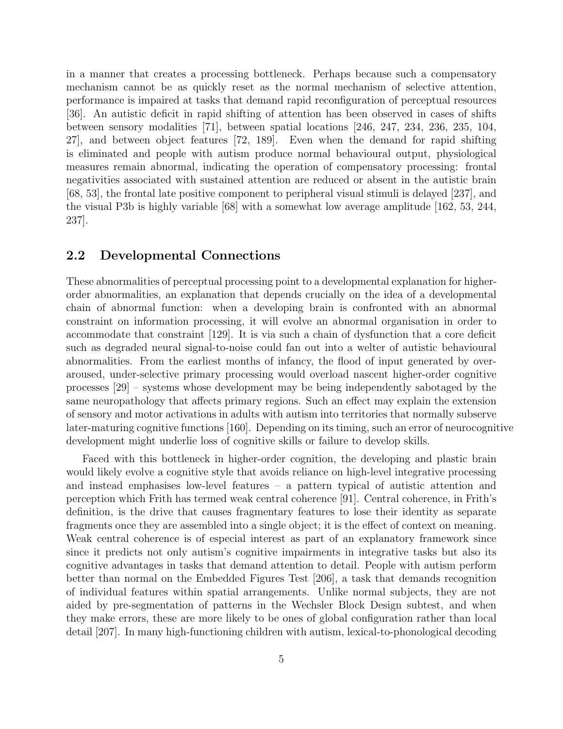in a manner that creates a processing bottleneck. Perhaps because such a compensatory mechanism cannot be as quickly reset as the normal mechanism of selective attention, performance is impaired at tasks that demand rapid reconfiguration of perceptual resources [36]. An autistic deficit in rapid shifting of attention has been observed in cases of shifts between sensory modalities [71], between spatial locations [246, 247, 234, 236, 235, 104, 27], and between object features [72, 189]. Even when the demand for rapid shifting is eliminated and people with autism produce normal behavioural output, physiological measures remain abnormal, indicating the operation of compensatory processing: frontal negativities associated with sustained attention are reduced or absent in the autistic brain [68, 53], the frontal late positive component to peripheral visual stimuli is delayed [237], and the visual P3b is highly variable [68] with a somewhat low average amplitude [162, 53, 244, 237].

## 2.2 Developmental Connections

These abnormalities of perceptual processing point to a developmental explanation for higher-order abnormalities, an explanation that depends crucially on the idea of a developmental chain of abnormal function: when a developing brain is confronted with an abnormal constraint on information processing, it will evolve an abnormal organisation in order to accommodate that constraint [129]. It is via such a chain of dysfunction that a core deficit such as degraded neural signal-to-noise could fan out into a welter of autistic behavioural abnormalities. From the earliest months of infancy, the flood of input generated by over-aroused, under-selective primary processing would overload nascent higher-order cognitive processes [29] – systems whose development may be being independently sabotaged by the same neuropathology that affects primary regions. Such an effect may explain the extension of sensory and motor activations in adults with autism into territories that normally subserve later-maturing cognitive functions [160]. Depending on its timing, such an error of neurocognitive development might underlie loss of cognitive skills or failure to develop skills.

Faced with this bottleneck in higher-order cognition, the developing and plastic brain would likely evolve a cognitive style that avoids reliance on high-level integrative processing and instead emphasises low-level features – a pattern typical of autistic attention and perception which Frith has termed weak central coherence [91]. Central coherence, in Frith's definition, is the drive that causes fragmentary features to lose their identity as separate fragments once they are assembled into a single object; it is the effect of context on meaning. Weak central coherence is of especial interest as part of an explanatory framework since since it predicts not only autism's cognitive impairments in integrative tasks but also its cognitive advantages in tasks that demand attention to detail. People with autism perform better than normal on the Embedded Figures Test [206], a task that demands recognition of individual features within spatial arrangements. Unlike normal subjects, they are not aided by pre-segmentation of patterns in the Wechsler Block Design subtest, and when they make errors, these are more likely to be ones of global configuration rather than local detail [207]. In many high-functioning children with autism, lexical-to-phonological decoding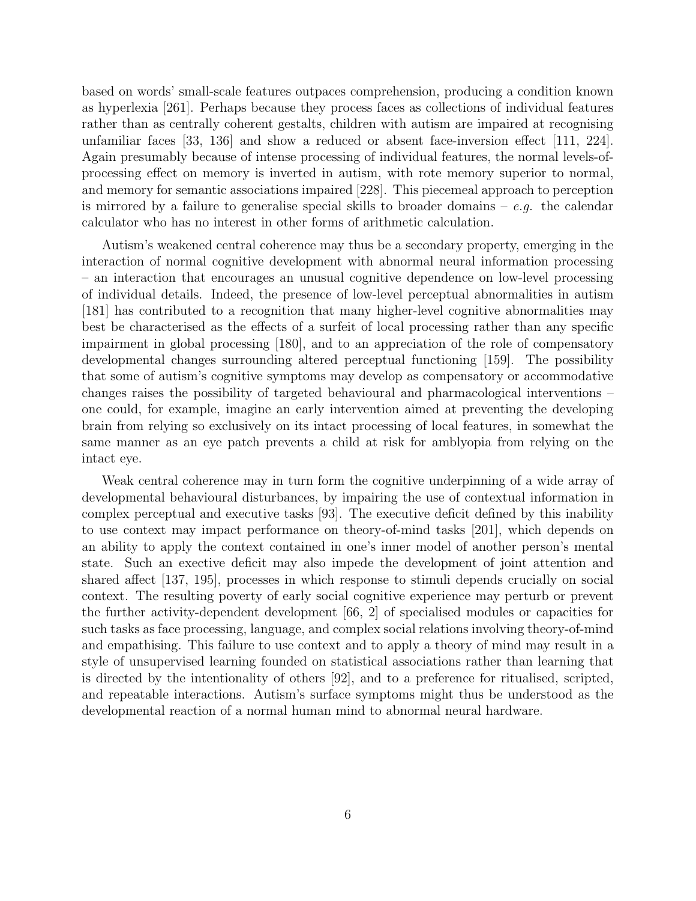based on words' small-scale features outpaces comprehension, producing a condition known as hyperlexia [261]. Perhaps because they process faces as collections of individual features rather than as centrally coherent gestalts, children with autism are impaired at recognising unfamiliar faces [33, 136] and show a reduced or absent face-inversion effect [111, 224]. Again presumably because of intense processing of individual features, the normal levels-of-processing effect on memory is inverted in autism, with rote memory superior to normal, and memory for semantic associations impaired [228]. This piecemeal approach to perception is mirrored by a failure to generalise special skills to broader domains – *e.g.* the calendar calculator who has no interest in other forms of arithmetic calculation.

Autism's weakened central coherence may thus be a secondary property, emerging in the interaction of normal cognitive development with abnormal neural information processing – an interaction that encourages an unusual cognitive dependence on low-level processing of individual details. Indeed, the presence of low-level perceptual abnormalities in autism [181] has contributed to a recognition that many higher-level cognitive abnormalities may best be characterised as the effects of a surfeit of local processing rather than any specific impairment in global processing [180], and to an appreciation of the role of compensatory developmental changes surrounding altered perceptual functioning [159]. The possibility that some of autism's cognitive symptoms may develop as compensatory or accommodative changes raises the possibility of targeted behavioural and pharmacological interventions – one could, for example, imagine an early intervention aimed at preventing the developing brain from relying so exclusively on its intact processing of local features, in somewhat the same manner as an eye patch prevents a child at risk for amblyopia from relying on the intact eye.

Weak central coherence may in turn form the cognitive underpinning of a wide array of developmental behavioural disturbances, by impairing the use of contextual information in complex perceptual and executive tasks [93]. The executive deficit defined by this inability to use context may impact performance on theory-of-mind tasks [201], which depends on an ability to apply the context contained in one's inner model of another person's mental state. Such an exective deficit may also impede the development of joint attention and shared affect [137, 195], processes in which response to stimuli depends crucially on social context. The resulting poverty of early social cognitive experience may perturb or prevent the further activity-dependent development [66, 2] of specialised modules or capacities for such tasks as face processing, language, and complex social relations involving theory-of-mind and empathising. This failure to use context and to apply a theory of mind may result in a style of unsupervised learning founded on statistical associations rather than learning that is directed by the intentionality of others [92], and to a preference for ritualised, scripted, and repeatable interactions. Autism's surface symptoms might thus be understood as the developmental reaction of a normal human mind to abnormal neural hardware.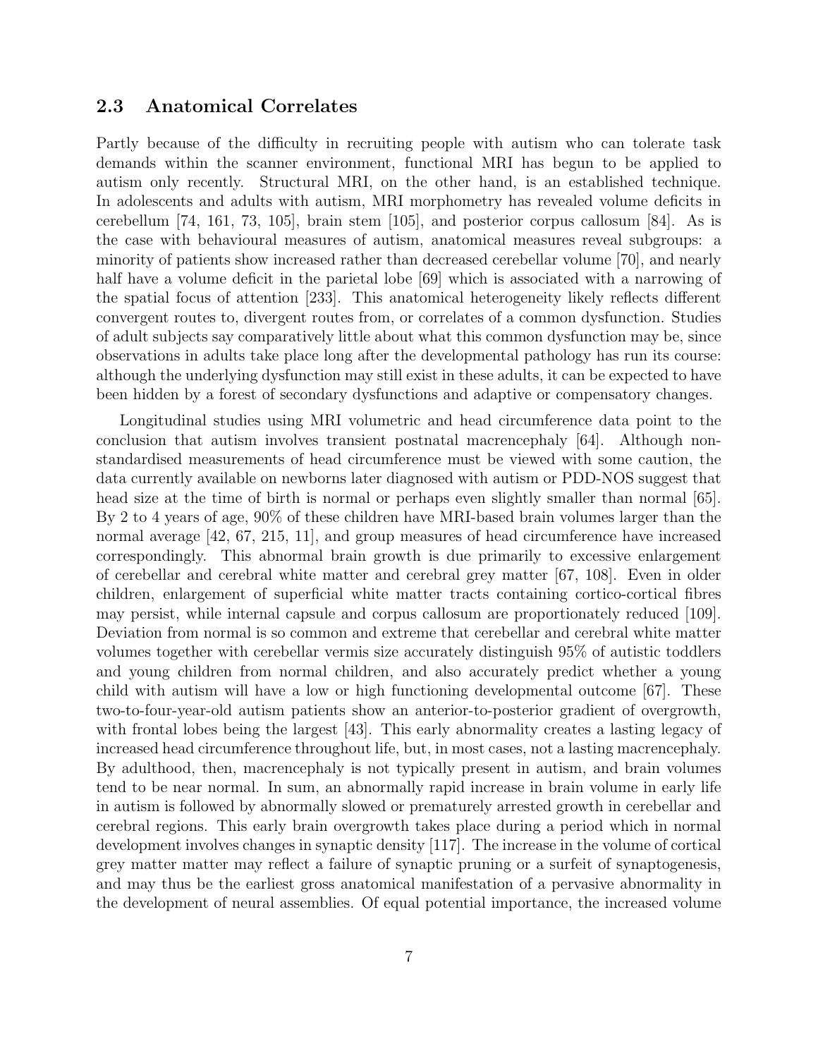## 2.3 Anatomical Correlates

Partly because of the difficulty in recruiting people with autism who can tolerate task demands within the scanner environment, functional MRI has begun to be applied to autism only recently. Structural MRI, on the other hand, is an established technique. In adolescents and adults with autism, MRI morphometry has revealed volume deficits in cerebellum [74, 161, 73, 105], brain stem [105], and posterior corpus callosum [84]. As is the case with behavioural measures of autism, anatomical measures reveal subgroups: a minority of patients show increased rather than decreased cerebellar volume [70], and nearly half have a volume deficit in the parietal lobe [69] which is associated with a narrowing of the spatial focus of attention [233]. This anatomical heterogeneity likely reflects different convergent routes to, divergent routes from, or correlates of a common dysfunction. Studies of adult subjects say comparatively little about what this common dysfunction may be, since observations in adults take place long after the developmental pathology has run its course: although the underlying dysfunction may still exist in these adults, it can be expected to have been hidden by a forest of secondary dysfunctions and adaptive or compensatory changes.

Longitudinal studies using MRI volumetric and head circumference data point to the conclusion that autism involves transient postnatal macrencephaly [64]. Although non-standardised measurements of head circumference must be viewed with some caution, the data currently available on newborns later diagnosed with autism or PDD-NOS suggest that head size at the time of birth is normal or perhaps even slightly smaller than normal [65]. By 2 to 4 years of age, 90% of these children have MRI-based brain volumes larger than the normal average [42, 67, 215, 11], and group measures of head circumference have increased correspondingly. This abnormal brain growth is due primarily to excessive enlargement of cerebellar and cerebral white matter and cerebral grey matter [67, 108]. Even in older children, enlargement of superficial white matter tracts containing cortico-cortical fibres may persist, while internal capsule and corpus callosum are proportionately reduced [109]. Deviation from normal is so common and extreme that cerebellar and cerebral white matter volumes together with cerebellar vermis size accurately distinguish 95% of autistic toddlers and young children from normal children, and also accurately predict whether a young child with autism will have a low or high functioning developmental outcome [67]. These two-to-four-year-old autism patients show an anterior-to-posterior gradient of overgrowth, with frontal lobes being the largest [43]. This early abnormality creates a lasting legacy of increased head circumference throughout life, but, in most cases, not a lasting macrencephaly. By adulthood, then, macrencephaly is not typically present in autism, and brain volumes tend to be near normal. In sum, an abnormally rapid increase in brain volume in early life in autism is followed by abnormally slowed or prematurely arrested growth in cerebellar and cerebral regions. This early brain overgrowth takes place during a period which in normal development involves changes in synaptic density [117]. The increase in the volume of cortical grey matter matter may reflect a failure of synaptic pruning or a surfeit of synaptogenesis, and may thus be the earliest gross anatomical manifestation of a pervasive abnormality in the development of neural assemblies. Of equal potential importance, the increased volume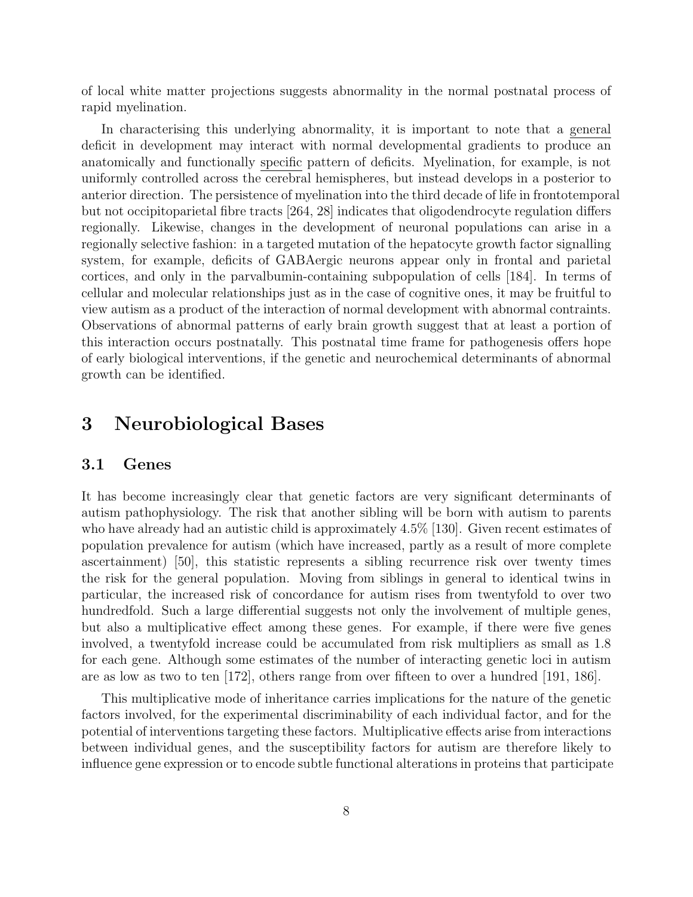of local white matter projections suggests abnormality in the normal postnatal process of rapid myelination.

In characterising this underlying abnormality, it is important to note that a <u>general</u> deficit in development may interact with normal developmental gradients to produce an anatomically and functionally <u>specific</u> pattern of deficits. Myelination, for example, is not uniformly controlled across the cerebral hemispheres, but instead develops in a posterior to anterior direction. The persistence of myelination into the third decade of life in frontotemporal but not occipitoparietal fibre tracts [264, 28] indicates that oligodendrocyte regulation differs regionally. Likewise, changes in the development of neuronal populations can arise in a regionally selective fashion: in a targeted mutation of the hepatocyte growth factor signalling system, for example, deficits of GABAergic neurons appear only in frontal and parietal cortices, and only in the parvalbumin-containing subpopulation of cells [184]. In terms of cellular and molecular relationships just as in the case of cognitive ones, it may be fruitful to view autism as a product of the interaction of normal development with abnormal contraints. Observations of abnormal patterns of early brain growth suggest that at least a portion of this interaction occurs postnatally. This postnatal time frame for pathogenesis offers hope of early biological interventions, if the genetic and neurochemical determinants of abnormal growth can be identified.

# 3 Neurobiological Bases

## 3.1 Genes

It has become increasingly clear that genetic factors are very significant determinants of autism pathophysiology. The risk that another sibling will be born with autism to parents who have already had an autistic child is approximately 4.5% [130]. Given recent estimates of population prevalence for autism (which have increased, partly as a result of more complete ascertainment) [50], this statistic represents a sibling recurrence risk over twenty times the risk for the general population. Moving from siblings in general to identical twins in particular, the increased risk of concordance for autism rises from twentyfold to over two hundredfold. Such a large differential suggests not only the involvement of multiple genes, but also a multiplicative effect among these genes. For example, if there were five genes involved, a twentyfold increase could be accumulated from risk multipliers as small as 1.8 for each gene. Although some estimates of the number of interacting genetic loci in autism are as low as two to ten [172], others range from over fifteen to over a hundred [191, 186].

This multiplicative mode of inheritance carries implications for the nature of the genetic factors involved, for the experimental discriminability of each individual factor, and for the potential of interventions targeting these factors. Multiplicative effects arise from interactions between individual genes, and the susceptibility factors for autism are therefore likely to influence gene expression or to encode subtle functional alterations in proteins that participate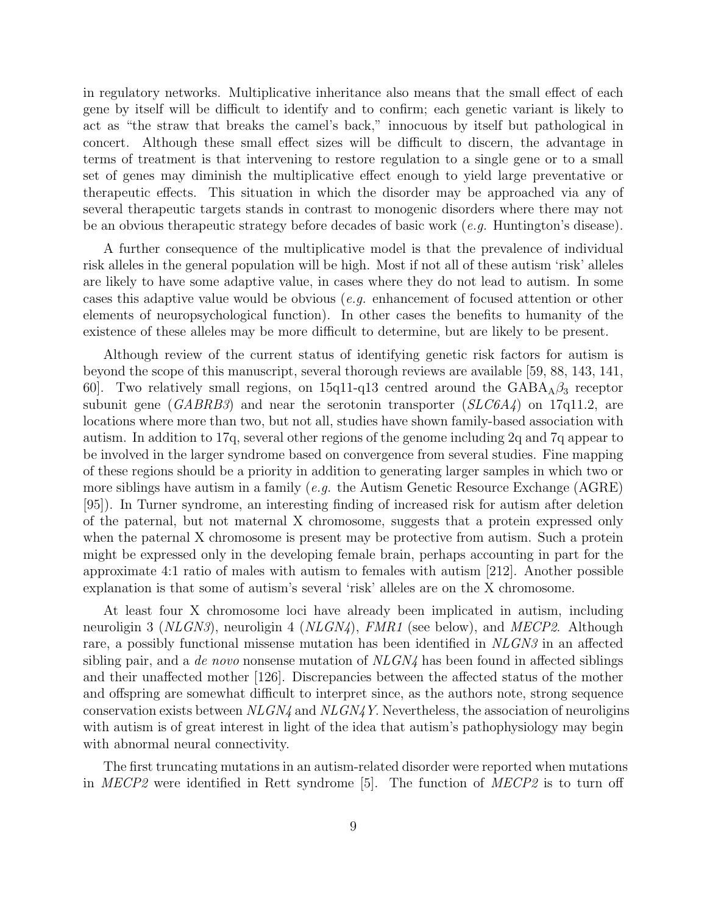in regulatory networks. Multiplicative inheritance also means that the small effect of each gene by itself will be difficult to identify and to confirm; each genetic variant is likely to act as "the straw that breaks the camel's back," innocuous by itself but pathological in concert. Although these small effect sizes will be difficult to discern, the advantage in terms of treatment is that intervening to restore regulation to a single gene or to a small set of genes may diminish the multiplicative effect enough to yield large preventative or therapeutic effects. This situation in which the disorder may be approached via any of several therapeutic targets stands in contrast to monogenic disorders where there may not be an obvious therapeutic strategy before decades of basic work (*e.g.* Huntington's disease).

A further consequence of the multiplicative model is that the prevalence of individual risk alleles in the general population will be high. Most if not all of these autism 'risk' alleles are likely to have some adaptive value, in cases where they do not lead to autism. In some cases this adaptive value would be obvious (*e.g.* enhancement of focused attention or other elements of neuropsychological function). In other cases the benefits to humanity of the existence of these alleles may be more difficult to determine, but are likely to be present.

Although review of the current status of identifying genetic risk factors for autism is beyond the scope of this manuscript, several thorough reviews are available [59, 88, 143, 141, 60]. Two relatively small regions, on 15q11-q13 centred around the $GABA_A\beta_3$ receptor subunit gene (*GABRB3*) and near the serotonin transporter (*SLC6A4*) on 17q11.2, are locations where more than two, but not all, studies have shown family-based association with autism. In addition to 17q, several other regions of the genome including 2q and 7q appear to be involved in the larger syndrome based on convergence from several studies. Fine mapping of these regions should be a priority in addition to generating larger samples in which two or more siblings have autism in a family (*e.g.* the Autism Genetic Resource Exchange (AGRE) [95]). In Turner syndrome, an interesting finding of increased risk for autism after deletion of the paternal, but not maternal X chromosome, suggests that a protein expressed only when the paternal X chromosome is present may be protective from autism. Such a protein might be expressed only in the developing female brain, perhaps accounting in part for the approximate 4:1 ratio of males with autism to females with autism [212]. Another possible explanation is that some of autism's several 'risk' alleles are on the X chromosome.

At least four X chromosome loci have already been implicated in autism, including neuroligin 3 (*NLGN3*), neuroligin 4 (*NLGN4*), *FMR1* (see below), and *MECP2*. Although rare, a possibly functional missense mutation has been identified in *NLGN3* in an affected sibling pair, and a *de novo* nonsense mutation of *NLGN4* has been found in affected siblings and their unaffected mother [126]. Discrepancies between the affected status of the mother and offspring are somewhat difficult to interpret since, as the authors note, strong sequence conservation exists between *NLGN4* and *NLGN4Y*. Nevertheless, the association of neuroligins with autism is of great interest in light of the idea that autism's pathophysiology may begin with abnormal neural connectivity.

The first truncating mutations in an autism-related disorder were reported when mutations in *MECP2* were identified in Rett syndrome [5]. The function of *MECP2* is to turn off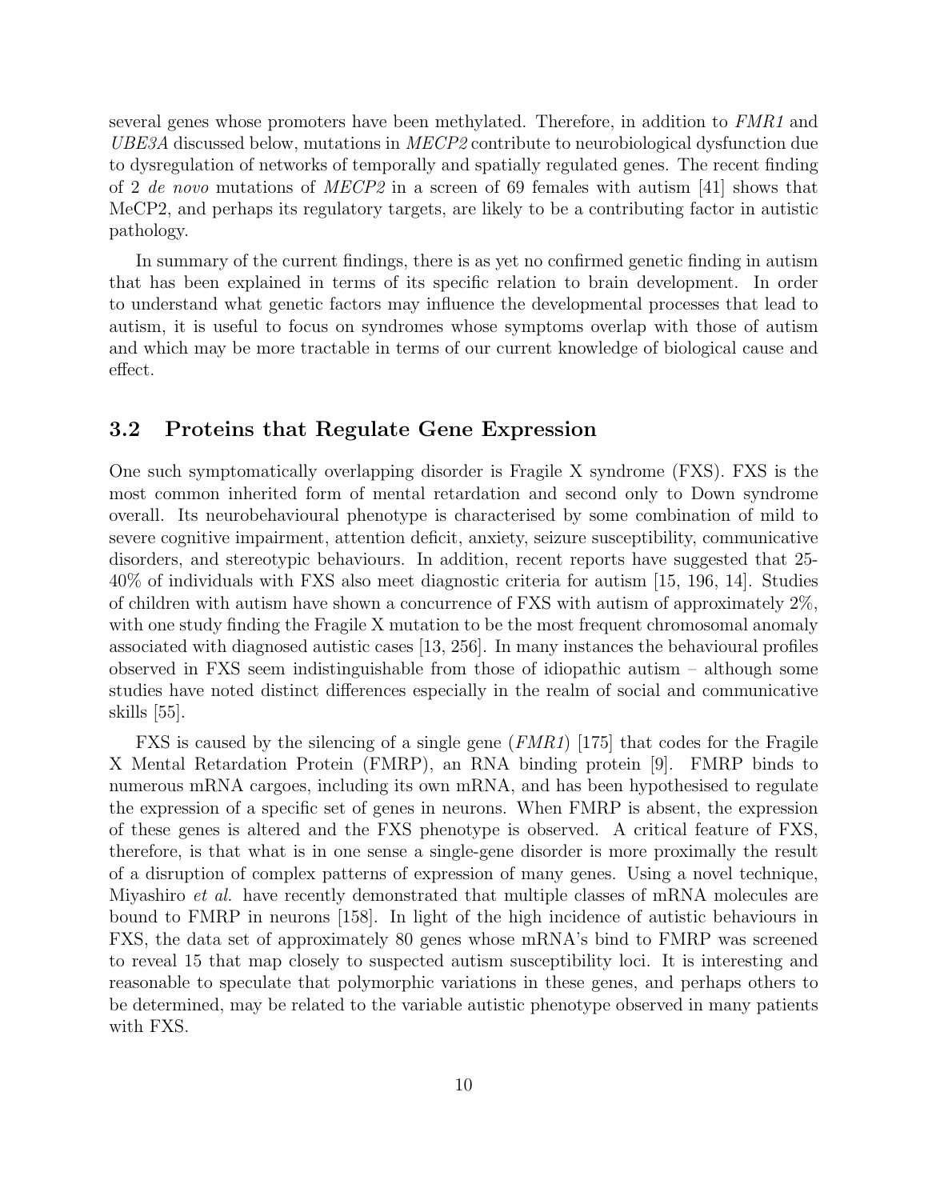several genes whose promoters have been methylated. Therefore, in addition to *FMR1* and *UBE3A* discussed below, mutations in *MECP2* contribute to neurobiological dysfunction due to dysregulation of networks of temporally and spatially regulated genes. The recent finding of 2 *de novo* mutations of *MECP2* in a screen of 69 females with autism [41] shows that MeCP2, and perhaps its regulatory targets, are likely to be a contributing factor in autistic pathology.

In summary of the current findings, there is as yet no confirmed genetic finding in autism that has been explained in terms of its specific relation to brain development. In order to understand what genetic factors may influence the developmental processes that lead to autism, it is useful to focus on syndromes whose symptoms overlap with those of autism and which may be more tractable in terms of our current knowledge of biological cause and effect.

## 3.2 Proteins that Regulate Gene Expression

One such symptomatically overlapping disorder is Fragile X syndrome (FXS). FXS is the most common inherited form of mental retardation and second only to Down syndrome overall. Its neurobehavioural phenotype is characterised by some combination of mild to severe cognitive impairment, attention deficit, anxiety, seizure susceptibility, communicative disorders, and stereotypic behaviours. In addition, recent reports have suggested that 25-40% of individuals with FXS also meet diagnostic criteria for autism [15, 196, 14]. Studies of children with autism have shown a concurrence of FXS with autism of approximately 2%, with one study finding the Fragile X mutation to be the most frequent chromosomal anomaly associated with diagnosed autistic cases [13, 256]. In many instances the behavioural profiles observed in FXS seem indistinguishable from those of idiopathic autism – although some studies have noted distinct differences especially in the realm of social and communicative skills [55].

FXS is caused by the silencing of a single gene (*FMR1*) [175] that codes for the Fragile X Mental Retardation Protein (FMRP), an RNA binding protein [9]. FMRP binds to numerous mRNA cargoes, including its own mRNA, and has been hypothesised to regulate the expression of a specific set of genes in neurons. When FMRP is absent, the expression of these genes is altered and the FXS phenotype is observed. A critical feature of FXS, therefore, is that what is in one sense a single-gene disorder is more proximally the result of a disruption of complex patterns of expression of many genes. Using a novel technique, Miyashiro *et al.* have recently demonstrated that multiple classes of mRNA molecules are bound to FMRP in neurons [158]. In light of the high incidence of autistic behaviours in FXS, the data set of approximately 80 genes whose mRNA's bind to FMRP was screened to reveal 15 that map closely to suspected autism susceptibility loci. It is interesting and reasonable to speculate that polymorphic variations in these genes, and perhaps others to be determined, may be related to the variable autistic phenotype observed in many patients with FXS.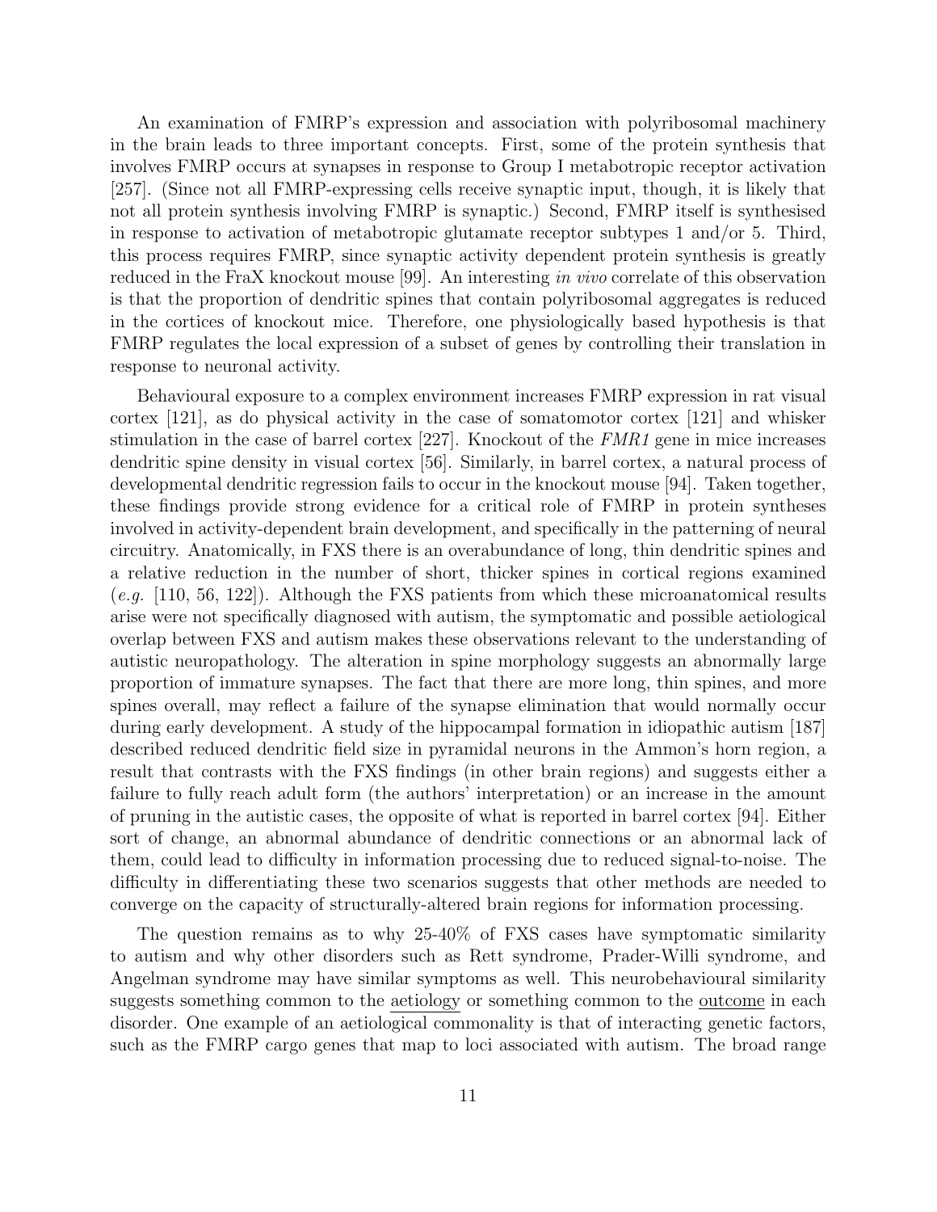An examination of FMRP's expression and association with polyribosomal machinery in the brain leads to three important concepts. First, some of the protein synthesis that involves FMRP occurs at synapses in response to Group I metabotropic receptor activation [257]. (Since not all FMRP-expressing cells receive synaptic input, though, it is likely that not all protein synthesis involving FMRP is synaptic.) Second, FMRP itself is synthesised in response to activation of metabotropic glutamate receptor subtypes 1 and/or 5. Third, this process requires FMRP, since synaptic activity dependent protein synthesis is greatly reduced in the FraX knockout mouse [99]. An interesting *in vivo* correlate of this observation is that the proportion of dendritic spines that contain polyribosomal aggregates is reduced in the cortices of knockout mice. Therefore, one physiologically based hypothesis is that FMRP regulates the local expression of a subset of genes by controlling their translation in response to neuronal activity.

Behavioural exposure to a complex environment increases FMRP expression in rat visual cortex [121], as do physical activity in the case of somatomotor cortex [121] and whisker stimulation in the case of barrel cortex [227]. Knockout of the *FMR1* gene in mice increases dendritic spine density in visual cortex [56]. Similarly, in barrel cortex, a natural process of developmental dendritic regression fails to occur in the knockout mouse [94]. Taken together, these findings provide strong evidence for a critical role of FMRP in protein syntheses involved in activity-dependent brain development, and specifically in the patterning of neural circuitry. Anatomically, in FXS there is an overabundance of long, thin dendritic spines and a relative reduction in the number of short, thicker spines in cortical regions examined (*e.g.* [110, 56, 122]). Although the FXS patients from which these microanatomical results arise were not specifically diagnosed with autism, the symptomatic and possible aetiological overlap between FXS and autism makes these observations relevant to the understanding of autistic neuropathology. The alteration in spine morphology suggests an abnormally large proportion of immature synapses. The fact that there are more long, thin spines, and more spines overall, may reflect a failure of the synapse elimination that would normally occur during early development. A study of the hippocampal formation in idiopathic autism [187] described reduced dendritic field size in pyramidal neurons in the Ammon's horn region, a result that contrasts with the FXS findings (in other brain regions) and suggests either a failure to fully reach adult form (the authors' interpretation) or an increase in the amount of pruning in the autistic cases, the opposite of what is reported in barrel cortex [94]. Either sort of change, an abnormal abundance of dendritic connections or an abnormal lack of them, could lead to difficulty in information processing due to reduced signal-to-noise. The difficulty in differentiating these two scenarios suggests that other methods are needed to converge on the capacity of structurally-altered brain regions for information processing.

The question remains as to why 25-40% of FXS cases have symptomatic similarity to autism and why other disorders such as Rett syndrome, Prader-Willi syndrome, and Angelman syndrome may have similar symptoms as well. This neurobehavioural similarity suggests something common to the <u>aetiology</u> or something common to the <u>outcome</u> in each disorder. One example of an aetiological commonality is that of interacting genetic factors, such as the FMRP cargo genes that map to loci associated with autism. The broad range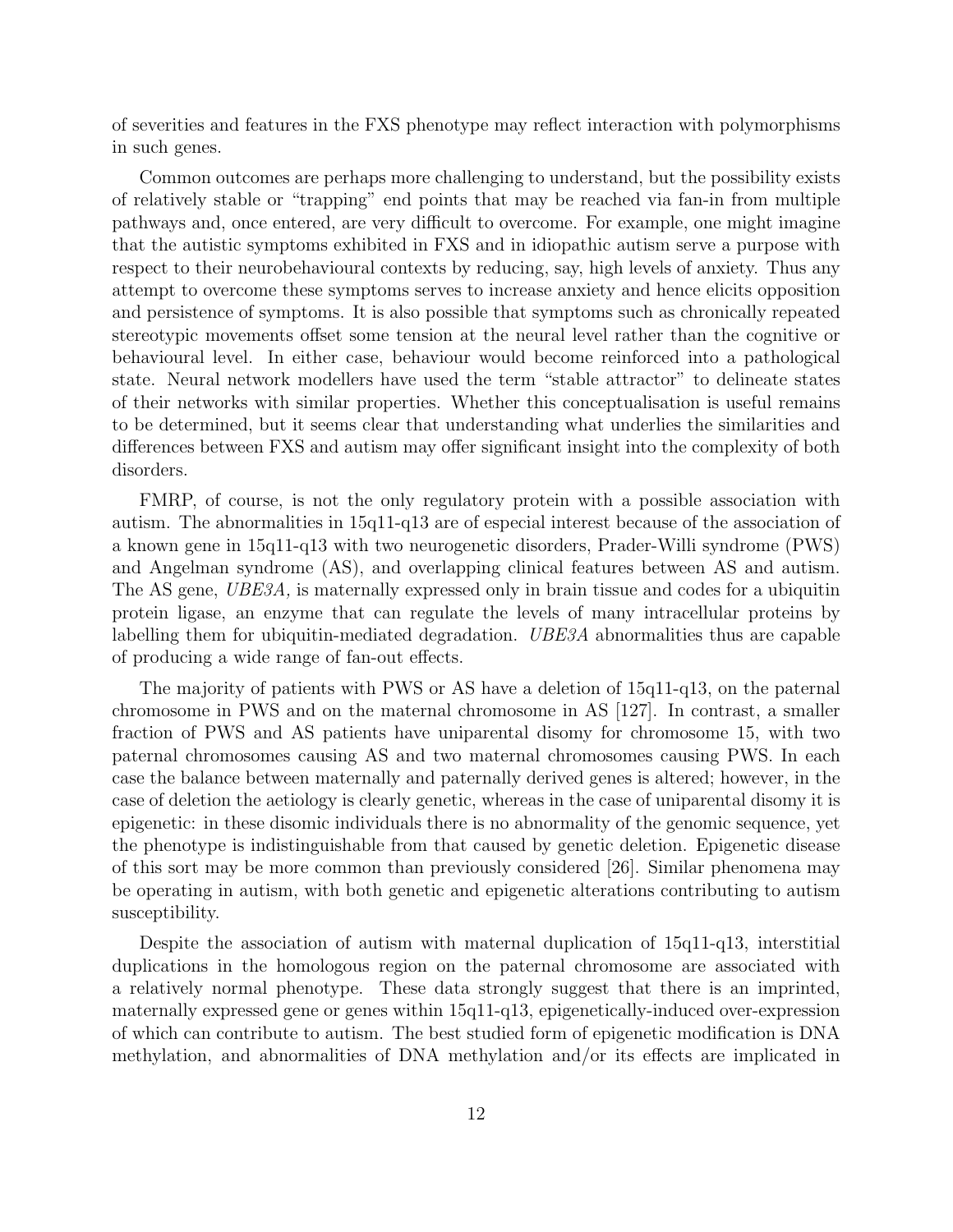of severities and features in the FXS phenotype may reflect interaction with polymorphisms in such genes.

Common outcomes are perhaps more challenging to understand, but the possibility exists of relatively stable or "trapping" end points that may be reached via fan-in from multiple pathways and, once entered, are very difficult to overcome. For example, one might imagine that the autistic symptoms exhibited in FXS and in idiopathic autism serve a purpose with respect to their neurobehavioural contexts by reducing, say, high levels of anxiety. Thus any attempt to overcome these symptoms serves to increase anxiety and hence elicits opposition and persistence of symptoms. It is also possible that symptoms such as chronically repeated stereotypic movements offset some tension at the neural level rather than the cognitive or behavioural level. In either case, behaviour would become reinforced into a pathological state. Neural network modellers have used the term "stable attractor" to delineate states of their networks with similar properties. Whether this conceptualisation is useful remains to be determined, but it seems clear that understanding what underlies the similarities and differences between FXS and autism may offer significant insight into the complexity of both disorders.

FMRP, of course, is not the only regulatory protein with a possible association with autism. The abnormalities in 15q11-q13 are of especial interest because of the association of a known gene in 15q11-q13 with two neurogenetic disorders, Prader-Willi syndrome (PWS) and Angelman syndrome (AS), and overlapping clinical features between AS and autism. The AS gene, *UBE3A,* is maternally expressed only in brain tissue and codes for a ubiquitin protein ligase, an enzyme that can regulate the levels of many intracellular proteins by labelling them for ubiquitin-mediated degradation. *UBE3A* abnormalities thus are capable of producing a wide range of fan-out effects.

The majority of patients with PWS or AS have a deletion of 15q11-q13, on the paternal chromosome in PWS and on the maternal chromosome in AS [127]. In contrast, a smaller fraction of PWS and AS patients have uniparental disomy for chromosome 15, with two paternal chromosomes causing AS and two maternal chromosomes causing PWS. In each case the balance between maternally and paternally derived genes is altered; however, in the case of deletion the aetiology is clearly genetic, whereas in the case of uniparental disomy it is epigenetic: in these disomic individuals there is no abnormality of the genomic sequence, yet the phenotype is indistinguishable from that caused by genetic deletion. Epigenetic disease of this sort may be more common than previously considered [26]. Similar phenomena may be operating in autism, with both genetic and epigenetic alterations contributing to autism susceptibility.

Despite the association of autism with maternal duplication of 15q11-q13, interstitial duplications in the homologous region on the paternal chromosome are associated with a relatively normal phenotype. These data strongly suggest that there is an imprinted, maternally expressed gene or genes within 15q11-q13, epigenetically-induced over-expression of which can contribute to autism. The best studied form of epigenetic modification is DNA methylation, and abnormalities of DNA methylation and/or its effects are implicated in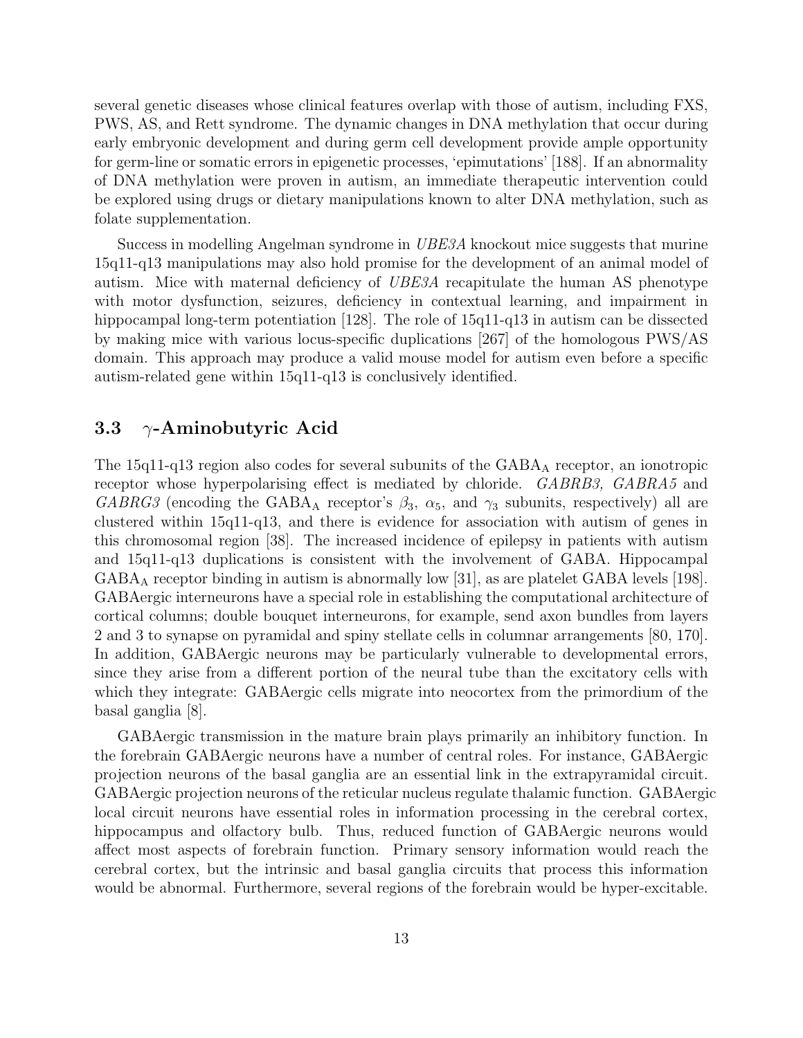several genetic diseases whose clinical features overlap with those of autism, including FXS, PWS, AS, and Rett syndrome. The dynamic changes in DNA methylation that occur during early embryonic development and during germ cell development provide ample opportunity for germ-line or somatic errors in epigenetic processes, 'epimutations' [188]. If an abnormality of DNA methylation were proven in autism, an immediate therapeutic intervention could be explored using drugs or dietary manipulations known to alter DNA methylation, such as folate supplementation.

Success in modelling Angelman syndrome in *UBE3A* knockout mice suggests that murine 15q11-q13 manipulations may also hold promise for the development of an animal model of autism. Mice with maternal deficiency of *UBE3A* recapitulate the human AS phenotype with motor dysfunction, seizures, deficiency in contextual learning, and impairment in hippocampal long-term potentiation [128]. The role of 15q11-q13 in autism can be dissected by making mice with various locus-specific duplications [267] of the homologous PWS/AS domain. This approach may produce a valid mouse model for autism even before a specific autism-related gene within 15q11-q13 is conclusively identified.

## 3.3 $\gamma$-Aminobutyric Acid

The 15q11-q13 region also codes for several subunits of the $GABA_A$ receptor, an ionotropic receptor whose hyperpolarising effect is mediated by chloride. *GABRB3, GABRA5* and *GABRG3* (encoding the $GABA_A$ receptor's $\beta_3$, $\alpha_5$, and $\gamma_3$ subunits, respectively) all are clustered within 15q11-q13, and there is evidence for association with autism of genes in this chromosomal region [38]. The increased incidence of epilepsy in patients with autism and 15q11-q13 duplications is consistent with the involvement of GABA. Hippocampal $GABA_A$ receptor binding in autism is abnormally low [31], as are platelet GABA levels [198]. GABAergic interneurons have a special role in establishing the computational architecture of cortical columns; double bouquet interneurons, for example, send axon bundles from layers 2 and 3 to synapse on pyramidal and spiny stellate cells in columnar arrangements [80, 170]. In addition, GABAergic neurons may be particularly vulnerable to developmental errors, since they arise from a different portion of the neural tube than the excitatory cells with which they integrate: GABAergic cells migrate into neocortex from the primordium of the basal ganglia [8].

GABAergic transmission in the mature brain plays primarily an inhibitory function. In the forebrain GABAergic neurons have a number of central roles. For instance, GABAergic projection neurons of the basal ganglia are an essential link in the extrapyramidal circuit. GABAergic projection neurons of the reticular nucleus regulate thalamic function. GABAergic local circuit neurons have essential roles in information processing in the cerebral cortex, hippocampus and olfactory bulb. Thus, reduced function of GABAergic neurons would affect most aspects of forebrain function. Primary sensory information would reach the cerebral cortex, but the intrinsic and basal ganglia circuits that process this information would be abnormal. Furthermore, several regions of the forebrain would be hyper-excitable.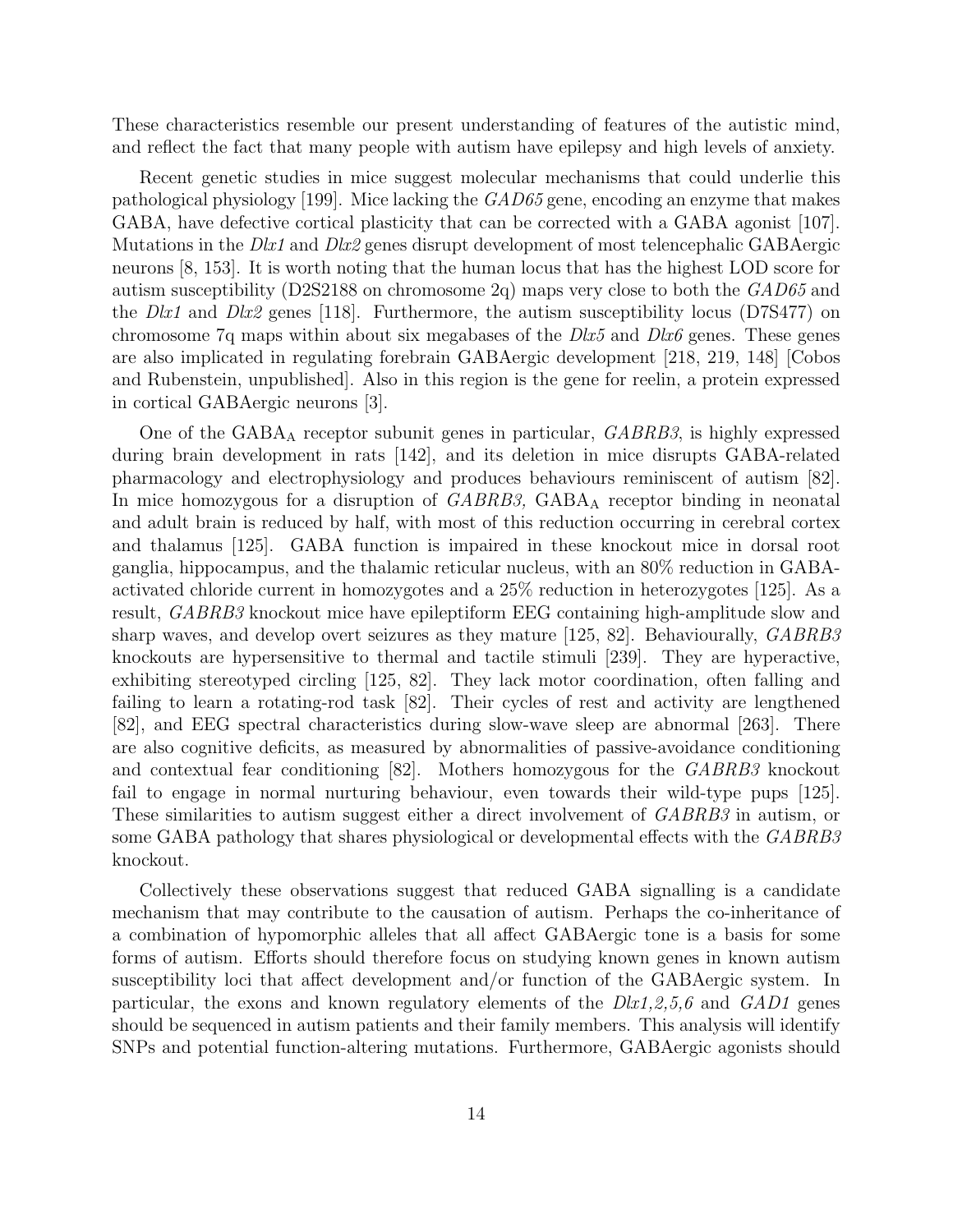These characteristics resemble our present understanding of features of the autistic mind, and reflect the fact that many people with autism have epilepsy and high levels of anxiety.

Recent genetic studies in mice suggest molecular mechanisms that could underlie this pathological physiology [199]. Mice lacking the *GAD65* gene, encoding an enzyme that makes GABA, have defective cortical plasticity that can be corrected with a GABA agonist [107]. Mutations in the *Dlx1* and *Dlx2* genes disrupt development of most telencephalic GABAergic neurons [8, 153]. It is worth noting that the human locus that has the highest LOD score for autism susceptibility (D2S2188 on chromosome 2q) maps very close to both the *GAD65* and the *Dlx1* and *Dlx2* genes [118]. Furthermore, the autism susceptibility locus (D7S477) on chromosome 7q maps within about six megabases of the *Dlx5* and *Dlx6* genes. These genes are also implicated in regulating forebrain GABAergic development [218, 219, 148] [Cobos and Rubenstein, unpublished]. Also in this region is the gene for reelin, a protein expressed in cortical GABAergic neurons [3].

One of the $GABA_A$ receptor subunit genes in particular, *GABRB3*, is highly expressed during brain development in rats [142], and its deletion in mice disrupts GABA-related pharmacology and electrophysiology and produces behaviours reminiscent of autism [82]. In mice homozygous for a disruption of *GABRB3,* $GABA_A$ receptor binding in neonatal and adult brain is reduced by half, with most of this reduction occurring in cerebral cortex and thalamus [125]. GABA function is impaired in these knockout mice in dorsal root ganglia, hippocampus, and the thalamic reticular nucleus, with an 80% reduction in GABA-activated chloride current in homozygotes and a 25% reduction in heterozygotes [125]. As a result, *GABRB3* knockout mice have epileptiform EEG containing high-amplitude slow and sharp waves, and develop overt seizures as they mature [125, 82]. Behaviourally, *GABRB3* knockouts are hypersensitive to thermal and tactile stimuli [239]. They are hyperactive, exhibiting stereotyped circling [125, 82]. They lack motor coordination, often falling and failing to learn a rotating-rod task [82]. Their cycles of rest and activity are lengthened [82], and EEG spectral characteristics during slow-wave sleep are abnormal [263]. There are also cognitive deficits, as measured by abnormalities of passive-avoidance conditioning and contextual fear conditioning [82]. Mothers homozygous for the *GABRB3* knockout fail to engage in normal nurturing behaviour, even towards their wild-type pups [125]. These similarities to autism suggest either a direct involvement of *GABRB3* in autism, or some GABA pathology that shares physiological or developmental effects with the *GABRB3* knockout.

Collectively these observations suggest that reduced GABA signalling is a candidate mechanism that may contribute to the causation of autism. Perhaps the co-inheritance of a combination of hypomorphic alleles that all affect GABAergic tone is a basis for some forms of autism. Efforts should therefore focus on studying known genes in known autism susceptibility loci that affect development and/or function of the GABAergic system. In particular, the exons and known regulatory elements of the *Dlx1,2,5,6* and *GAD1* genes should be sequenced in autism patients and their family members. This analysis will identify SNPs and potential function-altering mutations. Furthermore, GABAergic agonists should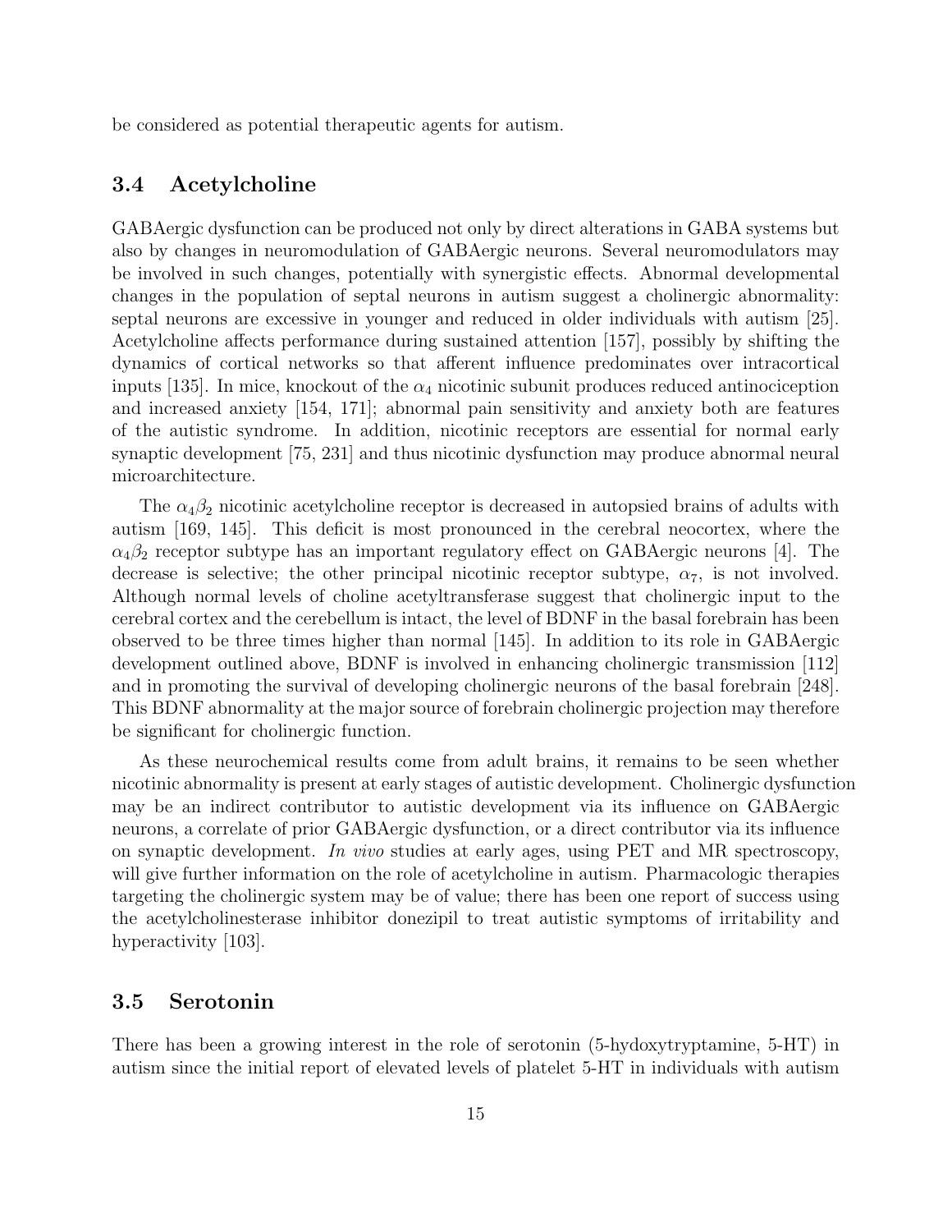be considered as potential therapeutic agents for autism.

## 3.4 Acetylcholine

GABAergic dysfunction can be produced not only by direct alterations in GABA systems but also by changes in neuromodulation of GABAergic neurons. Several neuromodulators may be involved in such changes, potentially with synergistic effects. Abnormal developmental changes in the population of septal neurons in autism suggest a cholinergic abnormality: septal neurons are excessive in younger and reduced in older individuals with autism [25]. Acetylcholine affects performance during sustained attention [157], possibly by shifting the dynamics of cortical networks so that afferent influence predominates over intracortical inputs [135]. In mice, knockout of the $\alpha_4$ nicotinic subunit produces reduced antinociception and increased anxiety [154, 171]; abnormal pain sensitivity and anxiety both are features of the autistic syndrome. In addition, nicotinic receptors are essential for normal early synaptic development [75, 231] and thus nicotinic dysfunction may produce abnormal neural microarchitecture.

The $\alpha_4\beta_2$ nicotinic acetylcholine receptor is decreased in autopsied brains of adults with autism [169, 145]. This deficit is most pronounced in the cerebral neocortex, where the $\alpha_4\beta_2$ receptor subtype has an important regulatory effect on GABAergic neurons [4]. The decrease is selective; the other principal nicotinic receptor subtype, $\alpha_7$, is not involved. Although normal levels of choline acetyltransferase suggest that cholinergic input to the cerebral cortex and the cerebellum is intact, the level of BDNF in the basal forebrain has been observed to be three times higher than normal [145]. In addition to its role in GABAergic development outlined above, BDNF is involved in enhancing cholinergic transmission [112] and in promoting the survival of developing cholinergic neurons of the basal forebrain [248]. This BDNF abnormality at the major source of forebrain cholinergic projection may therefore be significant for cholinergic function.

As these neurochemical results come from adult brains, it remains to be seen whether nicotinic abnormality is present at early stages of autistic development. Cholinergic dysfunction may be an indirect contributor to autistic development via its influence on GABAergic neurons, a correlate of prior GABAergic dysfunction, or a direct contributor via its influence on synaptic development. *In vivo* studies at early ages, using PET and MR spectroscopy, will give further information on the role of acetylcholine in autism. Pharmacologic therapies targeting the cholinergic system may be of value; there has been one report of success using the acetylcholinesterase inhibitor donezipil to treat autistic symptoms of irritability and hyperactivity [103].

## 3.5 Serotonin

There has been a growing interest in the role of serotonin (5-hydoxytryptamine, 5-HT) in autism since the initial report of elevated levels of platelet 5-HT in individuals with autism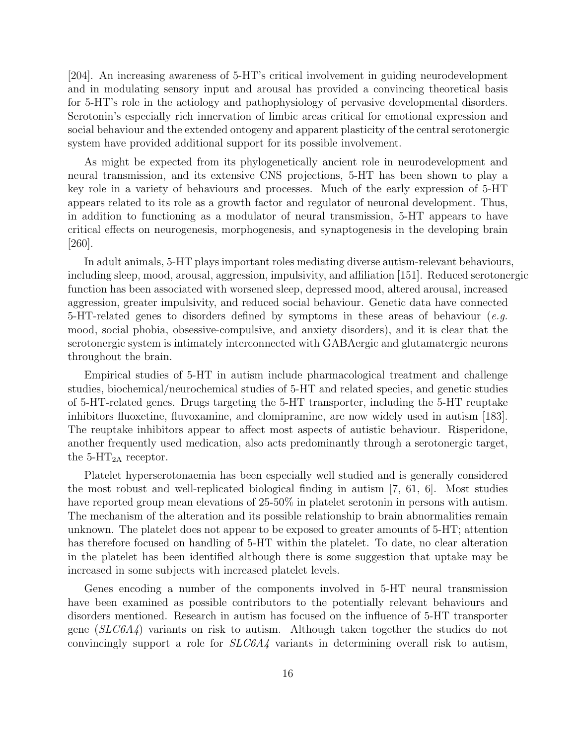[204]. An increasing awareness of 5-HT's critical involvement in guiding neurodevelopment and in modulating sensory input and arousal has provided a convincing theoretical basis for 5-HT's role in the aetiology and pathophysiology of pervasive developmental disorders. Serotonin's especially rich innervation of limbic areas critical for emotional expression and social behaviour and the extended ontogeny and apparent plasticity of the central serotonergic system have provided additional support for its possible involvement.

As might be expected from its phylogenetically ancient role in neurodevelopment and neural transmission, and its extensive CNS projections, 5-HT has been shown to play a key role in a variety of behaviours and processes. Much of the early expression of 5-HT appears related to its role as a growth factor and regulator of neuronal development. Thus, in addition to functioning as a modulator of neural transmission, 5-HT appears to have critical effects on neurogenesis, morphogenesis, and synaptogenesis in the developing brain [260].

In adult animals, 5-HT plays important roles mediating diverse autism-relevant behaviours, including sleep, mood, arousal, aggression, impulsivity, and affiliation [151]. Reduced serotonergic function has been associated with worsened sleep, depressed mood, altered arousal, increased aggression, greater impulsivity, and reduced social behaviour. Genetic data have connected 5-HT-related genes to disorders defined by symptoms in these areas of behaviour (*e.g.* mood, social phobia, obsessive-compulsive, and anxiety disorders), and it is clear that the serotonergic system is intimately interconnected with GABAergic and glutamatergic neurons throughout the brain.

Empirical studies of 5-HT in autism include pharmacological treatment and challenge studies, biochemical/neurochemical studies of 5-HT and related species, and genetic studies of 5-HT-related genes. Drugs targeting the 5-HT transporter, including the 5-HT reuptake inhibitors fluoxetine, fluvoxamine, and clomipramine, are now widely used in autism [183]. The reuptake inhibitors appear to affect most aspects of autistic behaviour. Risperidone, another frequently used medication, also acts predominantly through a serotonergic target, the 5-$HT_{2A}$ receptor.

Platelet hyperserotonaemia has been especially well studied and is generally considered the most robust and well-replicated biological finding in autism [7, 61, 6]. Most studies have reported group mean elevations of 25-50% in platelet serotonin in persons with autism. The mechanism of the alteration and its possible relationship to brain abnormalities remain unknown. The platelet does not appear to be exposed to greater amounts of 5-HT; attention has therefore focused on handling of 5-HT within the platelet. To date, no clear alteration in the platelet has been identified although there is some suggestion that uptake may be increased in some subjects with increased platelet levels.

Genes encoding a number of the components involved in 5-HT neural transmission have been examined as possible contributors to the potentially relevant behaviours and disorders mentioned. Research in autism has focused on the influence of 5-HT transporter gene (*SLC6A4*) variants on risk to autism. Although taken together the studies do not convincingly support a role for *SLC6A4* variants in determining overall risk to autism,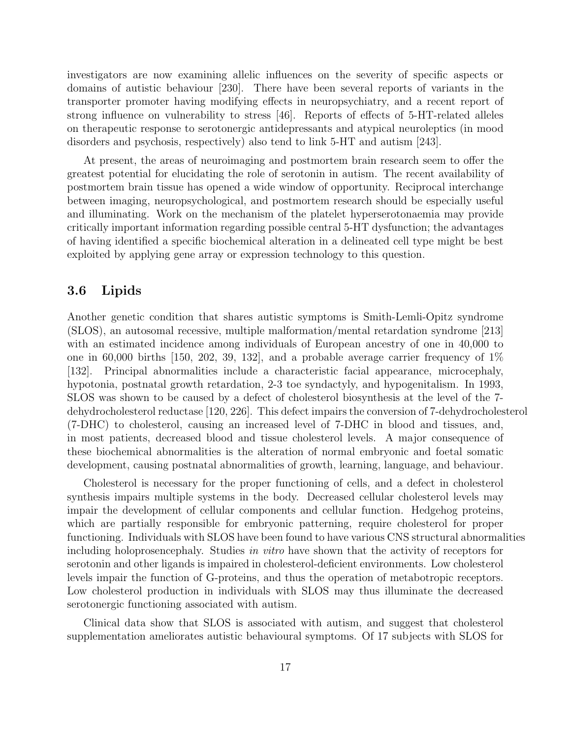investigators are now examining allelic influences on the severity of specific aspects or domains of autistic behaviour [230]. There have been several reports of variants in the transporter promoter having modifying effects in neuropsychiatry, and a recent report of strong influence on vulnerability to stress [46]. Reports of effects of 5-HT-related alleles on therapeutic response to serotonergic antidepressants and atypical neuroleptics (in mood disorders and psychosis, respectively) also tend to link 5-HT and autism [243].

At present, the areas of neuroimaging and postmortem brain research seem to offer the greatest potential for elucidating the role of serotonin in autism. The recent availability of postmortem brain tissue has opened a wide window of opportunity. Reciprocal interchange between imaging, neuropsychological, and postmortem research should be especially useful and illuminating. Work on the mechanism of the platelet hyperserotonaemia may provide critically important information regarding possible central 5-HT dysfunction; the advantages of having identified a specific biochemical alteration in a delineated cell type might be best exploited by applying gene array or expression technology to this question.

### 3.6 Lipids

Another genetic condition that shares autistic symptoms is Smith-Lemli-Opitz syndrome (SLOS), an autosomal recessive, multiple malformation/mental retardation syndrome [213] with an estimated incidence among individuals of European ancestry of one in 40,000 to one in 60,000 births [150, 202, 39, 132], and a probable average carrier frequency of 1% [132]. Principal abnormalities include a characteristic facial appearance, microcephaly, hypotonia, postnatal growth retardation, 2-3 toe syndactyly, and hypogenitalism. In 1993, SLOS was shown to be caused by a defect of cholesterol biosynthesis at the level of the 7-dehydrocholesterol reductase [120, 226]. This defect impairs the conversion of 7-dehydrocholesterol (7-DHC) to cholesterol, causing an increased level of 7-DHC in blood and tissues, and, in most patients, decreased blood and tissue cholesterol levels. A major consequence of these biochemical abnormalities is the alteration of normal embryonic and foetal somatic development, causing postnatal abnormalities of growth, learning, language, and behaviour.

Cholesterol is necessary for the proper functioning of cells, and a defect in cholesterol synthesis impairs multiple systems in the body. Decreased cellular cholesterol levels may impair the development of cellular components and cellular function. Hedgehog proteins, which are partially responsible for embryonic patterning, require cholesterol for proper functioning. Individuals with SLOS have been found to have various CNS structural abnormalities including holoprosencephaly. Studies *in vitro* have shown that the activity of receptors for serotonin and other ligands is impaired in cholesterol-deficient environments. Low cholesterol levels impair the function of G-proteins, and thus the operation of metabotropic receptors. Low cholesterol production in individuals with SLOS may thus illuminate the decreased serotonergic functioning associated with autism.

Clinical data show that SLOS is associated with autism, and suggest that cholesterol supplementation ameliorates autistic behavioural symptoms. Of 17 subjects with SLOS for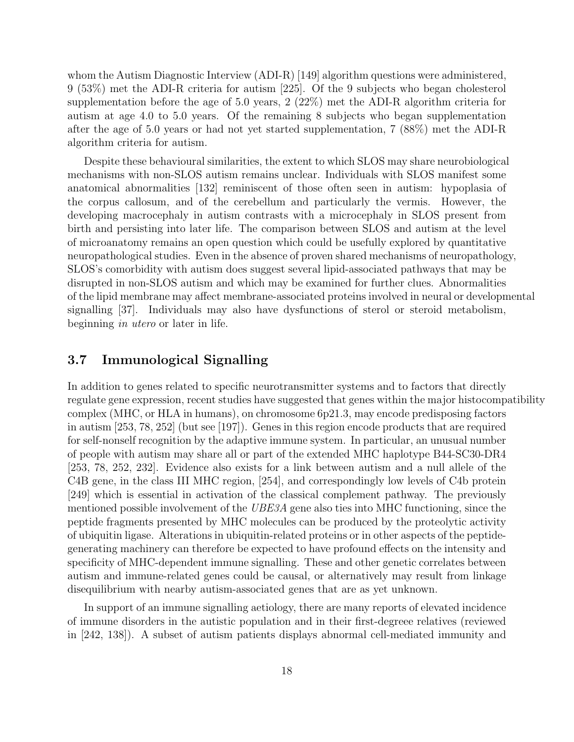whom the Autism Diagnostic Interview (ADI-R) [149] algorithm questions were administered, 9 (53%) met the ADI-R criteria for autism [225]. Of the 9 subjects who began cholesterol supplementation before the age of 5.0 years, 2 (22%) met the ADI-R algorithm criteria for autism at age 4.0 to 5.0 years. Of the remaining 8 subjects who began supplementation after the age of 5.0 years or had not yet started supplementation, 7 (88%) met the ADI-R algorithm criteria for autism.

Despite these behavioural similarities, the extent to which SLOS may share neurobiological mechanisms with non-SLOS autism remains unclear. Individuals with SLOS manifest some anatomical abnormalities [132] reminiscent of those often seen in autism: hypoplasia of the corpus callosum, and of the cerebellum and particularly the vermis. However, the developing macrocephaly in autism contrasts with a microcephaly in SLOS present from birth and persisting into later life. The comparison between SLOS and autism at the level of microanatomy remains an open question which could be usefully explored by quantitative neuropathological studies. Even in the absence of proven shared mechanisms of neuropathology, SLOS's comorbidity with autism does suggest several lipid-associated pathways that may be disrupted in non-SLOS autism and which may be examined for further clues. Abnormalities of the lipid membrane may affect membrane-associated proteins involved in neural or developmental signalling [37]. Individuals may also have dysfunctions of sterol or steroid metabolism, beginning *in utero* or later in life.

## 3.7 Immunological Signalling

In addition to genes related to specific neurotransmitter systems and to factors that directly regulate gene expression, recent studies have suggested that genes within the major histocompatibility complex (MHC, or HLA in humans), on chromosome 6p21.3, may encode predisposing factors in autism [253, 78, 252] (but see [197]). Genes in this region encode products that are required for self-nonself recognition by the adaptive immune system. In particular, an unusual number of people with autism may share all or part of the extended MHC haplotype B44-SC30-DR4 [253, 78, 252, 232]. Evidence also exists for a link between autism and a null allele of the C4B gene, in the class III MHC region, [254], and correspondingly low levels of C4b protein [249] which is essential in activation of the classical complement pathway. The previously mentioned possible involvement of the *UBE3A* gene also ties into MHC functioning, since the peptide fragments presented by MHC molecules can be produced by the proteolytic activity of ubiquitin ligase. Alterations in ubiquitin-related proteins or in other aspects of the peptide-generating machinery can therefore be expected to have profound effects on the intensity and specificity of MHC-dependent immune signalling. These and other genetic correlates between autism and immune-related genes could be causal, or alternatively may result from linkage disequilibrium with nearby autism-associated genes that are as yet unknown.

In support of an immune signalling aetiology, there are many reports of elevated incidence of immune disorders in the autistic population and in their first-degreee relatives (reviewed in [242, 138]). A subset of autism patients displays abnormal cell-mediated immunity and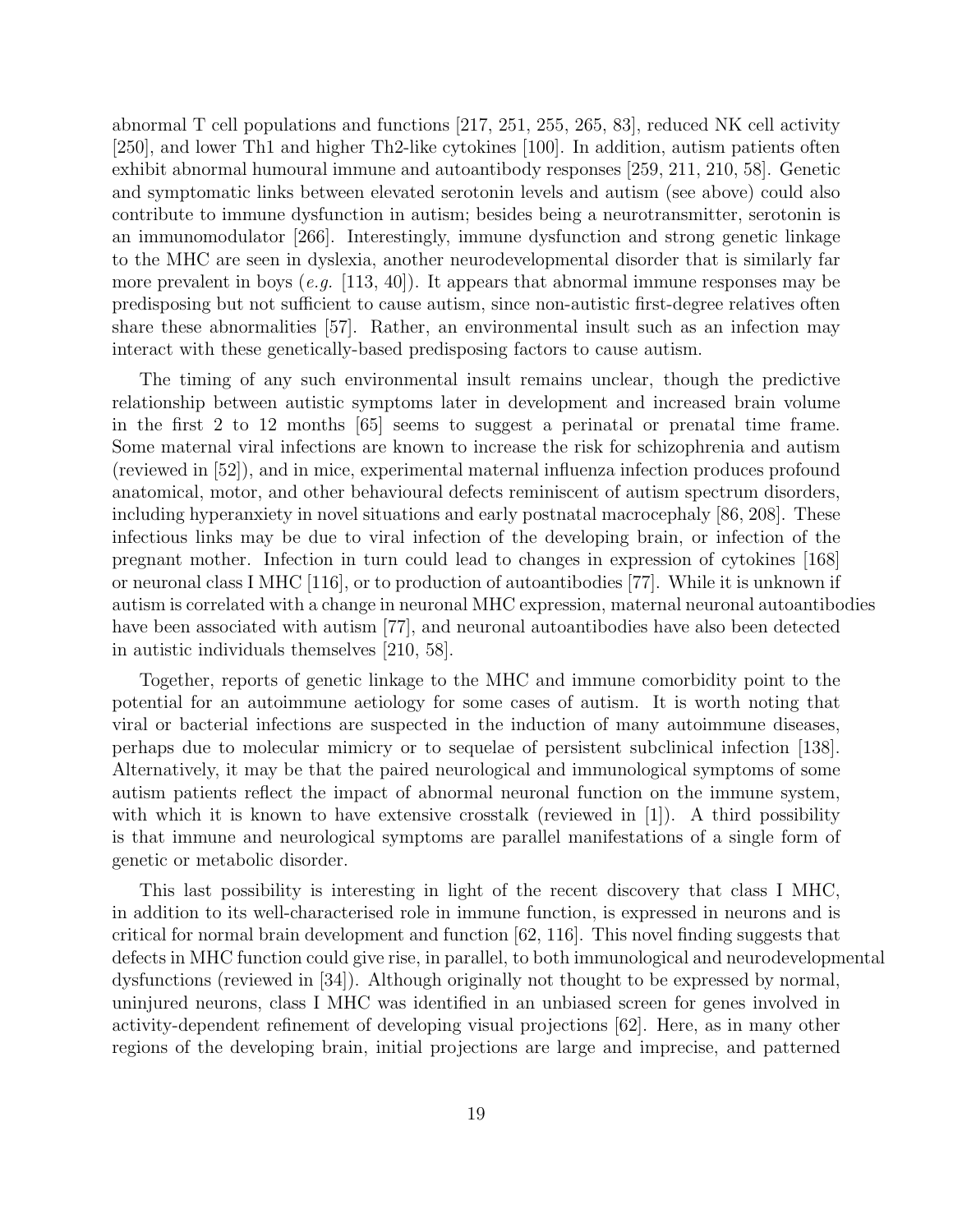abnormal T cell populations and functions [217, 251, 255, 265, 83], reduced NK cell activity [250], and lower Th1 and higher Th2-like cytokines [100]. In addition, autism patients often exhibit abnormal humoural immune and autoantibody responses [259, 211, 210, 58]. Genetic and symptomatic links between elevated serotonin levels and autism (see above) could also contribute to immune dysfunction in autism; besides being a neurotransmitter, serotonin is an immunomodulator [266]. Interestingly, immune dysfunction and strong genetic linkage to the MHC are seen in dyslexia, another neurodevelopmental disorder that is similarly far more prevalent in boys (*e.g.* [113, 40]). It appears that abnormal immune responses may be predisposing but not sufficient to cause autism, since non-autistic first-degree relatives often share these abnormalities [57]. Rather, an environmental insult such as an infection may interact with these genetically-based predisposing factors to cause autism.

The timing of any such environmental insult remains unclear, though the predictive relationship between autistic symptoms later in development and increased brain volume in the first 2 to 12 months [65] seems to suggest a perinatal or prenatal time frame. Some maternal viral infections are known to increase the risk for schizophrenia and autism (reviewed in [52]), and in mice, experimental maternal influenza infection produces profound anatomical, motor, and other behavioural defects reminiscent of autism spectrum disorders, including hyperanxiety in novel situations and early postnatal macrocephaly [86, 208]. These infectious links may be due to viral infection of the developing brain, or infection of the pregnant mother. Infection in turn could lead to changes in expression of cytokines [168] or neuronal class I MHC [116], or to production of autoantibodies [77]. While it is unknown if autism is correlated with a change in neuronal MHC expression, maternal neuronal autoantibodies have been associated with autism [77], and neuronal autoantibodies have also been detected in autistic individuals themselves [210, 58].

Together, reports of genetic linkage to the MHC and immune comorbidity point to the potential for an autoimmune aetiology for some cases of autism. It is worth noting that viral or bacterial infections are suspected in the induction of many autoimmune diseases, perhaps due to molecular mimicry or to sequelae of persistent subclinical infection [138]. Alternatively, it may be that the paired neurological and immunological symptoms of some autism patients reflect the impact of abnormal neuronal function on the immune system, with which it is known to have extensive crosstalk (reviewed in [1]). A third possibility is that immune and neurological symptoms are parallel manifestations of a single form of genetic or metabolic disorder.

This last possibility is interesting in light of the recent discovery that class I MHC, in addition to its well-characterised role in immune function, is expressed in neurons and is critical for normal brain development and function [62, 116]. This novel finding suggests that defects in MHC function could give rise, in parallel, to both immunological and neurodevelopmental dysfunctions (reviewed in [34]). Although originally not thought to be expressed by normal, uninjured neurons, class I MHC was identified in an unbiased screen for genes involved in activity-dependent refinement of developing visual projections [62]. Here, as in many other regions of the developing brain, initial projections are large and imprecise, and patterned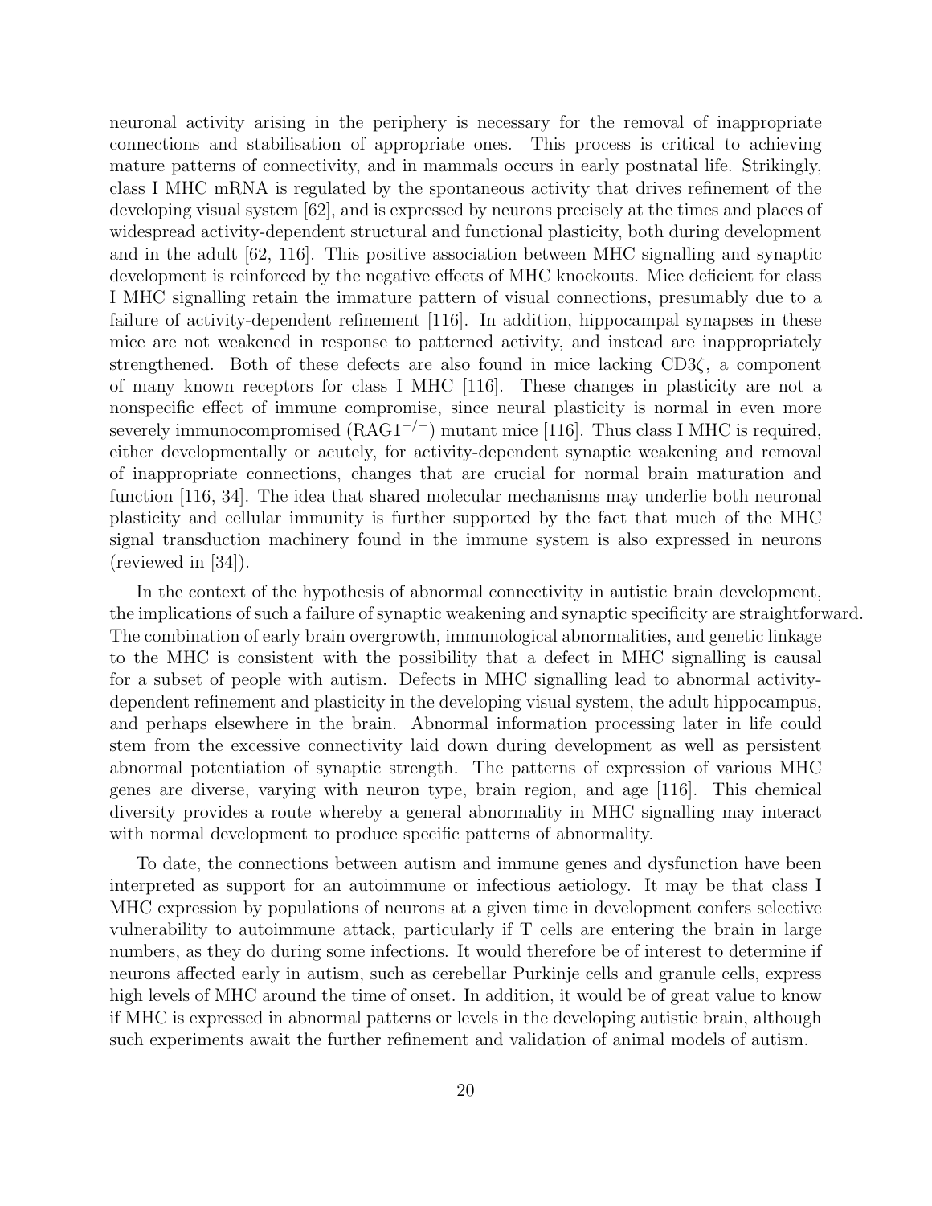neuronal activity arising in the periphery is necessary for the removal of inappropriate connections and stabilisation of appropriate ones. This process is critical to achieving mature patterns of connectivity, and in mammals occurs in early postnatal life. Strikingly, class I MHC mRNA is regulated by the spontaneous activity that drives refinement of the developing visual system [62], and is expressed by neurons precisely at the times and places of widespread activity-dependent structural and functional plasticity, both during development and in the adult [62, 116]. This positive association between MHC signalling and synaptic development is reinforced by the negative effects of MHC knockouts. Mice deficient for class I MHC signalling retain the immature pattern of visual connections, presumably due to a failure of activity-dependent refinement [116]. In addition, hippocampal synapses in these mice are not weakened in response to patterned activity, and instead are inappropriately strengthened. Both of these defects are also found in mice lacking CD3$\zeta$, a component of many known receptors for class I MHC [116]. These changes in plasticity are not a nonspecific effect of immune compromise, since neural plasticity is normal in even more severely immunocompromised (RAG1$^{-/-}$) mutant mice [116]. Thus class I MHC is required, either developmentally or acutely, for activity-dependent synaptic weakening and removal of inappropriate connections, changes that are crucial for normal brain maturation and function [116, 34]. The idea that shared molecular mechanisms may underlie both neuronal plasticity and cellular immunity is further supported by the fact that much of the MHC signal transduction machinery found in the immune system is also expressed in neurons (reviewed in [34]).

In the context of the hypothesis of abnormal connectivity in autistic brain development, the implications of such a failure of synaptic weakening and synaptic specificity are straightforward. The combination of early brain overgrowth, immunological abnormalities, and genetic linkage to the MHC is consistent with the possibility that a defect in MHC signalling is causal for a subset of people with autism. Defects in MHC signalling lead to abnormal activity-dependent refinement and plasticity in the developing visual system, the adult hippocampus, and perhaps elsewhere in the brain. Abnormal information processing later in life could stem from the excessive connectivity laid down during development as well as persistent abnormal potentiation of synaptic strength. The patterns of expression of various MHC genes are diverse, varying with neuron type, brain region, and age [116]. This chemical diversity provides a route whereby a general abnormality in MHC signalling may interact with normal development to produce specific patterns of abnormality.

To date, the connections between autism and immune genes and dysfunction have been interpreted as support for an autoimmune or infectious aetiology. It may be that class I MHC expression by populations of neurons at a given time in development confers selective vulnerability to autoimmune attack, particularly if T cells are entering the brain in large numbers, as they do during some infections. It would therefore be of interest to determine if neurons affected early in autism, such as cerebellar Purkinje cells and granule cells, express high levels of MHC around the time of onset. In addition, it would be of great value to know if MHC is expressed in abnormal patterns or levels in the developing autistic brain, although such experiments await the further refinement and validation of animal models of autism.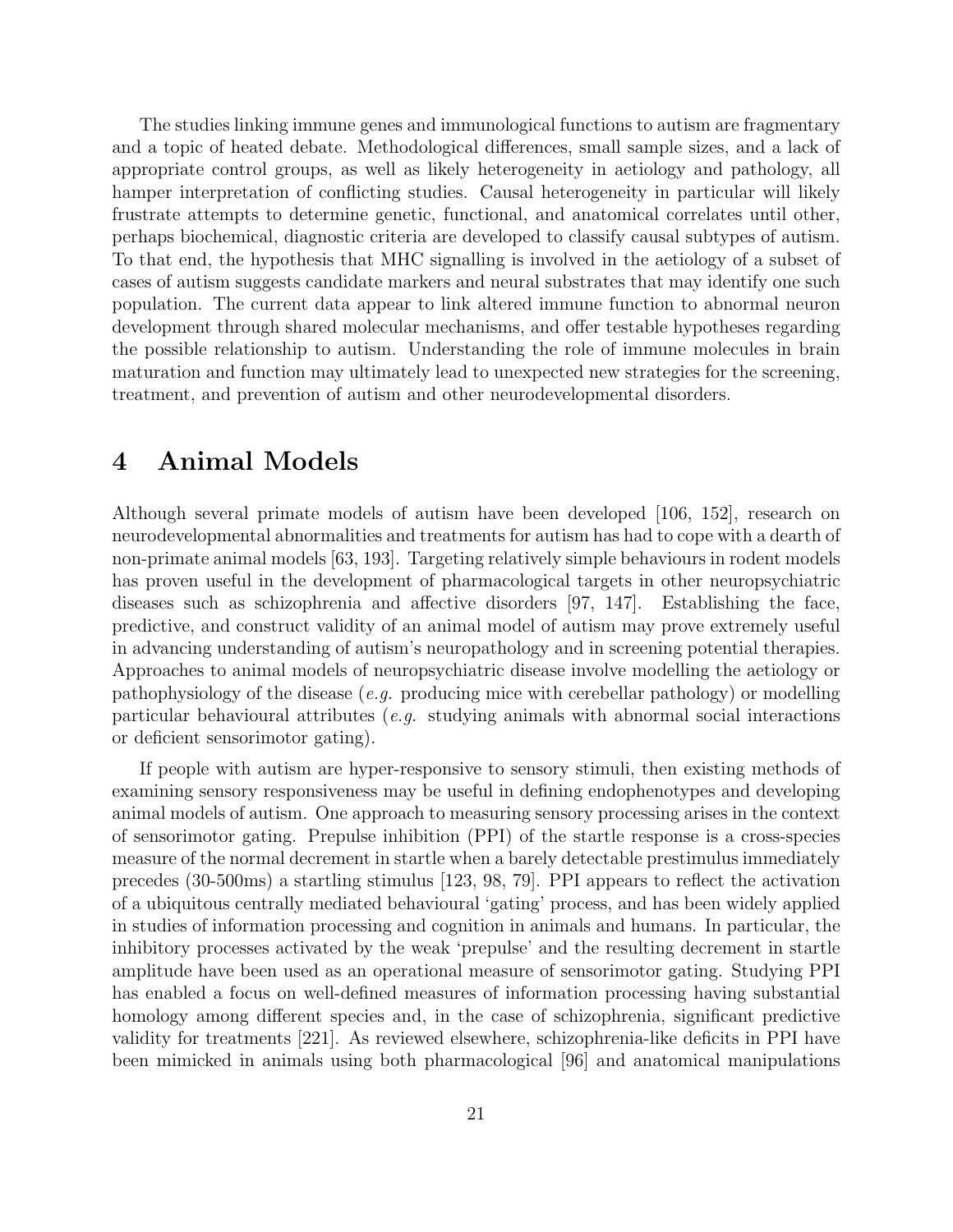The studies linking immune genes and immunological functions to autism are fragmentary and a topic of heated debate. Methodological differences, small sample sizes, and a lack of appropriate control groups, as well as likely heterogeneity in aetiology and pathology, all hamper interpretation of conflicting studies. Causal heterogeneity in particular will likely frustrate attempts to determine genetic, functional, and anatomical correlates until other, perhaps biochemical, diagnostic criteria are developed to classify causal subtypes of autism. To that end, the hypothesis that MHC signalling is involved in the aetiology of a subset of cases of autism suggests candidate markers and neural substrates that may identify one such population. The current data appear to link altered immune function to abnormal neuron development through shared molecular mechanisms, and offer testable hypotheses regarding the possible relationship to autism. Understanding the role of immune molecules in brain maturation and function may ultimately lead to unexpected new strategies for the screening, treatment, and prevention of autism and other neurodevelopmental disorders.

# 4 Animal Models

Although several primate models of autism have been developed [106, 152], research on neurodevelopmental abnormalities and treatments for autism has had to cope with a dearth of non-primate animal models [63, 193]. Targeting relatively simple behaviours in rodent models has proven useful in the development of pharmacological targets in other neuropsychiatric diseases such as schizophrenia and affective disorders [97, 147]. Establishing the face, predictive, and construct validity of an animal model of autism may prove extremely useful in advancing understanding of autism's neuropathology and in screening potential therapies. Approaches to animal models of neuropsychiatric disease involve modelling the aetiology or pathophysiology of the disease (*e.g.* producing mice with cerebellar pathology) or modelling particular behavioural attributes (*e.g.* studying animals with abnormal social interactions or deficient sensorimotor gating).

If people with autism are hyper-responsive to sensory stimuli, then existing methods of examining sensory responsiveness may be useful in defining endophenotypes and developing animal models of autism. One approach to measuring sensory processing arises in the context of sensorimotor gating. Prepulse inhibition (PPI) of the startle response is a cross-species measure of the normal decrement in startle when a barely detectable prestimulus immediately precedes (30-500ms) a startling stimulus [123, 98, 79]. PPI appears to reflect the activation of a ubiquitous centrally mediated behavioural 'gating' process, and has been widely applied in studies of information processing and cognition in animals and humans. In particular, the inhibitory processes activated by the weak 'prepulse' and the resulting decrement in startle amplitude have been used as an operational measure of sensorimotor gating. Studying PPI has enabled a focus on well-defined measures of information processing having substantial homology among different species and, in the case of schizophrenia, significant predictive validity for treatments [221]. As reviewed elsewhere, schizophrenia-like deficits in PPI have been mimicked in animals using both pharmacological [96] and anatomical manipulations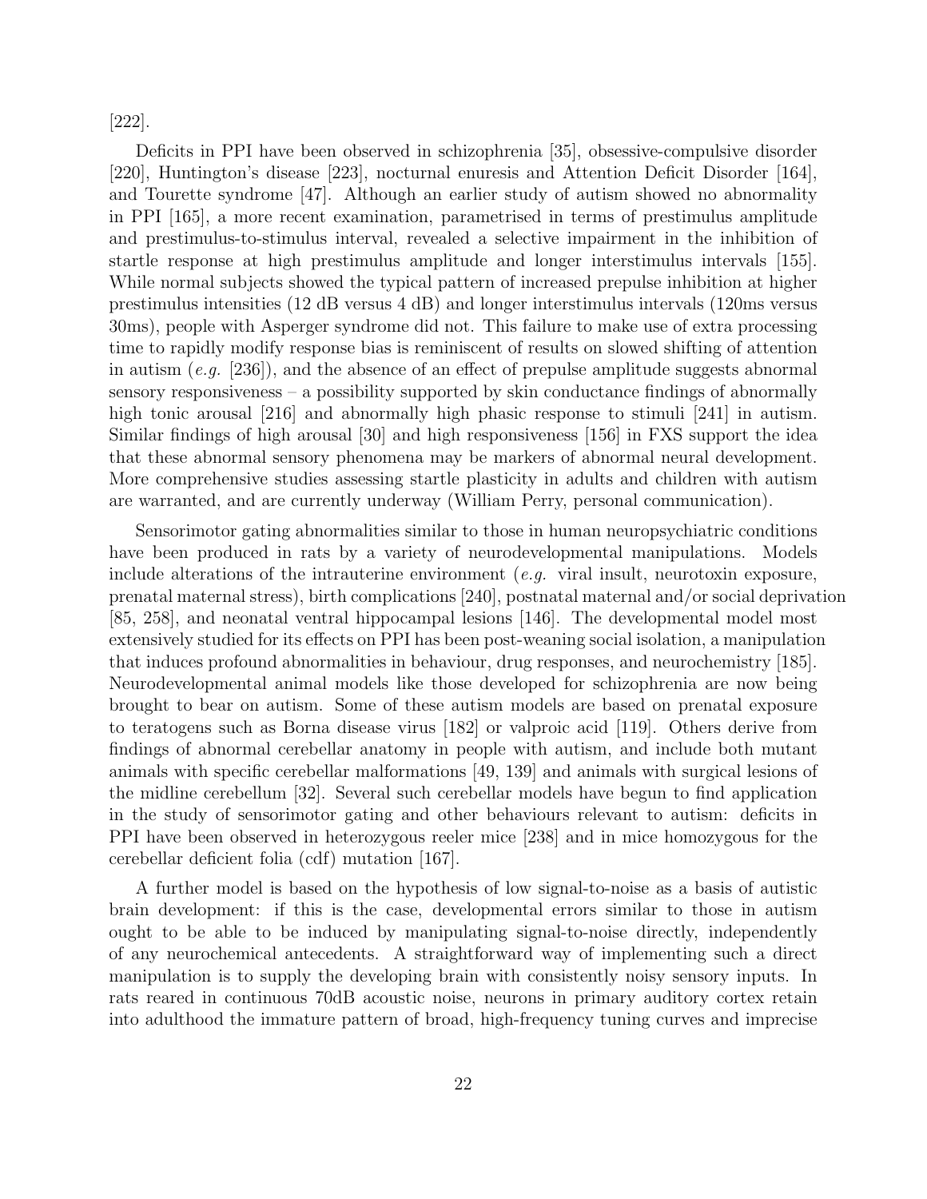[222].

Deficits in PPI have been observed in schizophrenia [35], obsessive-compulsive disorder [220], Huntington's disease [223], nocturnal enuresis and Attention Deficit Disorder [164], and Tourette syndrome [47]. Although an earlier study of autism showed no abnormality in PPI [165], a more recent examination, parametrised in terms of prestimulus amplitude and prestimulus-to-stimulus interval, revealed a selective impairment in the inhibition of startle response at high prestimulus amplitude and longer interstimulus intervals [155]. While normal subjects showed the typical pattern of increased prepulse inhibition at higher prestimulus intensities (12 dB versus 4 dB) and longer interstimulus intervals (120ms versus 30ms), people with Asperger syndrome did not. This failure to make use of extra processing time to rapidly modify response bias is reminiscent of results on slowed shifting of attention in autism (*e.g.* [236]), and the absence of an effect of prepulse amplitude suggests abnormal sensory responsiveness – a possibility supported by skin conductance findings of abnormally high tonic arousal [216] and abnormally high phasic response to stimuli [241] in autism. Similar findings of high arousal [30] and high responsiveness [156] in FXS support the idea that these abnormal sensory phenomena may be markers of abnormal neural development. More comprehensive studies assessing startle plasticity in adults and children with autism are warranted, and are currently underway (William Perry, personal communication).

Sensorimotor gating abnormalities similar to those in human neuropsychiatric conditions have been produced in rats by a variety of neurodevelopmental manipulations. Models include alterations of the intrauterine environment (*e.g.* viral insult, neurotoxin exposure, prenatal maternal stress), birth complications [240], postnatal maternal and/or social deprivation [85, 258], and neonatal ventral hippocampal lesions [146]. The developmental model most extensively studied for its effects on PPI has been post-weaning social isolation, a manipulation that induces profound abnormalities in behaviour, drug responses, and neurochemistry [185]. Neurodevelopmental animal models like those developed for schizophrenia are now being brought to bear on autism. Some of these autism models are based on prenatal exposure to teratogens such as Borna disease virus [182] or valproic acid [119]. Others derive from findings of abnormal cerebellar anatomy in people with autism, and include both mutant animals with specific cerebellar malformations [49, 139] and animals with surgical lesions of the midline cerebellum [32]. Several such cerebellar models have begun to find application in the study of sensorimotor gating and other behaviours relevant to autism: deficits in PPI have been observed in heterozygous reeler mice [238] and in mice homozygous for the cerebellar deficient folia (cdf) mutation [167].

A further model is based on the hypothesis of low signal-to-noise as a basis of autistic brain development: if this is the case, developmental errors similar to those in autism ought to be able to be induced by manipulating signal-to-noise directly, independently of any neurochemical antecedents. A straightforward way of implementing such a direct manipulation is to supply the developing brain with consistently noisy sensory inputs. In rats reared in continuous 70dB acoustic noise, neurons in primary auditory cortex retain into adulthood the immature pattern of broad, high-frequency tuning curves and imprecise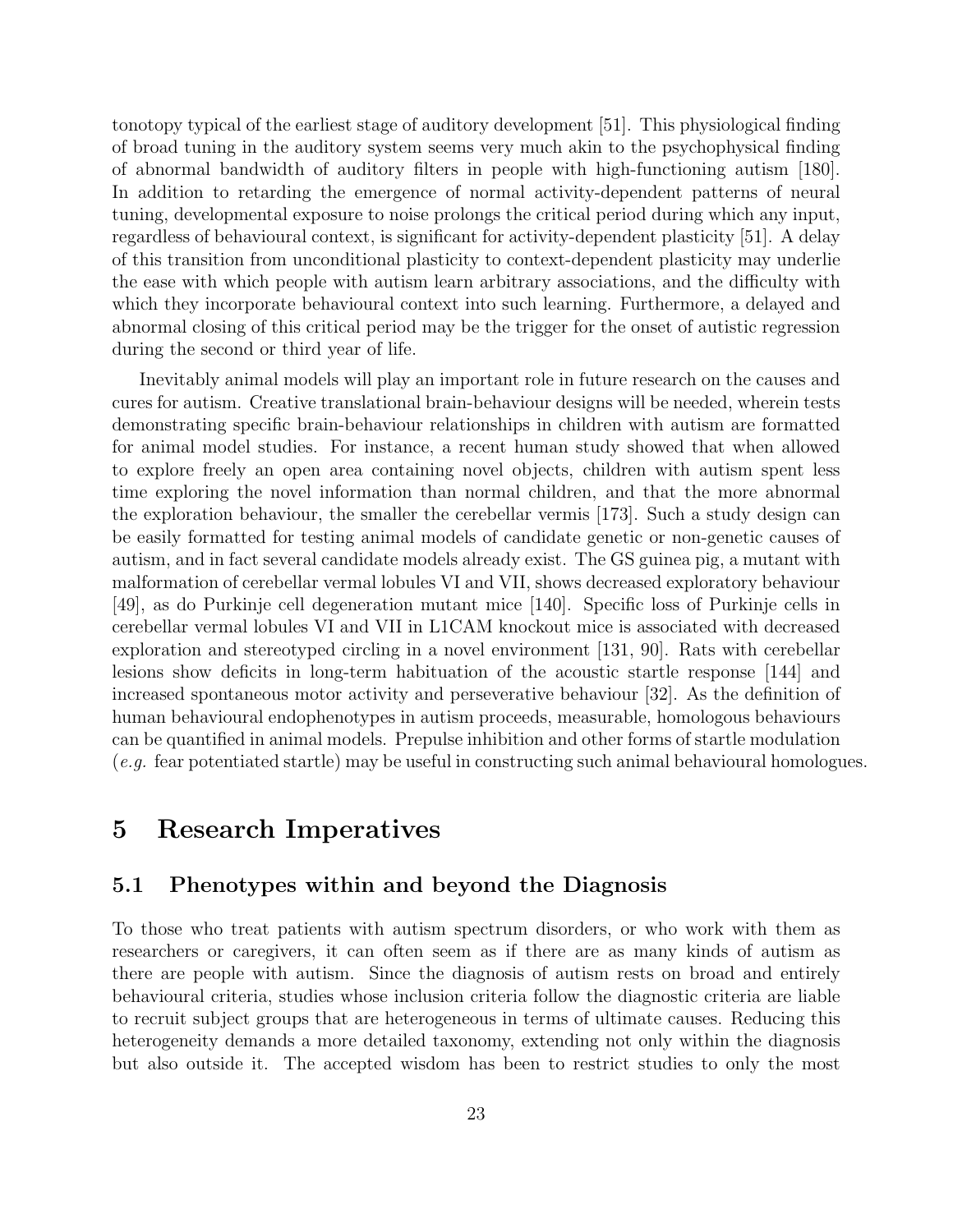tonotopy typical of the earliest stage of auditory development [51]. This physiological finding of broad tuning in the auditory system seems very much akin to the psychophysical finding of abnormal bandwidth of auditory filters in people with high-functioning autism [180]. In addition to retarding the emergence of normal activity-dependent patterns of neural tuning, developmental exposure to noise prolongs the critical period during which any input, regardless of behavioural context, is significant for activity-dependent plasticity [51]. A delay of this transition from unconditional plasticity to context-dependent plasticity may underlie the ease with which people with autism learn arbitrary associations, and the difficulty with which they incorporate behavioural context into such learning. Furthermore, a delayed and abnormal closing of this critical period may be the trigger for the onset of autistic regression during the second or third year of life.

Inevitably animal models will play an important role in future research on the causes and cures for autism. Creative translational brain-behaviour designs will be needed, wherein tests demonstrating specific brain-behaviour relationships in children with autism are formatted for animal model studies. For instance, a recent human study showed that when allowed to explore freely an open area containing novel objects, children with autism spent less time exploring the novel information than normal children, and that the more abnormal the exploration behaviour, the smaller the cerebellar vermis [173]. Such a study design can be easily formatted for testing animal models of candidate genetic or non-genetic causes of autism, and in fact several candidate models already exist. The GS guinea pig, a mutant with malformation of cerebellar vermal lobules VI and VII, shows decreased exploratory behaviour [49], as do Purkinje cell degeneration mutant mice [140]. Specific loss of Purkinje cells in cerebellar vermal lobules VI and VII in L1CAM knockout mice is associated with decreased exploration and stereotyped circling in a novel environment [131, 90]. Rats with cerebellar lesions show deficits in long-term habituation of the acoustic startle response [144] and increased spontaneous motor activity and perseverative behaviour [32]. As the definition of human behavioural endophenotypes in autism proceeds, measurable, homologous behaviours can be quantified in animal models. Prepulse inhibition and other forms of startle modulation (*e.g.* fear potentiated startle) may be useful in constructing such animal behavioural homologues.

# 5 Research Imperatives

## 5.1 Phenotypes within and beyond the Diagnosis

To those who treat patients with autism spectrum disorders, or who work with them as researchers or caregivers, it can often seem as if there are as many kinds of autism as there are people with autism. Since the diagnosis of autism rests on broad and entirely behavioural criteria, studies whose inclusion criteria follow the diagnostic criteria are liable to recruit subject groups that are heterogeneous in terms of ultimate causes. Reducing this heterogeneity demands a more detailed taxonomy, extending not only within the diagnosis but also outside it. The accepted wisdom has been to restrict studies to only the most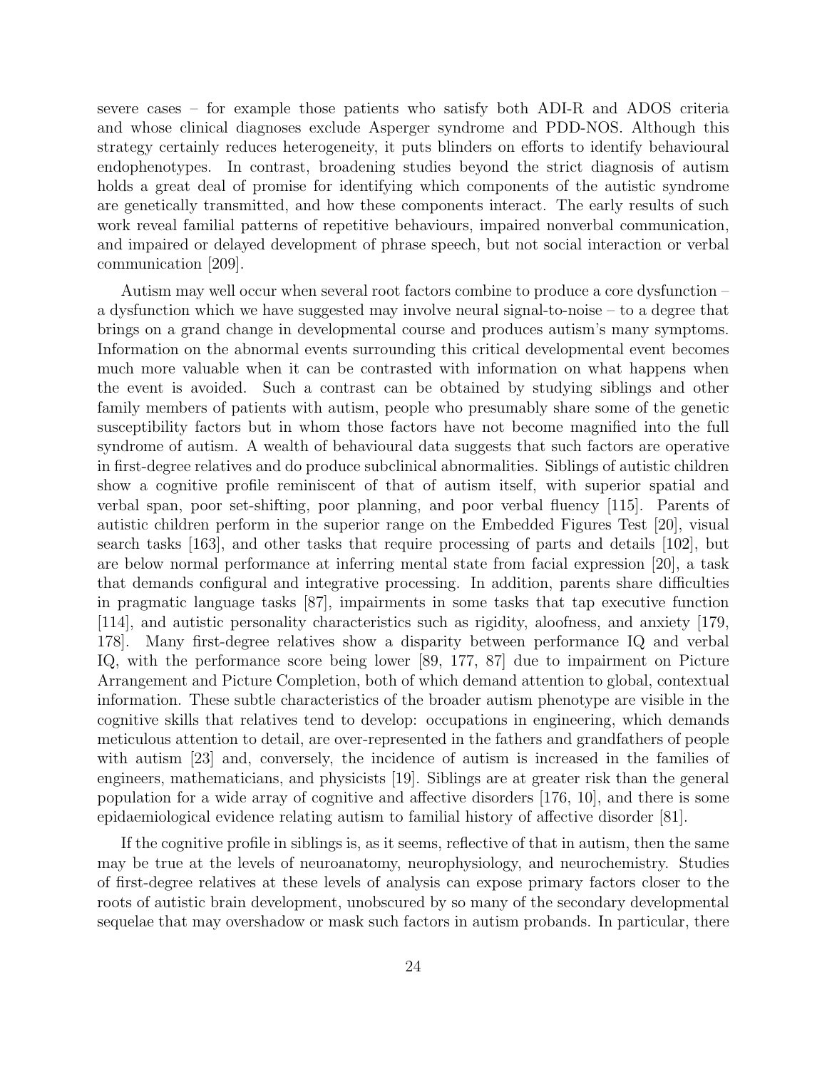severe cases – for example those patients who satisfy both ADI-R and ADOS criteria and whose clinical diagnoses exclude Asperger syndrome and PDD-NOS. Although this strategy certainly reduces heterogeneity, it puts blinders on efforts to identify behavioural endophenotypes. In contrast, broadening studies beyond the strict diagnosis of autism holds a great deal of promise for identifying which components of the autistic syndrome are genetically transmitted, and how these components interact. The early results of such work reveal familial patterns of repetitive behaviours, impaired nonverbal communication, and impaired or delayed development of phrase speech, but not social interaction or verbal communication [209].

Autism may well occur when several root factors combine to produce a core dysfunction – a dysfunction which we have suggested may involve neural signal-to-noise – to a degree that brings on a grand change in developmental course and produces autism's many symptoms. Information on the abnormal events surrounding this critical developmental event becomes much more valuable when it can be contrasted with information on what happens when the event is avoided. Such a contrast can be obtained by studying siblings and other family members of patients with autism, people who presumably share some of the genetic susceptibility factors but in whom those factors have not become magnified into the full syndrome of autism. A wealth of behavioural data suggests that such factors are operative in first-degree relatives and do produce subclinical abnormalities. Siblings of autistic children show a cognitive profile reminiscent of that of autism itself, with superior spatial and verbal span, poor set-shifting, poor planning, and poor verbal fluency [115]. Parents of autistic children perform in the superior range on the Embedded Figures Test [20], visual search tasks [163], and other tasks that require processing of parts and details [102], but are below normal performance at inferring mental state from facial expression [20], a task that demands configural and integrative processing. In addition, parents share difficulties in pragmatic language tasks [87], impairments in some tasks that tap executive function [114], and autistic personality characteristics such as rigidity, aloofness, and anxiety [179, 178]. Many first-degree relatives show a disparity between performance IQ and verbal IQ, with the performance score being lower [89, 177, 87] due to impairment on Picture Arrangement and Picture Completion, both of which demand attention to global, contextual information. These subtle characteristics of the broader autism phenotype are visible in the cognitive skills that relatives tend to develop: occupations in engineering, which demands meticulous attention to detail, are over-represented in the fathers and grandfathers of people with autism [23] and, conversely, the incidence of autism is increased in the families of engineers, mathematicians, and physicists [19]. Siblings are at greater risk than the general population for a wide array of cognitive and affective disorders [176, 10], and there is some epidaemiological evidence relating autism to familial history of affective disorder [81].

If the cognitive profile in siblings is, as it seems, reflective of that in autism, then the same may be true at the levels of neuroanatomy, neurophysiology, and neurochemistry. Studies of first-degree relatives at these levels of analysis can expose primary factors closer to the roots of autistic brain development, unobscured by so many of the secondary developmental sequelae that may overshadow or mask such factors in autism probands. In particular, there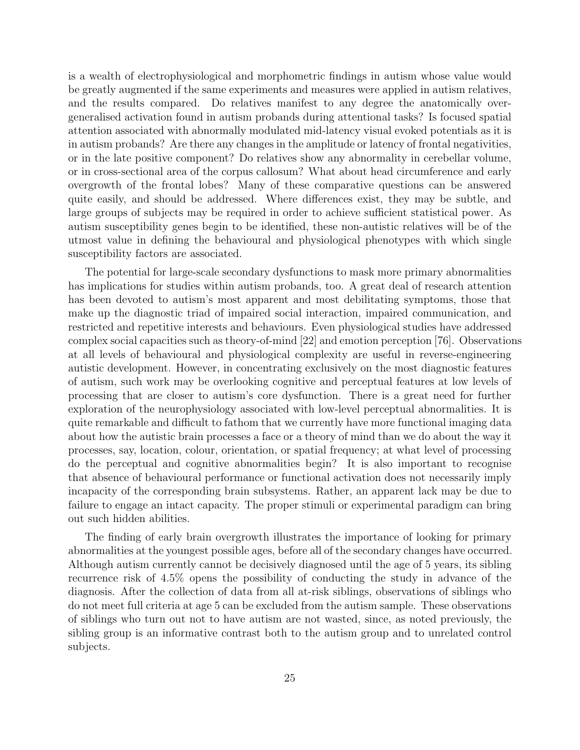is a wealth of electrophysiological and morphometric findings in autism whose value would be greatly augmented if the same experiments and measures were applied in autism relatives, and the results compared. Do relatives manifest to any degree the anatomically overgeneralised activation found in autism probands during attentional tasks? Is focused spatial attention associated with abnormally modulated mid-latency visual evoked potentials as it is in autism probands? Are there any changes in the amplitude or latency of frontal negativities, or in the late positive component? Do relatives show any abnormality in cerebellar volume, or in cross-sectional area of the corpus callosum? What about head circumference and early overgrowth of the frontal lobes? Many of these comparative questions can be answered quite easily, and should be addressed. Where differences exist, they may be subtle, and large groups of subjects may be required in order to achieve sufficient statistical power. As autism susceptibility genes begin to be identified, these non-autistic relatives will be of the utmost value in defining the behavioural and physiological phenotypes with which single susceptibility factors are associated.

The potential for large-scale secondary dysfunctions to mask more primary abnormalities has implications for studies within autism probands, too. A great deal of research attention has been devoted to autism's most apparent and most debilitating symptoms, those that make up the diagnostic triad of impaired social interaction, impaired communication, and restricted and repetitive interests and behaviours. Even physiological studies have addressed complex social capacities such as theory-of-mind [22] and emotion perception [76]. Observations at all levels of behavioural and physiological complexity are useful in reverse-engineering autistic development. However, in concentrating exclusively on the most diagnostic features of autism, such work may be overlooking cognitive and perceptual features at low levels of processing that are closer to autism's core dysfunction. There is a great need for further exploration of the neurophysiology associated with low-level perceptual abnormalities. It is quite remarkable and difficult to fathom that we currently have more functional imaging data about how the autistic brain processes a face or a theory of mind than we do about the way it processes, say, location, colour, orientation, or spatial frequency; at what level of processing do the perceptual and cognitive abnormalities begin? It is also important to recognise that absence of behavioural performance or functional activation does not necessarily imply incapacity of the corresponding brain subsystems. Rather, an apparent lack may be due to failure to engage an intact capacity. The proper stimuli or experimental paradigm can bring out such hidden abilities.

The finding of early brain overgrowth illustrates the importance of looking for primary abnormalities at the youngest possible ages, before all of the secondary changes have occurred. Although autism currently cannot be decisively diagnosed until the age of 5 years, its sibling recurrence risk of 4.5% opens the possibility of conducting the study in advance of the diagnosis. After the collection of data from all at-risk siblings, observations of siblings who do not meet full criteria at age 5 can be excluded from the autism sample. These observations of siblings who turn out not to have autism are not wasted, since, as noted previously, the sibling group is an informative contrast both to the autism group and to unrelated control subjects.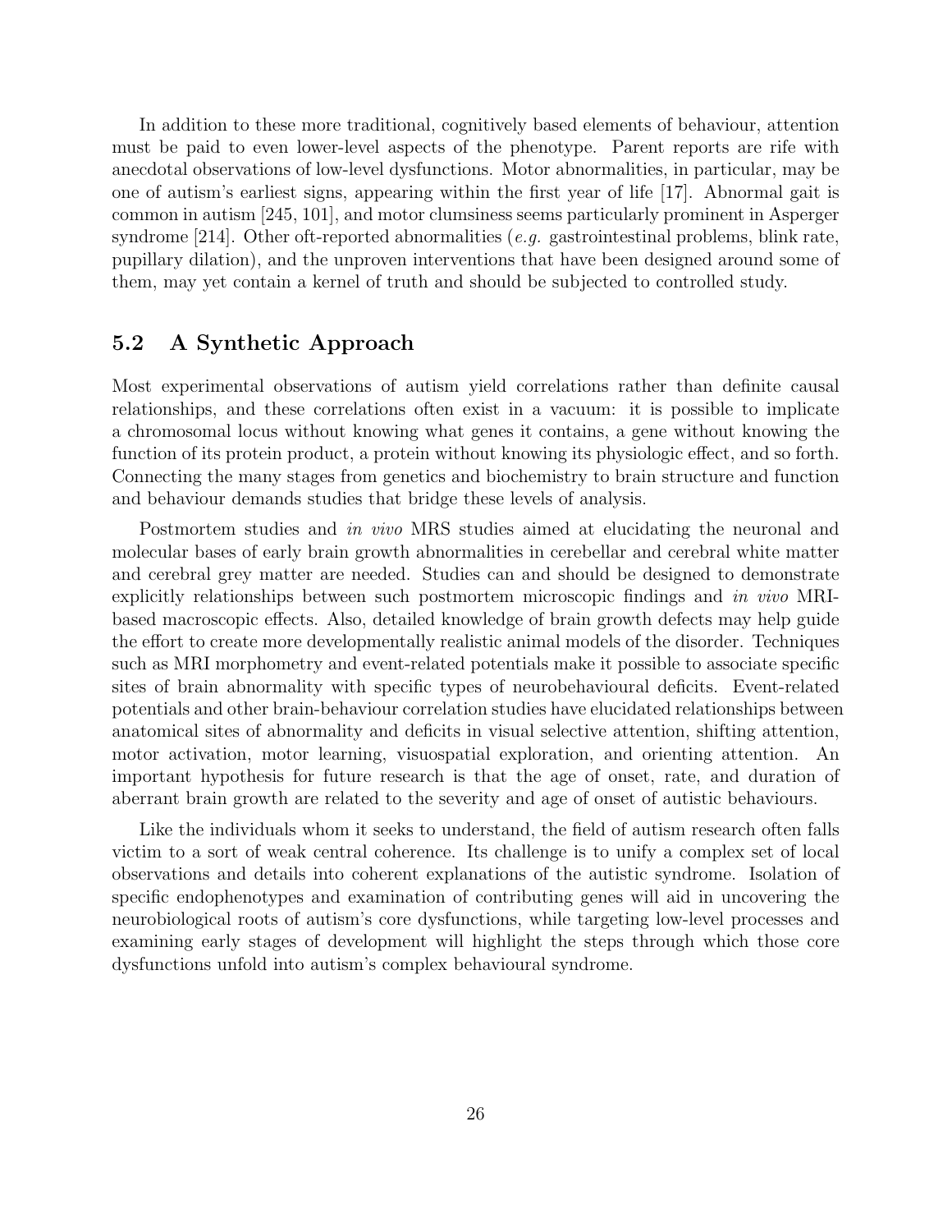In addition to these more traditional, cognitively based elements of behaviour, attention must be paid to even lower-level aspects of the phenotype. Parent reports are rife with anecdotal observations of low-level dysfunctions. Motor abnormalities, in particular, may be one of autism's earliest signs, appearing within the first year of life [17]. Abnormal gait is common in autism [245, 101], and motor clumsiness seems particularly prominent in Asperger syndrome [214]. Other oft-reported abnormalities (*e.g.* gastrointestinal problems, blink rate, pupillary dilation), and the unproven interventions that have been designed around some of them, may yet contain a kernel of truth and should be subjected to controlled study.

## 5.2 A Synthetic Approach

Most experimental observations of autism yield correlations rather than definite causal relationships, and these correlations often exist in a vacuum: it is possible to implicate a chromosomal locus without knowing what genes it contains, a gene without knowing the function of its protein product, a protein without knowing its physiologic effect, and so forth. Connecting the many stages from genetics and biochemistry to brain structure and function and behaviour demands studies that bridge these levels of analysis.

Postmortem studies and *in vivo* MRS studies aimed at elucidating the neuronal and molecular bases of early brain growth abnormalities in cerebellar and cerebral white matter and cerebral grey matter are needed. Studies can and should be designed to demonstrate explicitly relationships between such postmortem microscopic findings and *in vivo* MRI-based macroscopic effects. Also, detailed knowledge of brain growth defects may help guide the effort to create more developmentally realistic animal models of the disorder. Techniques such as MRI morphometry and event-related potentials make it possible to associate specific sites of brain abnormality with specific types of neurobehavioural deficits. Event-related potentials and other brain-behaviour correlation studies have elucidated relationships between anatomical sites of abnormality and deficits in visual selective attention, shifting attention, motor activation, motor learning, visuospatial exploration, and orienting attention. An important hypothesis for future research is that the age of onset, rate, and duration of aberrant brain growth are related to the severity and age of onset of autistic behaviours.

Like the individuals whom it seeks to understand, the field of autism research often falls victim to a sort of weak central coherence. Its challenge is to unify a complex set of local observations and details into coherent explanations of the autistic syndrome. Isolation of specific endophenotypes and examination of contributing genes will aid in uncovering the neurobiological roots of autism's core dysfunctions, while targeting low-level processes and examining early stages of development will highlight the steps through which those core dysfunctions unfold into autism's complex behavioural syndrome.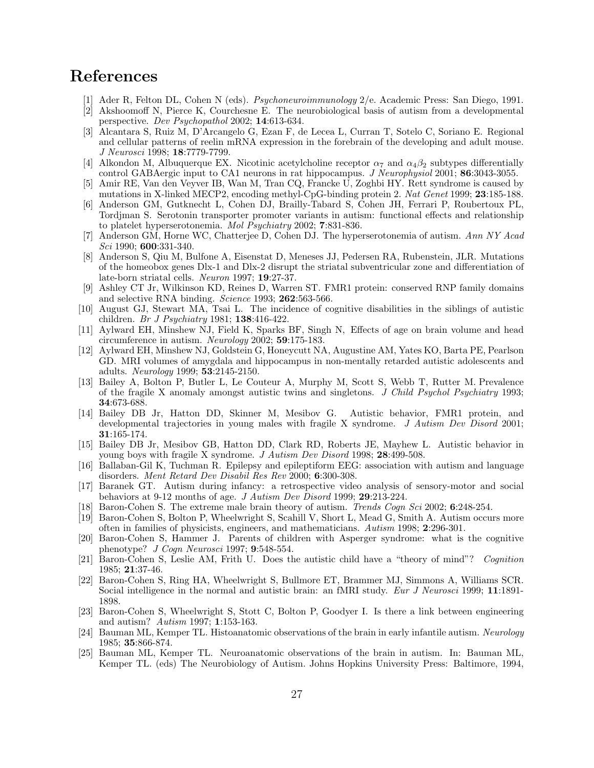# References

[1] Ader R, Felton DL, Cohen N (eds). *Psychoneuroimmunology* 2/e. Academic Press: San Diego, 1991.

[2] Akshoomoff N, Pierce K, Courchesne E. The neurobiological basis of autism from a developmental perspective. *Dev Psychopathol* 2002; **14**:613-634.

[3] Alcantara S, Ruiz M, D'Arcangelo G, Ezan F, de Lecea L, Curran T, Sotelo C, Soriano E. Regional and cellular patterns of reelin mRNA expression in the forebrain of the developing and adult mouse. *J Neurosci* 1998; **18**:7779-7799.

[4] Alkondon M, Albuquerque EX. Nicotinic acetylcholine receptor $\alpha_7$ and $\alpha_4\beta_2$ subtypes differentially control GABAergic input to CA1 neurons in rat hippocampus. *J Neurophysiol* 2001; **86**:3043-3055.

[5] Amir RE, Van den Veyver IB, Wan M, Tran CQ, Francke U, Zoghbi HY. Rett syndrome is caused by mutations in X-linked MECP2, encoding methyl-CpG-binding protein 2. *Nat Genet* 1999; **23**:185-188.

[6] Anderson GM, Gutknecht L, Cohen DJ, Brailly-Tabard S, Cohen JH, Ferrari P, Roubertoux PL, Tordjman S. Serotonin transporter promoter variants in autism: functional effects and relationship to platelet hyperserotonemia. *Mol Psychiatry* 2002; **7**:831-836.

[7] Anderson GM, Horne WC, Chatterjee D, Cohen DJ. The hyperserotonemia of autism. *Ann NY Acad Sci* 1990; **600**:331-340.

[8] Anderson S, Qiu M, Bulfone A, Eisenstat D, Meneses JJ, Pedersen RA, Rubenstein, JLR. Mutations of the homeobox genes Dlx-1 and Dlx-2 disrupt the striatal subventricular zone and differentiation of late-born striatal cells. *Neuron* 1997; **19**:27-37.

[9] Ashley CT Jr, Wilkinson KD, Reines D, Warren ST. FMR1 protein: conserved RNP family domains and selective RNA binding. *Science* 1993; **262**:563-566.

[10] August GJ, Stewart MA, Tsai L. The incidence of cognitive disabilities in the siblings of autistic children. *Br J Psychiatry* 1981; **138**:416-422.

[11] Aylward EH, Minshew NJ, Field K, Sparks BF, Singh N, Effects of age on brain volume and head circumference in autism. *Neurology* 2002; **59**:175-183.

[12] Aylward EH, Minshew NJ, Goldstein G, Honeycutt NA, Augustine AM, Yates KO, Barta PE, Pearlson GD. MRI volumes of amygdala and hippocampus in non-mentally retarded autistic adolescents and adults. *Neurology* 1999; **53**:2145-2150.

[13] Bailey A, Bolton P, Butler L, Le Couteur A, Murphy M, Scott S, Webb T, Rutter M. Prevalence of the fragile X anomaly amongst autistic twins and singletons. *J Child Psychol Psychiatry* 1993; **34**:673-688.

[14] Bailey DB Jr, Hatton DD, Skinner M, Mesibov G. Autistic behavior, FMR1 protein, and developmental trajectories in young males with fragile X syndrome. *J Autism Dev Disord* 2001; **31**:165-174.

[15] Bailey DB Jr, Mesibov GB, Hatton DD, Clark RD, Roberts JE, Mayhew L. Autistic behavior in young boys with fragile X syndrome. *J Autism Dev Disord* 1998; **28**:499-508.

[16] Ballaban-Gil K, Tuchman R. Epilepsy and epileptiform EEG: association with autism and language disorders. *Ment Retard Dev Disabil Res Rev* 2000; **6**:300-308.

[17] Baranek GT. Autism during infancy: a retrospective video analysis of sensory-motor and social behaviors at 9-12 months of age. *J Autism Dev Disord* 1999; **29**:213-224.

[18] Baron-Cohen S. The extreme male brain theory of autism. *Trends Cogn Sci* 2002; **6**:248-254.

[19] Baron-Cohen S, Bolton P, Wheelwright S, Scahill V, Short L, Mead G, Smith A. Autism occurs more often in families of physicists, engineers, and mathematicians. *Autism* 1998; **2**:296-301.

[20] Baron-Cohen S, Hammer J. Parents of children with Asperger syndrome: what is the cognitive phenotype? *J Cogn Neurosci* 1997; **9**:548-554.

[21] Baron-Cohen S, Leslie AM, Frith U. Does the autistic child have a "theory of mind"? *Cognition* 1985; **21**:37-46.

[22] Baron-Cohen S, Ring HA, Wheelwright S, Bullmore ET, Brammer MJ, Simmons A, Williams SCR. Social intelligence in the normal and autistic brain: an fMRI study. *Eur J Neurosci* 1999; **11**:1891-1898.

[23] Baron-Cohen S, Wheelwright S, Stott C, Bolton P, Goodyer I. Is there a link between engineering and autism? *Autism* 1997; **1**:153-163.

[24] Bauman ML, Kemper TL. Histoanatomic observations of the brain in early infantile autism. *Neurology* 1985; **35**:866-874.

[25] Bauman ML, Kemper TL. Neuroanatomic observations of the brain in autism. In: Bauman ML, Kemper TL. (eds) The Neurobiology of Autism. Johns Hopkins University Press: Baltimore, 1994,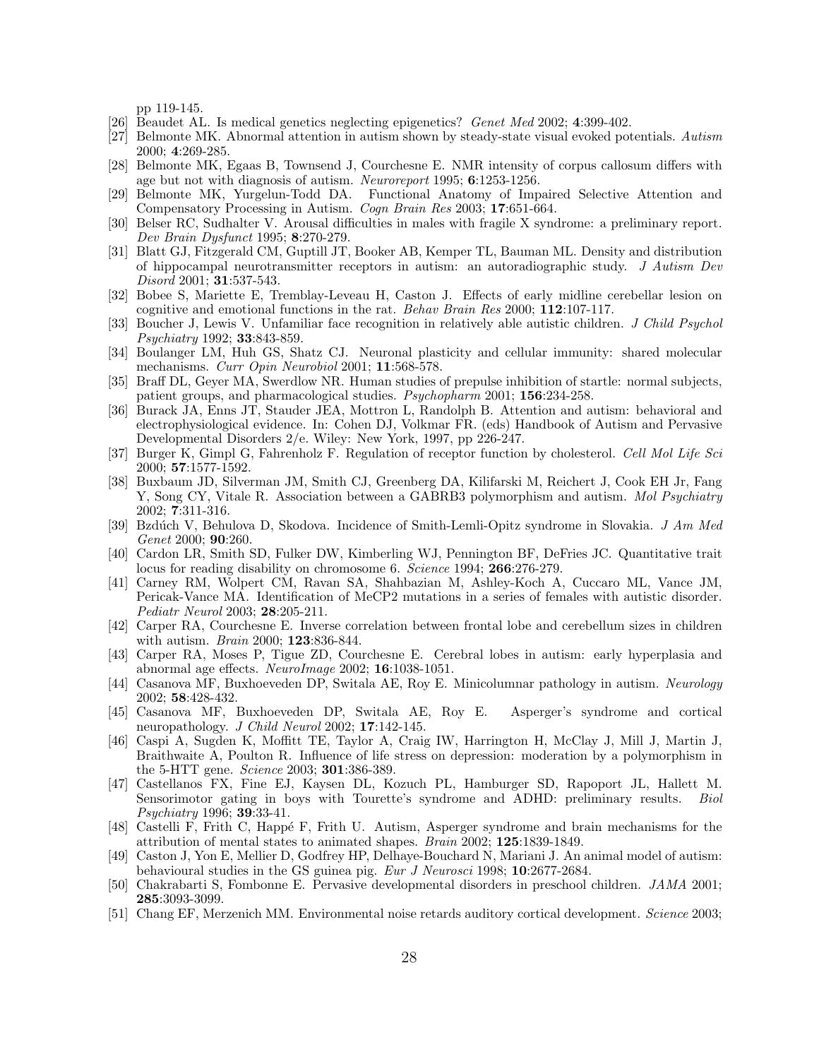pp 119-145.

[26] Beaudet AL. Is medical genetics neglecting epigenetics? *Genet Med* 2002; **4**:399-402.

[27] Belmonte MK. Abnormal attention in autism shown by steady-state visual evoked potentials. *Autism* 2000; **4**:269-285.

[28] Belmonte MK, Egaas B, Townsend J, Courchesne E. NMR intensity of corpus callosum differs with age but not with diagnosis of autism. *Neuroreport* 1995; **6**:1253-1256.

[29] Belmonte MK, Yurgelun-Todd DA. Functional Anatomy of Impaired Selective Attention and Compensatory Processing in Autism. *Cogn Brain Res* 2003; **17**:651-664.

[30] Belser RC, Sudhalter V. Arousal difficulties in males with fragile X syndrome: a preliminary report. *Dev Brain Dysfunct* 1995; **8**:270-279.

[31] Blatt GJ, Fitzgerald CM, Guptill JT, Booker AB, Kemper TL, Bauman ML. Density and distribution of hippocampal neurotransmitter receptors in autism: an autoradiographic study. *J Autism Dev Disord* 2001; **31**:537-543.

[32] Bobee S, Mariette E, Tremblay-Leveau H, Caston J. Effects of early midline cerebellar lesion on cognitive and emotional functions in the rat. *Behav Brain Res* 2000; **112**:107-117.

[33] Boucher J, Lewis V. Unfamiliar face recognition in relatively able autistic children. *J Child Psychol Psychiatry* 1992; **33**:843-859.

[34] Boulanger LM, Huh GS, Shatz CJ. Neuronal plasticity and cellular immunity: shared molecular mechanisms. *Curr Opin Neurobiol* 2001; **11**:568-578.

[35] Braff DL, Geyer MA, Swerdlow NR. Human studies of prepulse inhibition of startle: normal subjects, patient groups, and pharmacological studies. *Psychopharm* 2001; **156**:234-258.

[36] Burack JA, Enns JT, Stauder JEA, Mottron L, Randolph B. Attention and autism: behavioral and electrophysiological evidence. In: Cohen DJ, Volkmar FR. (eds) Handbook of Autism and Pervasive Developmental Disorders 2/e. Wiley: New York, 1997, pp 226-247.

[37] Burger K, Gimpl G, Fahrenholz F. Regulation of receptor function by cholesterol. *Cell Mol Life Sci* 2000; **57**:1577-1592.

[38] Buxbaum JD, Silverman JM, Smith CJ, Greenberg DA, Kilifarski M, Reichert J, Cook EH Jr, Fang Y, Song CY, Vitale R. Association between a GABRB3 polymorphism and autism. *Mol Psychiatry* 2002; **7**:311-316.

[39] Bzdúch V, Behulova D, Skodova. Incidence of Smith-Lemli-Opitz syndrome in Slovakia. *J Am Med Genet* 2000; **90**:260.

[40] Cardon LR, Smith SD, Fulker DW, Kimberling WJ, Pennington BF, DeFries JC. Quantitative trait locus for reading disability on chromosome 6. *Science* 1994; **266**:276-279.

[41] Carney RM, Wolpert CM, Ravan SA, Shahbazian M, Ashley-Koch A, Cuccaro ML, Vance JM, Pericak-Vance MA. Identification of MeCP2 mutations in a series of females with autistic disorder. *Pediatr Neurol* 2003; **28**:205-211.

[42] Carper RA, Courchesne E. Inverse correlation between frontal lobe and cerebellum sizes in children with autism. *Brain* 2000; **123**:836-844.

[43] Carper RA, Moses P, Tigue ZD, Courchesne E. Cerebral lobes in autism: early hyperplasia and abnormal age effects. *NeuroImage* 2002; **16**:1038-1051.

[44] Casanova MF, Buxhoeveden DP, Switala AE, Roy E. Minicolumnar pathology in autism. *Neurology* 2002; **58**:428-432.

[45] Casanova MF, Buxhoeveden DP, Switala AE, Roy E. Asperger's syndrome and cortical neuropathology. *J Child Neurol* 2002; **17**:142-145.

[46] Caspi A, Sugden K, Moffitt TE, Taylor A, Craig IW, Harrington H, McClay J, Mill J, Martin J, Braithwaite A, Poulton R. Influence of life stress on depression: moderation by a polymorphism in the 5-HTT gene. *Science* 2003; **301**:386-389.

[47] Castellanos FX, Fine EJ, Kaysen DL, Kozuch PL, Hamburger SD, Rapoport JL, Hallett M. Sensorimotor gating in boys with Tourette's syndrome and ADHD: preliminary results. *Biol Psychiatry* 1996; **39**:33-41.

[48] Castelli F, Frith C, Happé F, Frith U. Autism, Asperger syndrome and brain mechanisms for the attribution of mental states to animated shapes. *Brain* 2002; **125**:1839-1849.

[49] Caston J, Yon E, Mellier D, Godfrey HP, Delhaye-Bouchard N, Mariani J. An animal model of autism: behavioural studies in the GS guinea pig. *Eur J Neurosci* 1998; **10**:2677-2684.

[50] Chakrabarti S, Fombonne E. Pervasive developmental disorders in preschool children. *JAMA* 2001; **285**:3093-3099.

[51] Chang EF, Merzenich MM. Environmental noise retards auditory cortical development. *Science* 2003;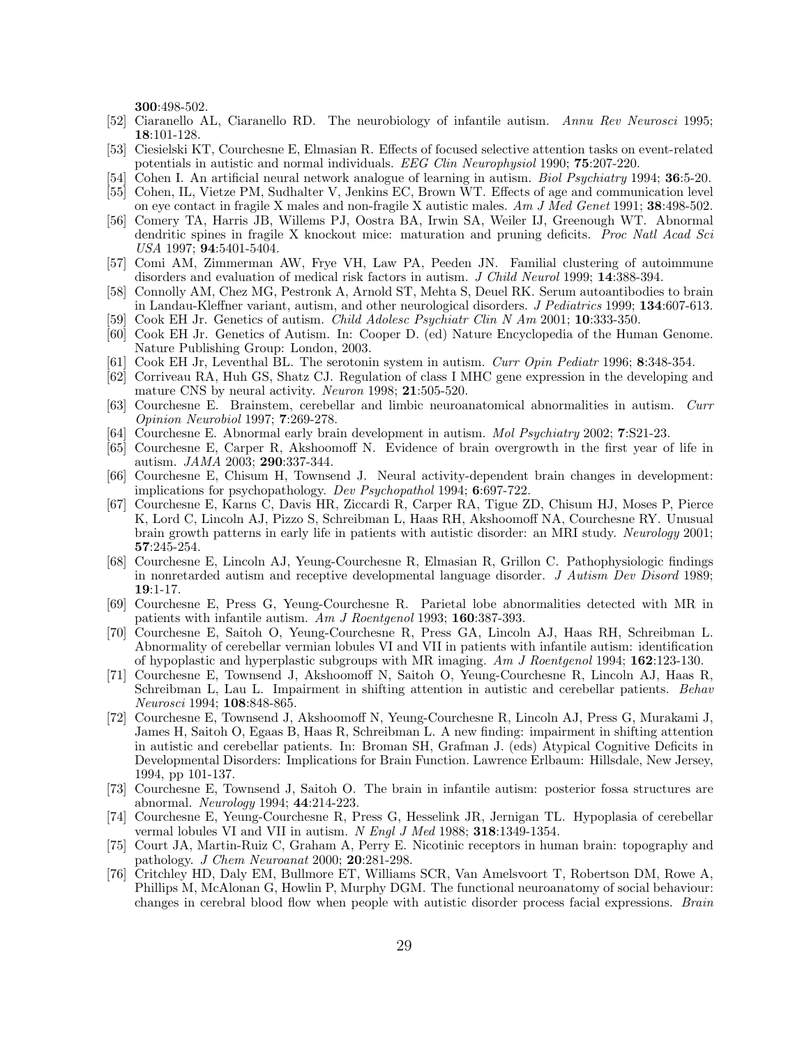**300**:498-502.

[52] Ciaranello AL, Ciaranello RD. The neurobiology of infantile autism. *Annu Rev Neurosci* 1995; **18**:101-128.

[53] Ciesielski KT, Courchesne E, Elmasian R. Effects of focused selective attention tasks on event-related potentials in autistic and normal individuals. *EEG Clin Neurophysiol* 1990; **75**:207-220.

[54] Cohen I. An artificial neural network analogue of learning in autism. *Biol Psychiatry* 1994; **36**:5-20.

[55] Cohen, IL, Vietze PM, Sudhalter V, Jenkins EC, Brown WT. Effects of age and communication level on eye contact in fragile X males and non-fragile X autistic males. *Am J Med Genet* 1991; **38**:498-502.

[56] Comery TA, Harris JB, Willems PJ, Oostra BA, Irwin SA, Weiler IJ, Greenough WT. Abnormal dendritic spines in fragile X knockout mice: maturation and pruning deficits. *Proc Natl Acad Sci USA* 1997; **94**:5401-5404.

[57] Comi AM, Zimmerman AW, Frye VH, Law PA, Peeden JN. Familial clustering of autoimmune disorders and evaluation of medical risk factors in autism. *J Child Neurol* 1999; **14**:388-394.

[58] Connolly AM, Chez MG, Pestronk A, Arnold ST, Mehta S, Deuel RK. Serum autoantibodies to brain in Landau-Kleffner variant, autism, and other neurological disorders. *J Pediatrics* 1999; **134**:607-613.

[59] Cook EH Jr. Genetics of autism. *Child Adolesc Psychiatr Clin N Am* 2001; **10**:333-350.

[60] Cook EH Jr. Genetics of Autism. In: Cooper D. (ed) Nature Encyclopedia of the Human Genome. Nature Publishing Group: London, 2003.

[61] Cook EH Jr, Leventhal BL. The serotonin system in autism. *Curr Opin Pediatr* 1996; **8**:348-354.

[62] Corriveau RA, Huh GS, Shatz CJ. Regulation of class I MHC gene expression in the developing and mature CNS by neural activity. *Neuron* 1998; **21**:505-520.

[63] Courchesne E. Brainstem, cerebellar and limbic neuroanatomical abnormalities in autism. *Curr Opinion Neurobiol* 1997; **7**:269-278.

[64] Courchesne E. Abnormal early brain development in autism. *Mol Psychiatry* 2002; **7**:S21-23.

[65] Courchesne E, Carper R, Akshoomoff N. Evidence of brain overgrowth in the first year of life in autism. *JAMA* 2003; **290**:337-344.

[66] Courchesne E, Chisum H, Townsend J. Neural activity-dependent brain changes in development: implications for psychopathology. *Dev Psychopathol* 1994; **6**:697-722.

[67] Courchesne E, Karns C, Davis HR, Ziccardi R, Carper RA, Tigue ZD, Chisum HJ, Moses P, Pierce K, Lord C, Lincoln AJ, Pizzo S, Schreibman L, Haas RH, Akshoomoff NA, Courchesne RY. Unusual brain growth patterns in early life in patients with autistic disorder: an MRI study. *Neurology* 2001; **57**:245-254.

[68] Courchesne E, Lincoln AJ, Yeung-Courchesne R, Elmasian R, Grillon C. Pathophysiologic findings in nonretarded autism and receptive developmental language disorder. *J Autism Dev Disord* 1989; **19**:1-17.

[69] Courchesne E, Press G, Yeung-Courchesne R. Parietal lobe abnormalities detected with MR in patients with infantile autism. *Am J Roentgenol* 1993; **160**:387-393.

[70] Courchesne E, Saitoh O, Yeung-Courchesne R, Press GA, Lincoln AJ, Haas RH, Schreibman L. Abnormality of cerebellar vermian lobules VI and VII in patients with infantile autism: identification of hypoplastic and hyperplastic subgroups with MR imaging. *Am J Roentgenol* 1994; **162**:123-130.

[71] Courchesne E, Townsend J, Akshoomoff N, Saitoh O, Yeung-Courchesne R, Lincoln AJ, Haas R, Schreibman L, Lau L. Impairment in shifting attention in autistic and cerebellar patients. *Behav Neurosci* 1994; **108**:848-865.

[72] Courchesne E, Townsend J, Akshoomoff N, Yeung-Courchesne R, Lincoln AJ, Press G, Murakami J, James H, Saitoh O, Egaas B, Haas R, Schreibman L. A new finding: impairment in shifting attention in autistic and cerebellar patients. In: Broman SH, Grafman J. (eds) Atypical Cognitive Deficits in Developmental Disorders: Implications for Brain Function. Lawrence Erlbaum: Hillsdale, New Jersey, 1994, pp 101-137.

[73] Courchesne E, Townsend J, Saitoh O. The brain in infantile autism: posterior fossa structures are abnormal. *Neurology* 1994; **44**:214-223.

[74] Courchesne E, Yeung-Courchesne R, Press G, Hesselink JR, Jernigan TL. Hypoplasia of cerebellar vermal lobules VI and VII in autism. *N Engl J Med* 1988; **318**:1349-1354.

[75] Court JA, Martin-Ruiz C, Graham A, Perry E. Nicotinic receptors in human brain: topography and pathology. *J Chem Neuroanat* 2000; **20**:281-298.

[76] Critchley HD, Daly EM, Bullmore ET, Williams SCR, Van Amelsvoort T, Robertson DM, Rowe A, Phillips M, McAlonan G, Howlin P, Murphy DGM. The functional neuroanatomy of social behaviour: changes in cerebral blood flow when people with autistic disorder process facial expressions. *Brain*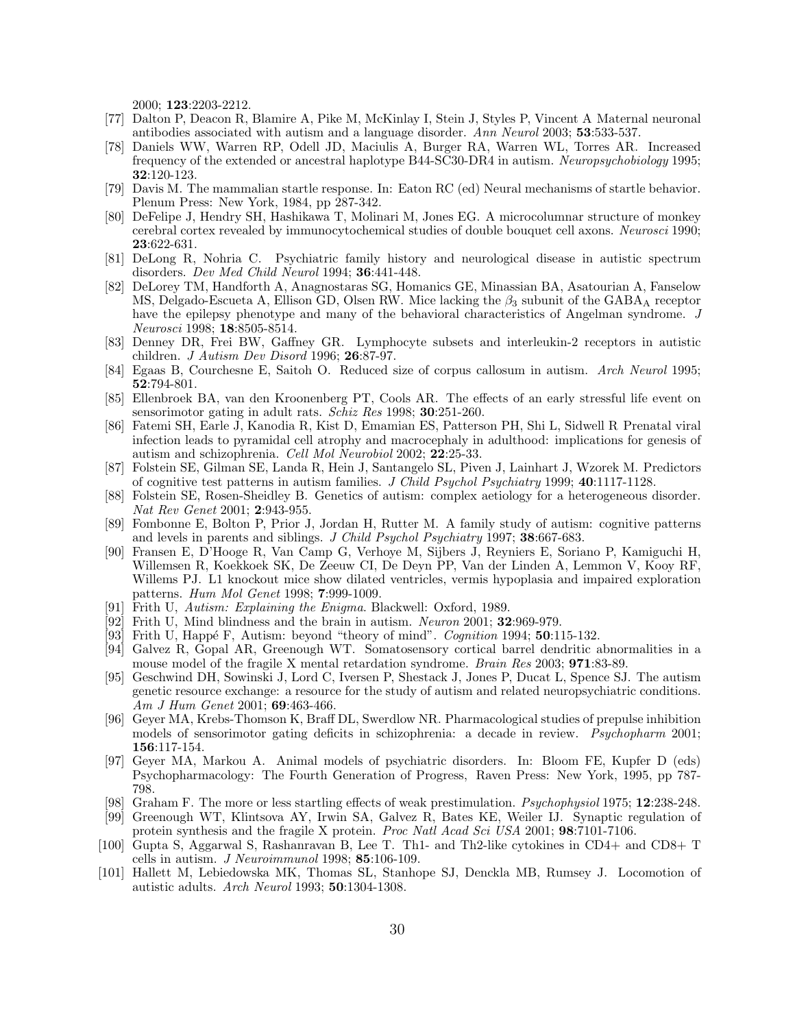2000; **123**:2203-2212.

[77] Dalton P, Deacon R, Blamire A, Pike M, McKinlay I, Stein J, Styles P, Vincent A Maternal neuronal antibodies associated with autism and a language disorder. *Ann Neurol* 2003; **53**:533-537.

[78] Daniels WW, Warren RP, Odell JD, Maciulis A, Burger RA, Warren WL, Torres AR. Increased frequency of the extended or ancestral haplotype B44-SC30-DR4 in autism. *Neuropsychobiology* 1995; **32**:120-123.

[79] Davis M. The mammalian startle response. In: Eaton RC (ed) Neural mechanisms of startle behavior. Plenum Press: New York, 1984, pp 287-342.

[80] DeFelipe J, Hendry SH, Hashikawa T, Molinari M, Jones EG. A microcolumnar structure of monkey cerebral cortex revealed by immunocytochemical studies of double bouquet cell axons. *Neurosci* 1990; **23**:622-631.

[81] DeLong R, Nohria C. Psychiatric family history and neurological disease in autistic spectrum disorders. *Dev Med Child Neurol* 1994; **36**:441-448.

[82] DeLorey TM, Handforth A, Anagnostaras SG, Homanics GE, Minassian BA, Asatourian A, Fanselow MS, Delgado-Escueta A, Ellison GD, Olsen RW. Mice lacking the $\beta_3$ subunit of the $\text{GABA}_\text{A}$ receptor have the epilepsy phenotype and many of the behavioral characteristics of Angelman syndrome. *J Neurosci* 1998; **18**:8505-8514.

[83] Denney DR, Frei BW, Gaffney GR. Lymphocyte subsets and interleukin-2 receptors in autistic children. *J Autism Dev Disord* 1996; **26**:87-97.

[84] Egaas B, Courchesne E, Saitoh O. Reduced size of corpus callosum in autism. *Arch Neurol* 1995; **52**:794-801.

[85] Ellenbroek BA, van den Kroonenberg PT, Cools AR. The effects of an early stressful life event on sensorimotor gating in adult rats. *Schiz Res* 1998; **30**:251-260.

[86] Fatemi SH, Earle J, Kanodia R, Kist D, Emamian ES, Patterson PH, Shi L, Sidwell R Prenatal viral infection leads to pyramidal cell atrophy and macrocephaly in adulthood: implications for genesis of autism and schizophrenia. *Cell Mol Neurobiol* 2002; **22**:25-33.

[87] Folstein SE, Gilman SE, Landa R, Hein J, Santangelo SL, Piven J, Lainhart J, Wzorek M. Predictors of cognitive test patterns in autism families. *J Child Psychol Psychiatry* 1999; **40**:1117-1128.

[88] Folstein SE, Rosen-Sheidley B. Genetics of autism: complex aetiology for a heterogeneous disorder. *Nat Rev Genet* 2001; **2**:943-955.

[89] Fombonne E, Bolton P, Prior J, Jordan H, Rutter M. A family study of autism: cognitive patterns and levels in parents and siblings. *J Child Psychol Psychiatry* 1997; **38**:667-683.

[90] Fransen E, D'Hooge R, Van Camp G, Verhoye M, Sijbers J, Reyniers E, Soriano P, Kamiguchi H, Willemsen R, Koekkoek SK, De Zeeuw CI, De Deyn PP, Van der Linden A, Lemmon V, Kooy RF, Willems PJ. L1 knockout mice show dilated ventricles, vermis hypoplasia and impaired exploration patterns. *Hum Mol Genet* 1998; **7**:999-1009.

[91] Frith U, *Autism: Explaining the Enigma*. Blackwell: Oxford, 1989.

[92] Frith U, Mind blindness and the brain in autism. *Neuron* 2001; **32**:969-979.

[93] Frith U, Happé F, Autism: beyond "theory of mind". *Cognition* 1994; **50**:115-132.

[94] Galvez R, Gopal AR, Greenough WT. Somatosensory cortical barrel dendritic abnormalities in a mouse model of the fragile X mental retardation syndrome. *Brain Res* 2003; **971**:83-89.

[95] Geschwind DH, Sowinski J, Lord C, Iversen P, Shestack J, Jones P, Ducat L, Spence SJ. The autism genetic resource exchange: a resource for the study of autism and related neuropsychiatric conditions. *Am J Hum Genet* 2001; **69**:463-466.

[96] Geyer MA, Krebs-Thomson K, Braff DL, Swerdlow NR. Pharmacological studies of prepulse inhibition models of sensorimotor gating deficits in schizophrenia: a decade in review. *Psychopharm* 2001; **156**:117-154.

[97] Geyer MA, Markou A. Animal models of psychiatric disorders. In: Bloom FE, Kupfer D (eds) Psychopharmacology: The Fourth Generation of Progress, Raven Press: New York, 1995, pp 787-798.

[98] Graham F. The more or less startling effects of weak prestimulation. *Psychophysiol* 1975; **12**:238-248.

[99] Greenough WT, Klintsova AY, Irwin SA, Galvez R, Bates KE, Weiler IJ. Synaptic regulation of protein synthesis and the fragile X protein. *Proc Natl Acad Sci USA* 2001; **98**:7101-7106.

[100] Gupta S, Aggarwal S, Rashanravan B, Lee T. Th1- and Th2-like cytokines in CD4+ and CD8+ T cells in autism. *J Neuroimmunol* 1998; **85**:106-109.

[101] Hallett M, Lebiedowska MK, Thomas SL, Stanhope SJ, Denckla MB, Rumsey J. Locomotion of autistic adults. *Arch Neurol* 1993; **50**:1304-1308.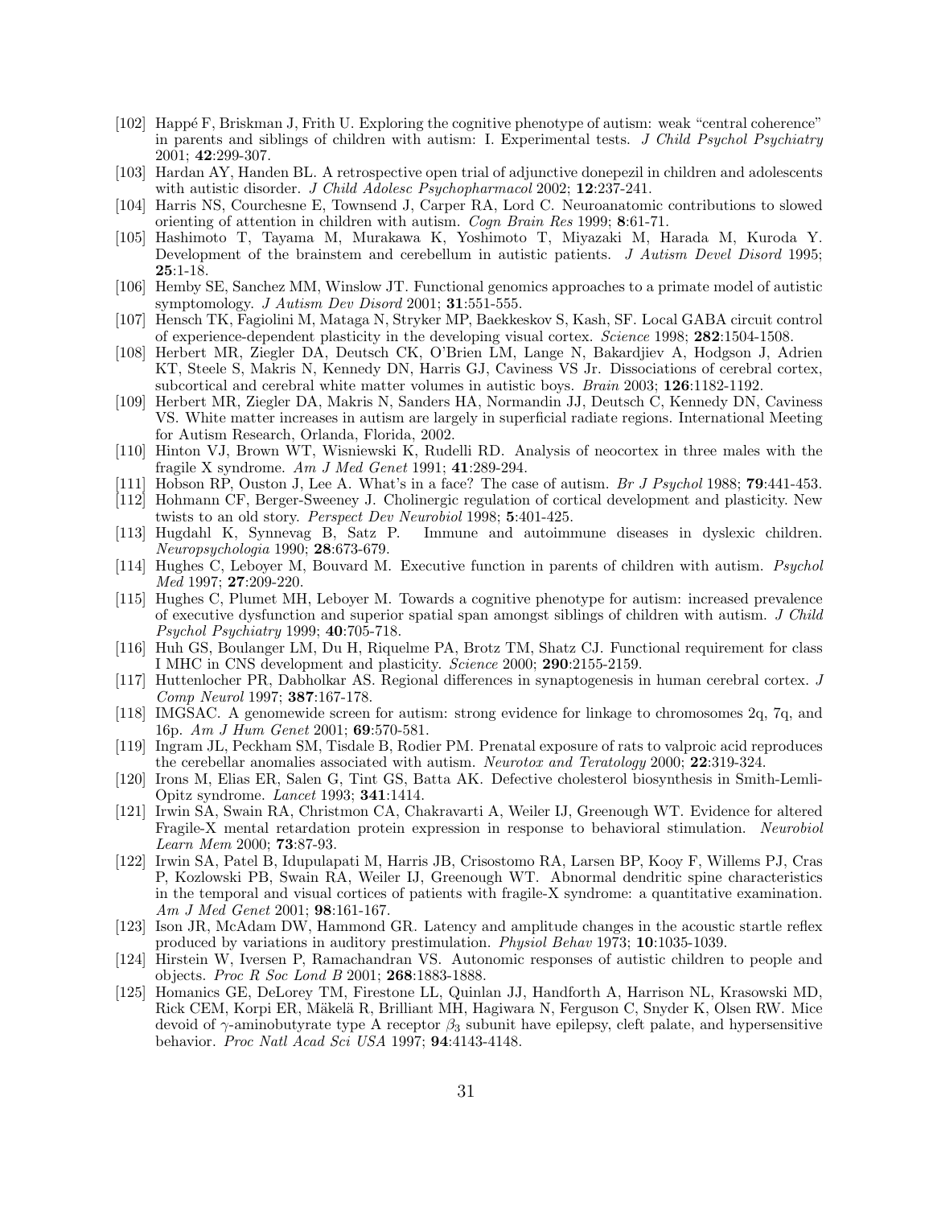[102] Happé F, Briskman J, Frith U. Exploring the cognitive phenotype of autism: weak "central coherence" in parents and siblings of children with autism: I. Experimental tests. *J Child Psychol Psychiatry* 2001; **42**:299-307.

[103] Hardan AY, Handen BL. A retrospective open trial of adjunctive donepezil in children and adolescents with autistic disorder. *J Child Adolesc Psychopharmacol* 2002; **12**:237-241.

[104] Harris NS, Courchesne E, Townsend J, Carper RA, Lord C. Neuroanatomic contributions to slowed orienting of attention in children with autism. *Cogn Brain Res* 1999; **8**:61-71.

[105] Hashimoto T, Tayama M, Murakawa K, Yoshimoto T, Miyazaki M, Harada M, Kuroda Y. Development of the brainstem and cerebellum in autistic patients. *J Autism Devel Disord* 1995; **25**:1-18.

[106] Hemby SE, Sanchez MM, Winslow JT. Functional genomics approaches to a primate model of autistic symptomology. *J Autism Dev Disord* 2001; **31**:551-555.

[107] Hensch TK, Fagiolini M, Mataga N, Stryker MP, Baekkeskov S, Kash, SF. Local GABA circuit control of experience-dependent plasticity in the developing visual cortex. *Science* 1998; **282**:1504-1508.

[108] Herbert MR, Ziegler DA, Deutsch CK, O'Brien LM, Lange N, Bakardjiev A, Hodgson J, Adrien KT, Steele S, Makris N, Kennedy DN, Harris GJ, Caviness VS Jr. Dissociations of cerebral cortex, subcortical and cerebral white matter volumes in autistic boys. *Brain* 2003; **126**:1182-1192.

[109] Herbert MR, Ziegler DA, Makris N, Sanders HA, Normandin JJ, Deutsch C, Kennedy DN, Caviness VS. White matter increases in autism are largely in superficial radiate regions. International Meeting for Autism Research, Orlanda, Florida, 2002.

[110] Hinton VJ, Brown WT, Wisniewski K, Rudelli RD. Analysis of neocortex in three males with the fragile X syndrome. *Am J Med Genet* 1991; **41**:289-294.

[111] Hobson RP, Ouston J, Lee A. What's in a face? The case of autism. *Br J Psychol* 1988; **79**:441-453.

[112] Hohmann CF, Berger-Sweeney J. Cholinergic regulation of cortical development and plasticity. New twists to an old story. *Perspect Dev Neurobiol* 1998; **5**:401-425.

[113] Hugdahl K, Synnevag B, Satz P. Immune and autoimmune diseases in dyslexic children. *Neuropsychologia* 1990; **28**:673-679.

[114] Hughes C, Leboyer M, Bouvard M. Executive function in parents of children with autism. *Psychol Med* 1997; **27**:209-220.

[115] Hughes C, Plumet MH, Leboyer M. Towards a cognitive phenotype for autism: increased prevalence of executive dysfunction and superior spatial span amongst siblings of children with autism. *J Child Psychol Psychiatry* 1999; **40**:705-718.

[116] Huh GS, Boulanger LM, Du H, Riquelme PA, Brotz TM, Shatz CJ. Functional requirement for class I MHC in CNS development and plasticity. *Science* 2000; **290**:2155-2159.

[117] Huttenlocher PR, Dabholkar AS. Regional differences in synaptogenesis in human cerebral cortex. *J Comp Neurol* 1997; **387**:167-178.

[118] IMGSAC. A genomewide screen for autism: strong evidence for linkage to chromosomes 2q, 7q, and 16p. *Am J Hum Genet* 2001; **69**:570-581.

[119] Ingram JL, Peckham SM, Tisdale B, Rodier PM. Prenatal exposure of rats to valproic acid reproduces the cerebellar anomalies associated with autism. *Neurotox and Teratology* 2000; **22**:319-324.

[120] Irons M, Elias ER, Salen G, Tint GS, Batta AK. Defective cholesterol biosynthesis in Smith-Lemli-Opitz syndrome. *Lancet* 1993; **341**:1414.

[121] Irwin SA, Swain RA, Christmon CA, Chakravarti A, Weiler IJ, Greenough WT. Evidence for altered Fragile-X mental retardation protein expression in response to behavioral stimulation. *Neurobiol Learn Mem* 2000; **73**:87-93.

[122] Irwin SA, Patel B, Idupulapati M, Harris JB, Crisostomo RA, Larsen BP, Kooy F, Willems PJ, Cras P, Kozlowski PB, Swain RA, Weiler IJ, Greenough WT. Abnormal dendritic spine characteristics in the temporal and visual cortices of patients with fragile-X syndrome: a quantitative examination. *Am J Med Genet* 2001; **98**:161-167.

[123] Ison JR, McAdam DW, Hammond GR. Latency and amplitude changes in the acoustic startle reflex produced by variations in auditory prestimulation. *Physiol Behav* 1973; **10**:1035-1039.

[124] Hirstein W, Iversen P, Ramachandran VS. Autonomic responses of autistic children to people and objects. *Proc R Soc Lond B* 2001; **268**:1883-1888.

[125] Homanics GE, DeLorey TM, Firestone LL, Quinlan JJ, Handforth A, Harrison NL, Krasowski MD, Rick CEM, Korpi ER, Mäkelä R, Brilliant MH, Hagiwara N, Ferguson C, Snyder K, Olsen RW. Mice devoid of $\gamma$-aminobutyrate type A receptor $\beta_3$ subunit have epilepsy, cleft palate, and hypersensitive behavior. *Proc Natl Acad Sci USA* 1997; **94**:4143-4148.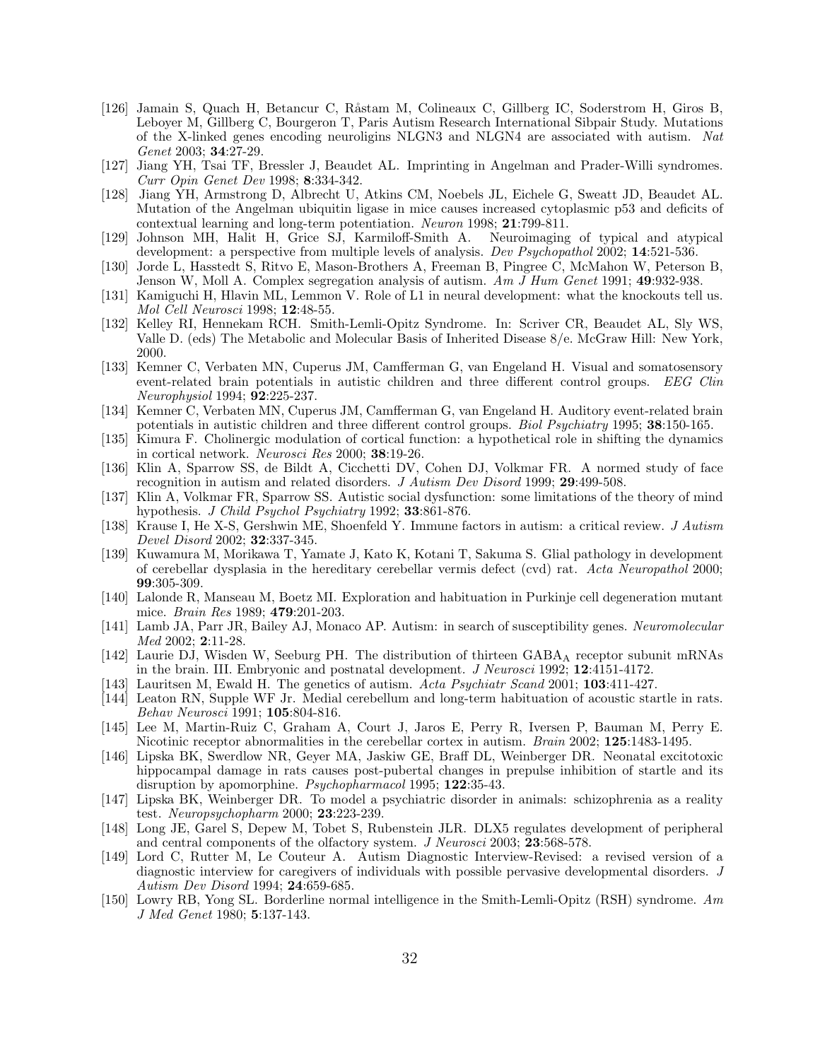[126] Jamain S, Quach H, Betancur C, Råstam M, Colineaux C, Gillberg IC, Soderstrom H, Giros B, Leboyer M, Gillberg C, Bourgeron T, Paris Autism Research International Sibpair Study. Mutations of the X-linked genes encoding neuroligins NLGN3 and NLGN4 are associated with autism. *Nat Genet* 2003; **34**:27-29.

[127] Jiang YH, Tsai TF, Bressler J, Beaudet AL. Imprinting in Angelman and Prader-Willi syndromes. *Curr Opin Genet Dev* 1998; **8**:334-342.

[128] Jiang YH, Armstrong D, Albrecht U, Atkins CM, Noebels JL, Eichele G, Sweatt JD, Beaudet AL. Mutation of the Angelman ubiquitin ligase in mice causes increased cytoplasmic p53 and deficits of contextual learning and long-term potentiation. *Neuron* 1998; **21**:799-811.

[129] Johnson MH, Halit H, Grice SJ, Karmiloff-Smith A. Neuroimaging of typical and atypical development: a perspective from multiple levels of analysis. *Dev Psychopathol* 2002; **14**:521-536.

[130] Jorde L, Hasstedt S, Ritvo E, Mason-Brothers A, Freeman B, Pingree C, McMahon W, Peterson B, Jenson W, Moll A. Complex segregation analysis of autism. *Am J Hum Genet* 1991; **49**:932-938.

[131] Kamiguchi H, Hlavin ML, Lemmon V. Role of L1 in neural development: what the knockouts tell us. *Mol Cell Neurosci* 1998; **12**:48-55.

[132] Kelley RI, Hennekam RCH. Smith-Lemli-Opitz Syndrome. In: Scriver CR, Beaudet AL, Sly WS, Valle D. (eds) The Metabolic and Molecular Basis of Inherited Disease 8/e. McGraw Hill: New York, 2000.

[133] Kemner C, Verbaten MN, Cuperus JM, Camfferman G, van Engeland H. Visual and somatosensory event-related brain potentials in autistic children and three different control groups. *EEG Clin Neurophysiol* 1994; **92**:225-237.

[134] Kemner C, Verbaten MN, Cuperus JM, Camfferman G, van Engeland H. Auditory event-related brain potentials in autistic children and three different control groups. *Biol Psychiatry* 1995; **38**:150-165.

[135] Kimura F. Cholinergic modulation of cortical function: a hypothetical role in shifting the dynamics in cortical network. *Neurosci Res* 2000; **38**:19-26.

[136] Klin A, Sparrow SS, de Bildt A, Cicchetti DV, Cohen DJ, Volkmar FR. A normed study of face recognition in autism and related disorders. *J Autism Dev Disord* 1999; **29**:499-508.

[137] Klin A, Volkmar FR, Sparrow SS. Autistic social dysfunction: some limitations of the theory of mind hypothesis. *J Child Psychol Psychiatry* 1992; **33**:861-876.

[138] Krause I, He X-S, Gershwin ME, Shoenfeld Y. Immune factors in autism: a critical review. *J Autism Devel Disord* 2002; **32**:337-345.

[139] Kuwamura M, Morikawa T, Yamate J, Kato K, Kotani T, Sakuma S. Glial pathology in development of cerebellar dysplasia in the hereditary cerebellar vermis defect (cvd) rat. *Acta Neuropathol* 2000; **99**:305-309.

[140] Lalonde R, Manseau M, Boetz MI. Exploration and habituation in Purkinje cell degeneration mutant mice. *Brain Res* 1989; **479**:201-203.

[141] Lamb JA, Parr JR, Bailey AJ, Monaco AP. Autism: in search of susceptibility genes. *Neuromolecular Med* 2002; **2**:11-28.

[142] Laurie DJ, Wisden W, Seeburg PH. The distribution of thirteen $GABA_A$ receptor subunit mRNAs in the brain. III. Embryonic and postnatal development. *J Neurosci* 1992; **12**:4151-4172.

[143] Lauritsen M, Ewald H. The genetics of autism. *Acta Psychiatr Scand* 2001; **103**:411-427.

[144] Leaton RN, Supple WF Jr. Medial cerebellum and long-term habituation of acoustic startle in rats. *Behav Neurosci* 1991; **105**:804-816.

[145] Lee M, Martin-Ruiz C, Graham A, Court J, Jaros E, Perry R, Iversen P, Bauman M, Perry E. Nicotinic receptor abnormalities in the cerebellar cortex in autism. *Brain* 2002; **125**:1483-1495.

[146] Lipska BK, Swerdlow NR, Geyer MA, Jaskiw GE, Braff DL, Weinberger DR. Neonatal excitotoxic hippocampal damage in rats causes post-pubertal changes in prepulse inhibition of startle and its disruption by apomorphine. *Psychopharmacol* 1995; **122**:35-43.

[147] Lipska BK, Weinberger DR. To model a psychiatric disorder in animals: schizophrenia as a reality test. *Neuropsychopharm* 2000; **23**:223-239.

[148] Long JE, Garel S, Depew M, Tobet S, Rubenstein JLR. DLX5 regulates development of peripheral and central components of the olfactory system. *J Neurosci* 2003; **23**:568-578.

[149] Lord C, Rutter M, Le Couteur A. Autism Diagnostic Interview-Revised: a revised version of a diagnostic interview for caregivers of individuals with possible pervasive developmental disorders. *J Autism Dev Disord* 1994; **24**:659-685.

[150] Lowry RB, Yong SL. Borderline normal intelligence in the Smith-Lemli-Opitz (RSH) syndrome. *Am J Med Genet* 1980; **5**:137-143.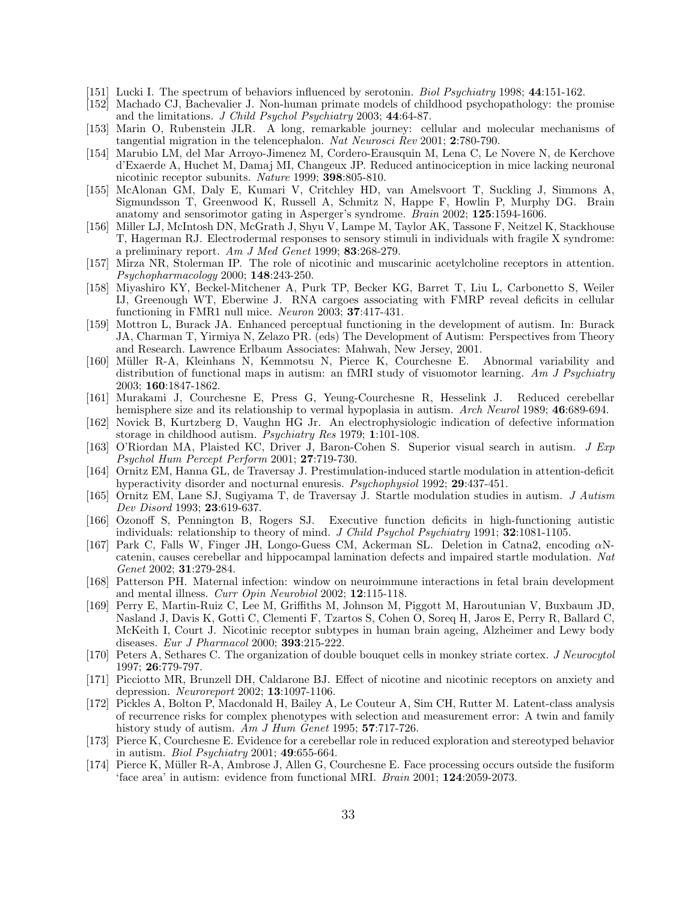[151] Lucki I. The spectrum of behaviors influenced by serotonin. *Biol Psychiatry* 1998; **44**:151-162.

[152] Machado CJ, Bachevalier J. Non-human primate models of childhood psychopathology: the promise and the limitations. *J Child Psychol Psychiatry* 2003; **44**:64-87.

[153] Marin O, Rubenstein JLR. A long, remarkable journey: cellular and molecular mechanisms of tangential migration in the telencephalon. *Nat Neurosci Rev* 2001; **2**:780-790.

[154] Marubio LM, del Mar Arroyo-Jimenez M, Cordero-Erausquin M, Lena C, Le Novere N, de Kerchove d'Exaerde A, Huchet M, Damaj MI, Changeux JP. Reduced antinociception in mice lacking neuronal nicotinic receptor subunits. *Nature* 1999; **398**:805-810.

[155] McAlonan GM, Daly E, Kumari V, Critchley HD, van Amelsvoort T, Suckling J, Simmons A, Sigmundsson T, Greenwood K, Russell A, Schmitz N, Happe F, Howlin P, Murphy DG. Brain anatomy and sensorimotor gating in Asperger's syndrome. *Brain* 2002; **125**:1594-1606.

[156] Miller LJ, McIntosh DN, McGrath J, Shyu V, Lampe M, Taylor AK, Tassone F, Neitzel K, Stackhouse T, Hagerman RJ. Electrodermal responses to sensory stimuli in individuals with fragile X syndrome: a preliminary report. *Am J Med Genet* 1999; **83**:268-279.

[157] Mirza NR, Stolerman IP. The role of nicotinic and muscarinic acetylcholine receptors in attention. *Psychopharmacology* 2000; **148**:243-250.

[158] Miyashiro KY, Beckel-Mitchener A, Purk TP, Becker KG, Barret T, Liu L, Carbonetto S, Weiler IJ, Greenough WT, Eberwine J. RNA cargoes associating with FMRP reveal deficits in cellular functioning in FMR1 null mice. *Neuron* 2003; **37**:417-431.

[159] Mottron L, Burack JA. Enhanced perceptual functioning in the development of autism. In: Burack JA, Charman T, Yirmiya N, Zelazo PR. (eds) The Development of Autism: Perspectives from Theory and Research. Lawrence Erlbaum Associates: Mahwah, New Jersey, 2001.

[160] Müller R-A, Kleinhans N, Kemmotsu N, Pierce K, Courchesne E. Abnormal variability and distribution of functional maps in autism: an fMRI study of visuomotor learning. *Am J Psychiatry* 2003; **160**:1847-1862.

[161] Murakami J, Courchesne E, Press G, Yeung-Courchesne R, Hesselink J. Reduced cerebellar hemisphere size and its relationship to vermal hypoplasia in autism. *Arch Neurol* 1989; **46**:689-694.

[162] Novick B, Kurtzberg D, Vaughn HG Jr. An electrophysiologic indication of defective information storage in childhood autism. *Psychiatry Res* 1979; **1**:101-108.

[163] O'Riordan MA, Plaisted KC, Driver J, Baron-Cohen S. Superior visual search in autism. *J Exp Psychol Hum Percept Perform* 2001; **27**:719-730.

[164] Ornitz EM, Hanna GL, de Traversay J. Prestimulation-induced startle modulation in attention-deficit hyperactivity disorder and nocturnal enuresis. *Psychophysiol* 1992; **29**:437-451.

[165] Ornitz EM, Lane SJ, Sugiyama T, de Traversay J. Startle modulation studies in autism. *J Autism Dev Disord* 1993; **23**:619-637.

[166] Ozonoff S, Pennington B, Rogers SJ. Executive function deficits in high-functioning autistic individuals: relationship to theory of mind. *J Child Psychol Psychiatry* 1991; **32**:1081-1105.

[167] Park C, Falls W, Finger JH, Longo-Guess CM, Ackerman SL. Deletion in Catna2, encoding $\alpha$N-catenin, causes cerebellar and hippocampal lamination defects and impaired startle modulation. *Nat Genet* 2002; **31**:279-284.

[168] Patterson PH. Maternal infection: window on neuroimmune interactions in fetal brain development and mental illness. *Curr Opin Neurobiol* 2002; **12**:115-118.

[169] Perry E, Martin-Ruiz C, Lee M, Griffiths M, Johnson M, Piggott M, Haroutunian V, Buxbaum JD, Nasland J, Davis K, Gotti C, Clementi F, Tzartos S, Cohen O, Soreq H, Jaros E, Perry R, Ballard C, McKeith I, Court J. Nicotinic receptor subtypes in human brain ageing, Alzheimer and Lewy body diseases. *Eur J Pharmacol* 2000; **393**:215-222.

[170] Peters A, Sethares C. The organization of double bouquet cells in monkey striate cortex. *J Neurocytol* 1997; **26**:779-797.

[171] Picciotto MR, Brunzell DH, Caldarone BJ. Effect of nicotine and nicotinic receptors on anxiety and depression. *Neuroreport* 2002; **13**:1097-1106.

[172] Pickles A, Bolton P, Macdonald H, Bailey A, Le Couteur A, Sim CH, Rutter M. Latent-class analysis of recurrence risks for complex phenotypes with selection and measurement error: A twin and family history study of autism. *Am J Hum Genet* 1995; **57**:717-726.

[173] Pierce K, Courchesne E. Evidence for a cerebellar role in reduced exploration and stereotyped behavior in autism. *Biol Psychiatry* 2001; **49**:655-664.

[174] Pierce K, Müller R-A, Ambrose J, Allen G, Courchesne E. Face processing occurs outside the fusiform 'face area' in autism: evidence from functional MRI. *Brain* 2001; **124**:2059-2073.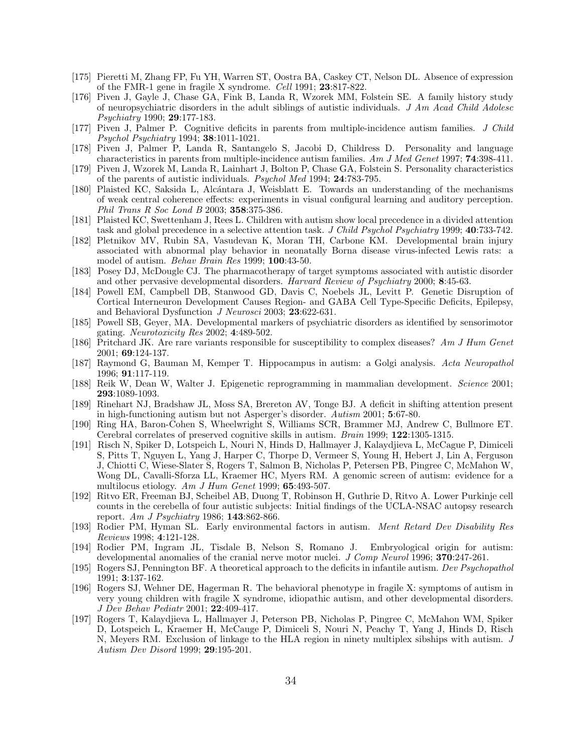[175] Pieretti M, Zhang FP, Fu YH, Warren ST, Oostra BA, Caskey CT, Nelson DL. Absence of expression of the FMR-1 gene in fragile X syndrome. *Cell* 1991; **23**:817-822.

[176] Piven J, Gayle J, Chase GA, Fink B, Landa R, Wzorek MM, Folstein SE. A family history study of neuropsychiatric disorders in the adult siblings of autistic individuals. *J Am Acad Child Adolesc Psychiatry* 1990; **29**:177-183.

[177] Piven J, Palmer P. Cognitive deficits in parents from multiple-incidence autism families. *J Child Psychol Psychiatry* 1994; **38**:1011-1021.

[178] Piven J, Palmer P, Landa R, Santangelo S, Jacobi D, Childress D. Personality and language characteristics in parents from multiple-incidence autism families. *Am J Med Genet* 1997; **74**:398-411.

[179] Piven J, Wzorek M, Landa R, Lainhart J, Bolton P, Chase GA, Folstein S. Personality characteristics of the parents of autistic individuals. *Psychol Med* 1994; **24**:783-795.

[180] Plaisted KC, Saksida L, Alcántara J, Weisblatt E. Towards an understanding of the mechanisms of weak central coherence effects: experiments in visual configural learning and auditory perception. *Phil Trans R Soc Lond B* 2003; **358**:375-386.

[181] Plaisted KC, Swettenham J, Rees L. Children with autism show local precedence in a divided attention task and global precedence in a selective attention task. *J Child Psychol Psychiatry* 1999; **40**:733-742.

[182] Pletnikov MV, Rubin SA, Vasudevan K, Moran TH, Carbone KM. Developmental brain injury associated with abnormal play behavior in neonatally Borna disease virus-infected Lewis rats: a model of autism. *Behav Brain Res* 1999; **100**:43-50.

[183] Posey DJ, McDougle CJ. The pharmacotherapy of target symptoms associated with autistic disorder and other pervasive developmental disorders. *Harvard Review of Psychiatry* 2000; **8**:45-63.

[184] Powell EM, Campbell DB, Stanwood GD, Davis C, Noebels JL, Levitt P. Genetic Disruption of Cortical Interneuron Development Causes Region- and GABA Cell Type-Specific Deficits, Epilepsy, and Behavioral Dysfunction *J Neurosci* 2003; **23**:622-631.

[185] Powell SB, Geyer, MA. Developmental markers of psychiatric disorders as identified by sensorimotor gating. *Neurotoxicity Res* 2002; **4**:489-502.

[186] Pritchard JK. Are rare variants responsible for susceptibility to complex diseases? *Am J Hum Genet* 2001; **69**:124-137.

[187] Raymond G, Bauman M, Kemper T. Hippocampus in autism: a Golgi analysis. *Acta Neuropathol* 1996; **91**:117-119.

[188] Reik W, Dean W, Walter J. Epigenetic reprogramming in mammalian development. *Science* 2001; **293**:1089-1093.

[189] Rinehart NJ, Bradshaw JL, Moss SA, Brereton AV, Tonge BJ. A deficit in shifting attention present in high-functioning autism but not Asperger's disorder. *Autism* 2001; **5**:67-80.

[190] Ring HA, Baron-Cohen S, Wheelwright S, Williams SCR, Brammer MJ, Andrew C, Bullmore ET. Cerebral correlates of preserved cognitive skills in autism. *Brain* 1999; **122**:1305-1315.

[191] Risch N, Spiker D, Lotspeich L, Nouri N, Hinds D, Hallmayer J, Kalaydjieva L, McCague P, Dimiceli S, Pitts T, Nguyen L, Yang J, Harper C, Thorpe D, Vermeer S, Young H, Hebert J, Lin A, Ferguson J, Chiotti C, Wiese-Slater S, Rogers T, Salmon B, Nicholas P, Petersen PB, Pingree C, McMahon W, Wong DL, Cavalli-Sforza LL, Kraemer HC, Myers RM. A genomic screen of autism: evidence for a multilocus etiology. *Am J Hum Genet* 1999; **65**:493-507.

[192] Ritvo ER, Freeman BJ, Scheibel AB, Duong T, Robinson H, Guthrie D, Ritvo A. Lower Purkinje cell counts in the cerebella of four autistic subjects: Initial findings of the UCLA-NSAC autopsy research report. *Am J Psychiatry* 1986; **143**:862-866.

[193] Rodier PM, Hyman SL. Early environmental factors in autism. *Ment Retard Dev Disability Res Reviews* 1998; **4**:121-128.

[194] Rodier PM, Ingram JL, Tisdale B, Nelson S, Romano J. Embryological origin for autism: developmental anomalies of the cranial nerve motor nuclei. *J Comp Neurol* 1996; **370**:247-261.

[195] Rogers SJ, Pennington BF. A theoretical approach to the deficits in infantile autism. *Dev Psychopathol* 1991; **3**:137-162.

[196] Rogers SJ, Wehner DE, Hagerman R. The behavioral phenotype in fragile X: symptoms of autism in very young children with fragile X syndrome, idiopathic autism, and other developmental disorders. *J Dev Behav Pediatr* 2001; **22**:409-417.

[197] Rogers T, Kalaydjieva L, Hallmayer J, Peterson PB, Nicholas P, Pingree C, McMahon WM, Spiker D, Lotspeich L, Kraemer H, McCauge P, Dimiceli S, Nouri N, Peachy T, Yang J, Hinds D, Risch N, Meyers RM. Exclusion of linkage to the HLA region in ninety multiplex sibships with autism. *J Autism Dev Disord* 1999; **29**:195-201.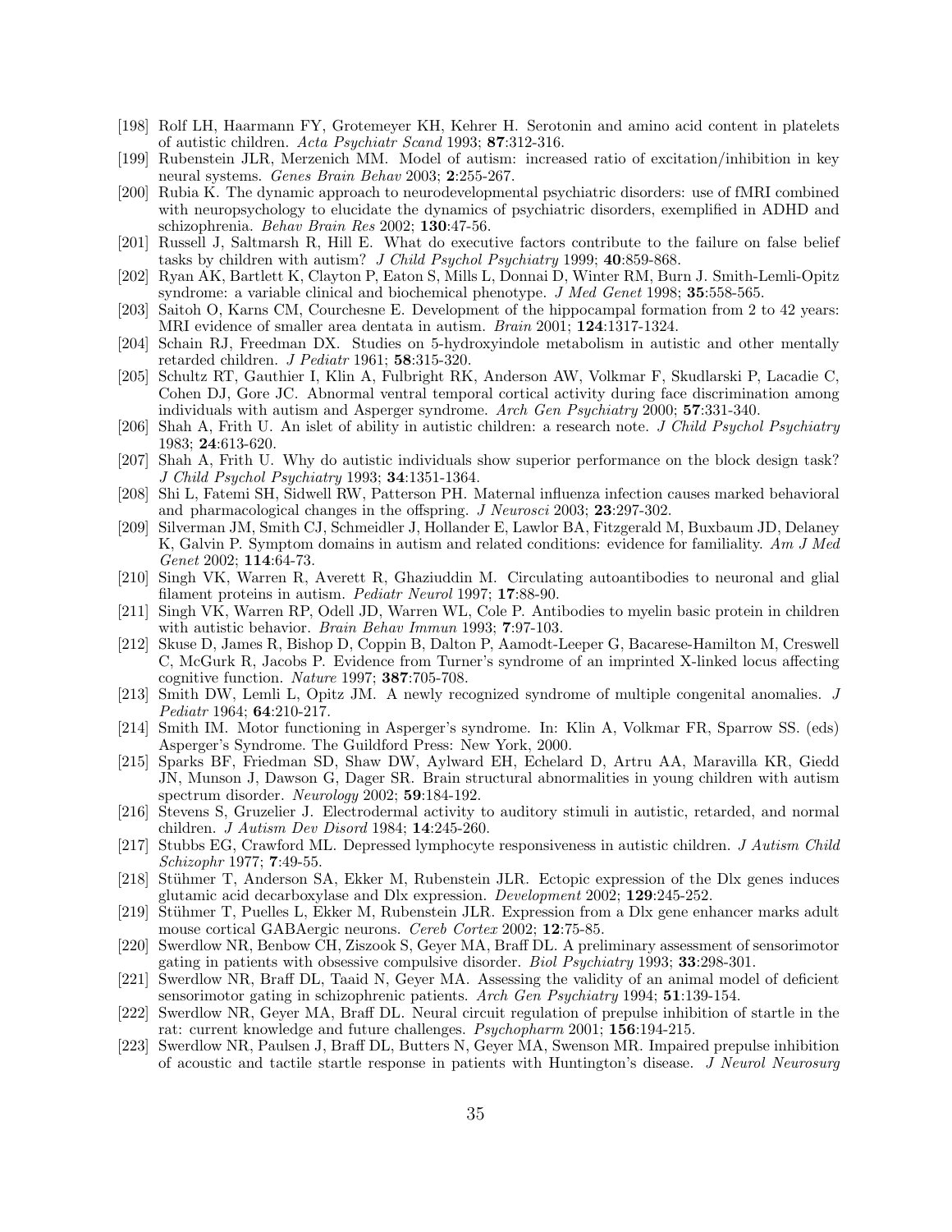[198] Rolf LH, Haarmann FY, Grotemeyer KH, Kehrer H. Serotonin and amino acid content in platelets of autistic children. *Acta Psychiatr Scand* 1993; **87**:312-316.

[199] Rubenstein JLR, Merzenich MM. Model of autism: increased ratio of excitation/inhibition in key neural systems. *Genes Brain Behav* 2003; **2**:255-267.

[200] Rubia K. The dynamic approach to neurodevelopmental psychiatric disorders: use of fMRI combined with neuropsychology to elucidate the dynamics of psychiatric disorders, exemplified in ADHD and schizophrenia. *Behav Brain Res* 2002; **130**:47-56.

[201] Russell J, Saltmarsh R, Hill E. What do executive factors contribute to the failure on false belief tasks by children with autism? *J Child Psychol Psychiatry* 1999; **40**:859-868.

[202] Ryan AK, Bartlett K, Clayton P, Eaton S, Mills L, Donnai D, Winter RM, Burn J. Smith-Lemli-Opitz syndrome: a variable clinical and biochemical phenotype. *J Med Genet* 1998; **35**:558-565.

[203] Saitoh O, Karns CM, Courchesne E. Development of the hippocampal formation from 2 to 42 years: MRI evidence of smaller area dentata in autism. *Brain* 2001; **124**:1317-1324.

[204] Schain RJ, Freedman DX. Studies on 5-hydroxyindole metabolism in autistic and other mentally retarded children. *J Pediatr* 1961; **58**:315-320.

[205] Schultz RT, Gauthier I, Klin A, Fulbright RK, Anderson AW, Volkmar F, Skudlarski P, Lacadie C, Cohen DJ, Gore JC. Abnormal ventral temporal cortical activity during face discrimination among individuals with autism and Asperger syndrome. *Arch Gen Psychiatry* 2000; **57**:331-340.

[206] Shah A, Frith U. An islet of ability in autistic children: a research note. *J Child Psychol Psychiatry* 1983; **24**:613-620.

[207] Shah A, Frith U. Why do autistic individuals show superior performance on the block design task? *J Child Psychol Psychiatry* 1993; **34**:1351-1364.

[208] Shi L, Fatemi SH, Sidwell RW, Patterson PH. Maternal influenza infection causes marked behavioral and pharmacological changes in the offspring. *J Neurosci* 2003; **23**:297-302.

[209] Silverman JM, Smith CJ, Schmeidler J, Hollander E, Lawlor BA, Fitzgerald M, Buxbaum JD, Delaney K, Galvin P. Symptom domains in autism and related conditions: evidence for familiality. *Am J Med Genet* 2002; **114**:64-73.

[210] Singh VK, Warren R, Averett R, Ghaziuddin M. Circulating autoantibodies to neuronal and glial filament proteins in autism. *Pediatr Neurol* 1997; **17**:88-90.

[211] Singh VK, Warren RP, Odell JD, Warren WL, Cole P. Antibodies to myelin basic protein in children with autistic behavior. *Brain Behav Immun* 1993; **7**:97-103.

[212] Skuse D, James R, Bishop D, Coppin B, Dalton P, Aamodt-Leeper G, Bacarese-Hamilton M, Creswell C, McGurk R, Jacobs P. Evidence from Turner's syndrome of an imprinted X-linked locus affecting cognitive function. *Nature* 1997; **387**:705-708.

[213] Smith DW, Lemli L, Opitz JM. A newly recognized syndrome of multiple congenital anomalies. *J Pediatr* 1964; **64**:210-217.

[214] Smith IM. Motor functioning in Asperger's syndrome. In: Klin A, Volkmar FR, Sparrow SS. (eds) Asperger's Syndrome. The Guildford Press: New York, 2000.

[215] Sparks BF, Friedman SD, Shaw DW, Aylward EH, Echelard D, Artru AA, Maravilla KR, Giedd JN, Munson J, Dawson G, Dager SR. Brain structural abnormalities in young children with autism spectrum disorder. *Neurology* 2002; **59**:184-192.

[216] Stevens S, Gruzelier J. Electrodermal activity to auditory stimuli in autistic, retarded, and normal children. *J Autism Dev Disord* 1984; **14**:245-260.

[217] Stubbs EG, Crawford ML. Depressed lymphocyte responsiveness in autistic children. *J Autism Child Schizophr* 1977; **7**:49-55.

[218] Stühmer T, Anderson SA, Ekker M, Rubenstein JLR. Ectopic expression of the Dlx genes induces glutamic acid decarboxylase and Dlx expression. *Development* 2002; **129**:245-252.

[219] Stühmer T, Puelles L, Ekker M, Rubenstein JLR. Expression from a Dlx gene enhancer marks adult mouse cortical GABAergic neurons. *Cereb Cortex* 2002; **12**:75-85.

[220] Swerdlow NR, Benbow CH, Zisook S, Geyer MA, Braff DL. A preliminary assessment of sensorimotor gating in patients with obsessive compulsive disorder. *Biol Psychiatry* 1993; **33**:298-301.

[221] Swerdlow NR, Braff DL, Taaid N, Geyer MA. Assessing the validity of an animal model of deficient sensorimotor gating in schizophrenic patients. *Arch Gen Psychiatry* 1994; **51**:139-154.

[222] Swerdlow NR, Geyer MA, Braff DL. Neural circuit regulation of prepulse inhibition of startle in the rat: current knowledge and future challenges. *Psychopharm* 2001; **156**:194-215.

[223] Swerdlow NR, Paulsen J, Braff DL, Butters N, Geyer MA, Swenson MR. Impaired prepulse inhibition of acoustic and tactile startle response in patients with Huntington's disease. *J Neurol Neurosurg*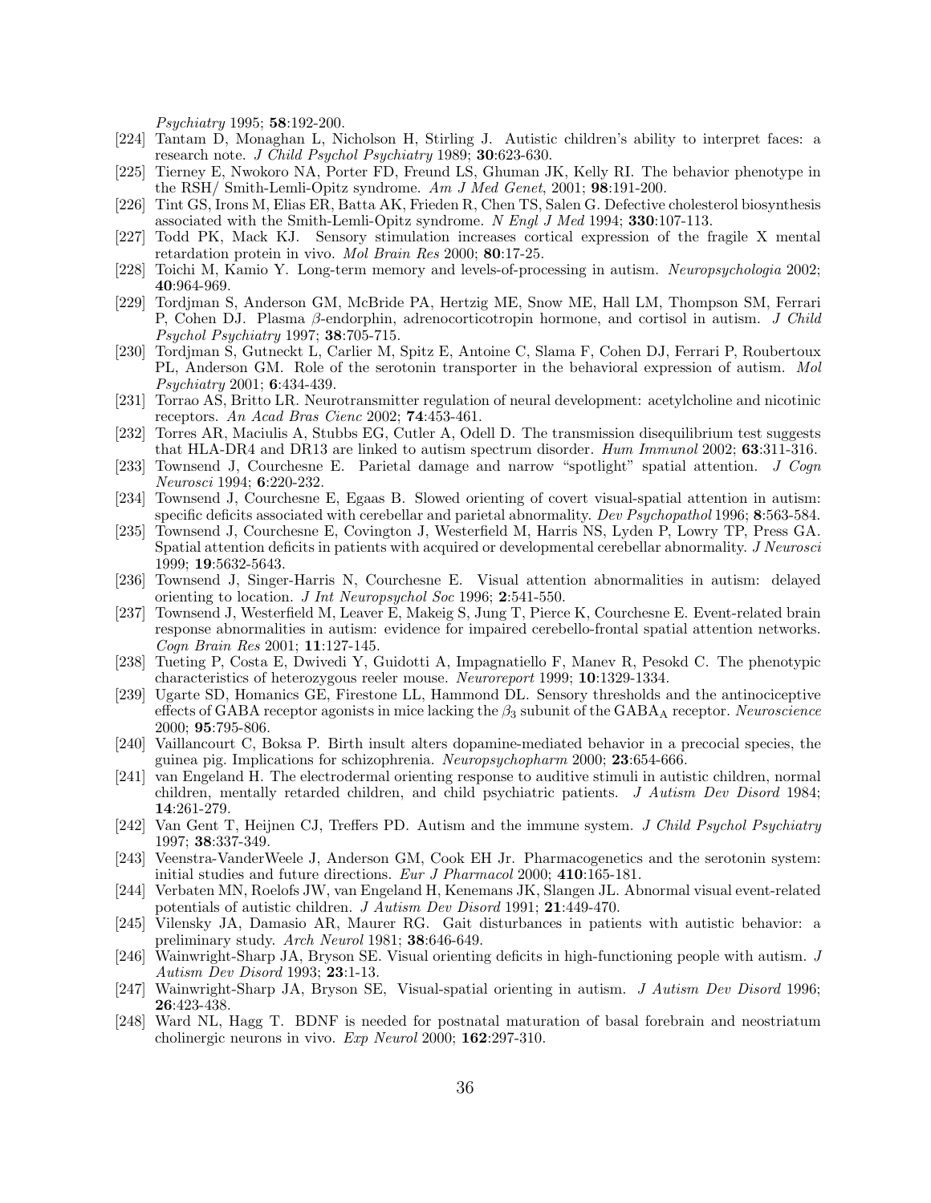*Psychiatry* 1995; **58**:192-200.

[224] Tantam D, Monaghan L, Nicholson H, Stirling J. Autistic children's ability to interpret faces: a research note. *J Child Psychol Psychiatry* 1989; **30**:623-630.

[225] Tierney E, Nwokoro NA, Porter FD, Freund LS, Ghuman JK, Kelly RI. The behavior phenotype in the RSH/ Smith-Lemli-Opitz syndrome. *Am J Med Genet*, 2001; **98**:191-200.

[226] Tint GS, Irons M, Elias ER, Batta AK, Frieden R, Chen TS, Salen G. Defective cholesterol biosynthesis associated with the Smith-Lemli-Opitz syndrome. *N Engl J Med* 1994; **330**:107-113.

[227] Todd PK, Mack KJ. Sensory stimulation increases cortical expression of the fragile X mental retardation protein in vivo. *Mol Brain Res* 2000; **80**:17-25.

[228] Toichi M, Kamio Y. Long-term memory and levels-of-processing in autism. *Neuropsychologia* 2002; **40**:964-969.

[229] Tordjman S, Anderson GM, McBride PA, Hertzig ME, Snow ME, Hall LM, Thompson SM, Ferrari P, Cohen DJ. Plasma $\beta$-endorphin, adrenocorticotropin hormone, and cortisol in autism. *J Child Psychol Psychiatry* 1997; **38**:705-715.

[230] Tordjman S, Gutneckt L, Carlier M, Spitz E, Antoine C, Slama F, Cohen DJ, Ferrari P, Roubertoux PL, Anderson GM. Role of the serotonin transporter in the behavioral expression of autism. *Mol Psychiatry* 2001; **6**:434-439.

[231] Torrao AS, Britto LR. Neurotransmitter regulation of neural development: acetylcholine and nicotinic receptors. *An Acad Bras Cienc* 2002; **74**:453-461.

[232] Torres AR, Maciulis A, Stubbs EG, Cutler A, Odell D. The transmission disequilibrium test suggests that HLA-DR4 and DR13 are linked to autism spectrum disorder. *Hum Immunol* 2002; **63**:311-316.

[233] Townsend J, Courchesne E. Parietal damage and narrow "spotlight" spatial attention. *J Cogn Neurosci* 1994; **6**:220-232.

[234] Townsend J, Courchesne E, Egaas B. Slowed orienting of covert visual-spatial attention in autism: specific deficits associated with cerebellar and parietal abnormality. *Dev Psychopathol* 1996; **8**:563-584.

[235] Townsend J, Courchesne E, Covington J, Westerfield M, Harris NS, Lyden P, Lowry TP, Press GA. Spatial attention deficits in patients with acquired or developmental cerebellar abnormality. *J Neurosci* 1999; **19**:5632-5643.

[236] Townsend J, Singer-Harris N, Courchesne E. Visual attention abnormalities in autism: delayed orienting to location. *J Int Neuropsychol Soc* 1996; **2**:541-550.

[237] Townsend J, Westerfield M, Leaver E, Makeig S, Jung T, Pierce K, Courchesne E. Event-related brain response abnormalities in autism: evidence for impaired cerebello-frontal spatial attention networks. *Cogn Brain Res* 2001; **11**:127-145.

[238] Tueting P, Costa E, Dwivedi Y, Guidotti A, Impagnatiello F, Manev R, Pesokd C. The phenotypic characteristics of heterozygous reeler mouse. *Neuroreport* 1999; **10**:1329-1334.

[239] Ugarte SD, Homanics GE, Firestone LL, Hammond DL. Sensory thresholds and the antinociceptive effects of GABA receptor agonists in mice lacking the $\beta_3$ subunit of the $\mathrm{GABA_A}$ receptor. *Neuroscience* 2000; **95**:795-806.

[240] Vaillancourt C, Boksa P. Birth insult alters dopamine-mediated behavior in a precocial species, the guinea pig. Implications for schizophrenia. *Neuropsychopharm* 2000; **23**:654-666.

[241] van Engeland H. The electrodermal orienting response to auditive stimuli in autistic children, normal children, mentally retarded children, and child psychiatric patients. *J Autism Dev Disord* 1984; **14**:261-279.

[242] Van Gent T, Heijnen CJ, Treffers PD. Autism and the immune system. *J Child Psychol Psychiatry* 1997; **38**:337-349.

[243] Veenstra-VanderWeele J, Anderson GM, Cook EH Jr. Pharmacogenetics and the serotonin system: initial studies and future directions. *Eur J Pharmacol* 2000; **410**:165-181.

[244] Verbaten MN, Roelofs JW, van Engeland H, Kenemans JK, Slangen JL. Abnormal visual event-related potentials of autistic children. *J Autism Dev Disord* 1991; **21**:449-470.

[245] Vilensky JA, Damasio AR, Maurer RG. Gait disturbances in patients with autistic behavior: a preliminary study. *Arch Neurol* 1981; **38**:646-649.

[246] Wainwright-Sharp JA, Bryson SE. Visual orienting deficits in high-functioning people with autism. *J Autism Dev Disord* 1993; **23**:1-13.

[247] Wainwright-Sharp JA, Bryson SE, Visual-spatial orienting in autism. *J Autism Dev Disord* 1996; **26**:423-438.

[248] Ward NL, Hagg T. BDNF is needed for postnatal maturation of basal forebrain and neostriatum cholinergic neurons in vivo. *Exp Neurol* 2000; **162**:297-310.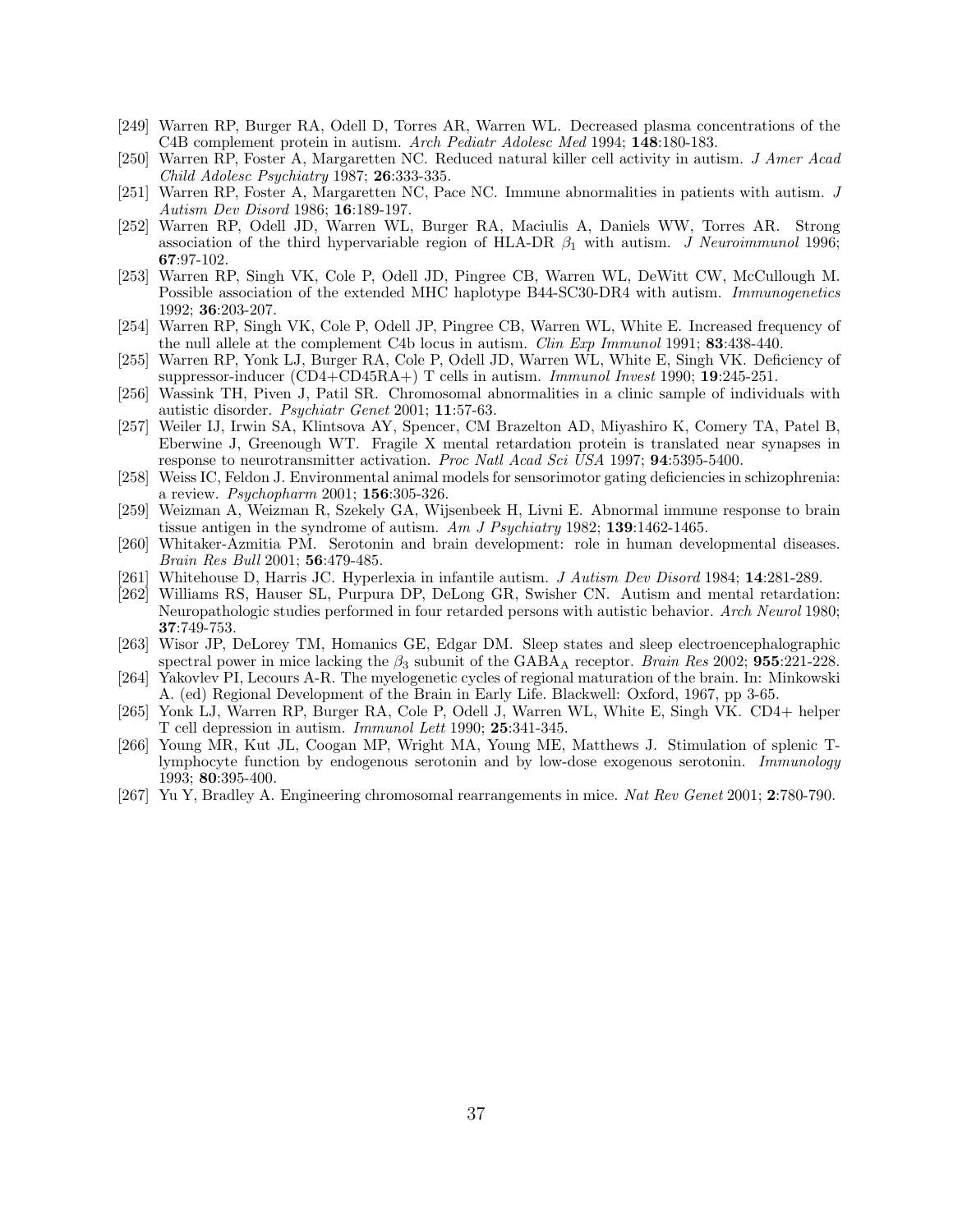[249] Warren RP, Burger RA, Odell D, Torres AR, Warren WL. Decreased plasma concentrations of the C4B complement protein in autism. *Arch Pediatr Adolesc Med* 1994; **148**:180-183.

[250] Warren RP, Foster A, Margaretten NC. Reduced natural killer cell activity in autism. *J Amer Acad Child Adolesc Psychiatry* 1987; **26**:333-335.

[251] Warren RP, Foster A, Margaretten NC, Pace NC. Immune abnormalities in patients with autism. *J Autism Dev Disord* 1986; **16**:189-197.

[252] Warren RP, Odell JD, Warren WL, Burger RA, Maciulis A, Daniels WW, Torres AR. Strong association of the third hypervariable region of HLA-DR $\beta_1$ with autism. *J Neuroimmunol* 1996; **67**:97-102.

[253] Warren RP, Singh VK, Cole P, Odell JD, Pingree CB, Warren WL, DeWitt CW, McCullough M. Possible association of the extended MHC haplotype B44-SC30-DR4 with autism. *Immunogenetics* 1992; **36**:203-207.

[254] Warren RP, Singh VK, Cole P, Odell JP, Pingree CB, Warren WL, White E. Increased frequency of the null allele at the complement C4b locus in autism. *Clin Exp Immunol* 1991; **83**:438-440.

[255] Warren RP, Yonk LJ, Burger RA, Cole P, Odell JD, Warren WL, White E, Singh VK. Deficiency of suppressor-inducer (CD4+CD45RA+) T cells in autism. *Immunol Invest* 1990; **19**:245-251.

[256] Wassink TH, Piven J, Patil SR. Chromosomal abnormalities in a clinic sample of individuals with autistic disorder. *Psychiatr Genet* 2001; **11**:57-63.

[257] Weiler IJ, Irwin SA, Klintsova AY, Spencer, CM Brazelton AD, Miyashiro K, Comery TA, Patel B, Eberwine J, Greenough WT. Fragile X mental retardation protein is translated near synapses in response to neurotransmitter activation. *Proc Natl Acad Sci USA* 1997; **94**:5395-5400.

[258] Weiss IC, Feldon J. Environmental animal models for sensorimotor gating deficiencies in schizophrenia: a review. *Psychopharm* 2001; **156**:305-326.

[259] Weizman A, Weizman R, Szekely GA, Wijsenbeek H, Livni E. Abnormal immune response to brain tissue antigen in the syndrome of autism. *Am J Psychiatry* 1982; **139**:1462-1465.

[260] Whitaker-Azmitia PM. Serotonin and brain development: role in human developmental diseases. *Brain Res Bull* 2001; **56**:479-485.

[261] Whitehouse D, Harris JC. Hyperlexia in infantile autism. *J Autism Dev Disord* 1984; **14**:281-289.

[262] Williams RS, Hauser SL, Purpura DP, DeLong GR, Swisher CN. Autism and mental retardation: Neuropathologic studies performed in four retarded persons with autistic behavior. *Arch Neurol* 1980; **37**:749-753.

[263] Wisor JP, DeLorey TM, Homanics GE, Edgar DM. Sleep states and sleep electroencephalographic spectral power in mice lacking the $\beta_3$ subunit of the $GABA_A$ receptor. *Brain Res* 2002; **955**:221-228.

[264] Yakovlev PI, Lecours A-R. The myelogenetic cycles of regional maturation of the brain. In: Minkowski A. (ed) Regional Development of the Brain in Early Life. Blackwell: Oxford, 1967, pp 3-65.

[265] Yonk LJ, Warren RP, Burger RA, Cole P, Odell J, Warren WL, White E, Singh VK. CD4+ helper T cell depression in autism. *Immunol Lett* 1990; **25**:341-345.

[266] Young MR, Kut JL, Coogan MP, Wright MA, Young ME, Matthews J. Stimulation of splenic T-lymphocyte function by endogenous serotonin and by low-dose exogenous serotonin. *Immunology* 1993; **80**:395-400.

[267] Yu Y, Bradley A. Engineering chromosomal rearrangements in mice. *Nat Rev Genet* 2001; **2**:780-790.